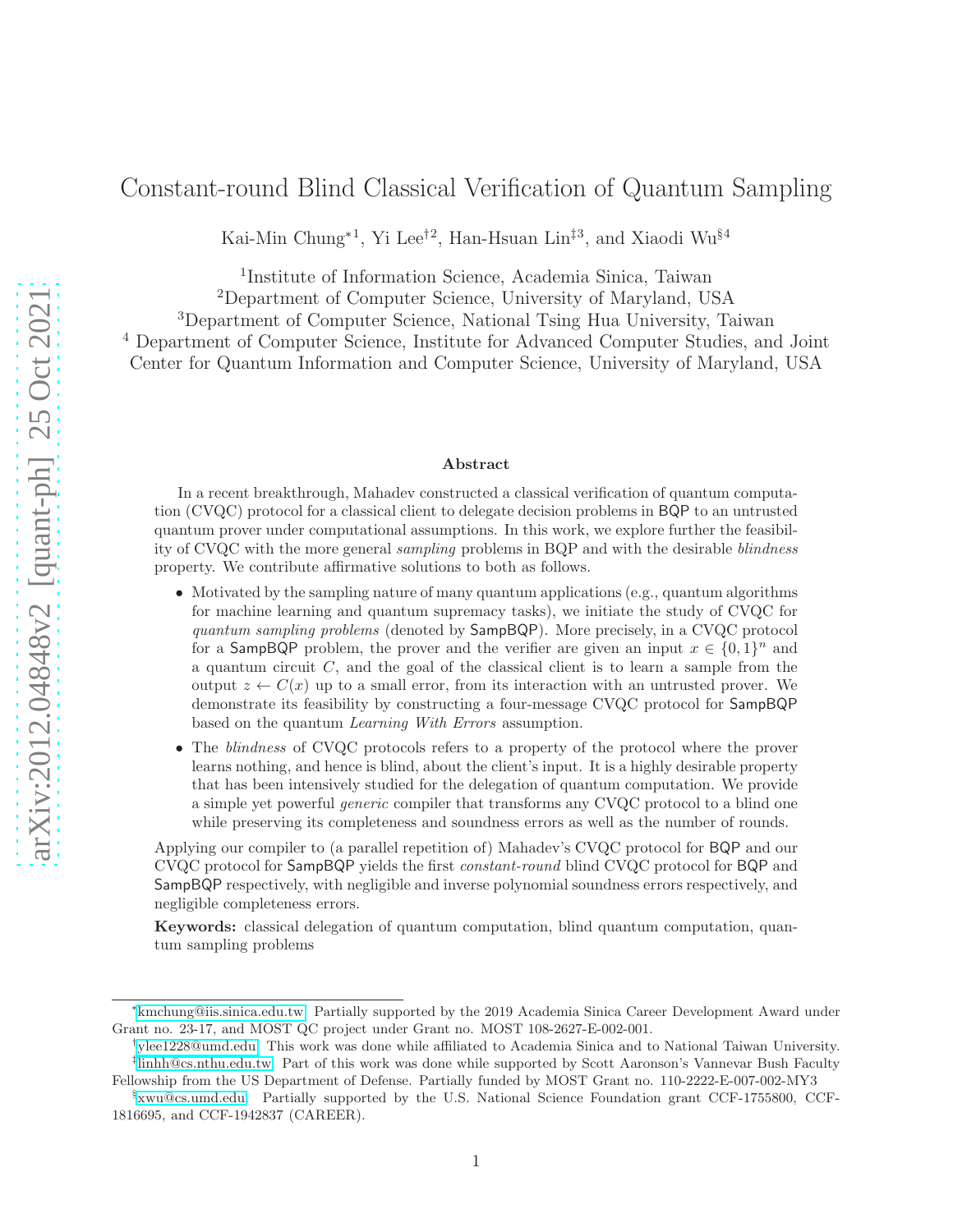# Constant-round Blind Classical Verification of Quantum Sampling

Kai-Min Chung*[1], Yi Lee†[2], Han-Hsuan Lin‡[3], and Xiaodi Wu§[4]

[1]Institute of Information Science, Academia Sinica, Taiwan
[2]Department of Computer Science, University of Maryland, USA
[3]Department of Computer Science, National Tsing Hua University, Taiwan
[4] Department of Computer Science, Institute for Advanced Computer Studies, and Joint Center for Quantum Information and Computer Science, University of Maryland, USA

**Abstract**

In a recent breakthrough, Mahadev constructed a classical verification of quantum computation (CVQC) protocol for a classical client to delegate decision problems in BQP to an untrusted quantum prover under computational assumptions. In this work, we explore further the feasibility of CVQC with the more general *sampling* problems in BQP and with the desirable *blindness* property. We contribute affirmative solutions to both as follows.

- Motivated by the sampling nature of many quantum applications (e.g., quantum algorithms for machine learning and quantum supremacy tasks), we initiate the study of CVQC for *quantum sampling problems* (denoted by SampBQP). More precisely, in a CVQC protocol for a SampBQP problem, the prover and the verifier are given an input $x \in \{0,1\}^n$ and a quantum circuit $C$, and the goal of the classical client is to learn a sample from the output $z \leftarrow C(x)$ up to a small error, from its interaction with an untrusted prover. We demonstrate its feasibility by constructing a four-message CVQC protocol for SampBQP based on the quantum *Learning With Errors* assumption.
- The *blindness* of CVQC protocols refers to a property of the protocol where the prover learns nothing, and hence is blind, about the client's input. It is a highly desirable property that has been intensively studied for the delegation of quantum computation. We provide a simple yet powerful *generic* compiler that transforms any CVQC protocol to a blind one while preserving its completeness and soundness errors as well as the number of rounds.

Applying our compiler to (a parallel repetition of) Mahadev's CVQC protocol for BQP and our CVQC protocol for SampBQP yields the first *constant-round* blind CVQC protocol for BQP and SampBQP respectively, with negligible and inverse polynomial soundness errors respectively, and negligible completeness errors.

**Keywords:** classical delegation of quantum computation, blind quantum computation, quantum sampling problems

---

*kmchung@iis.sinica.edu.tw. Partially supported by the 2019 Academia Sinica Career Development Award under Grant no. 23-17, and MOST QC project under Grant no. MOST 108-2627-E-002-001.

†ylee1228@umd.edu. This work was done while affiliated to Academia Sinica and to National Taiwan University.

‡linhh@cs.nthu.edu.tw. Part of this work was done while supported by Scott Aaronson's Vannevar Bush Faculty Fellowship from the US Department of Defense. Partially funded by MOST Grant no. 110-2222-E-007-002-MY3

§xwu@cs.umd.edu. Partially supported by the U.S. National Science Foundation grant CCF-1755800, CCF-1816695, and CCF-1942837 (CAREER).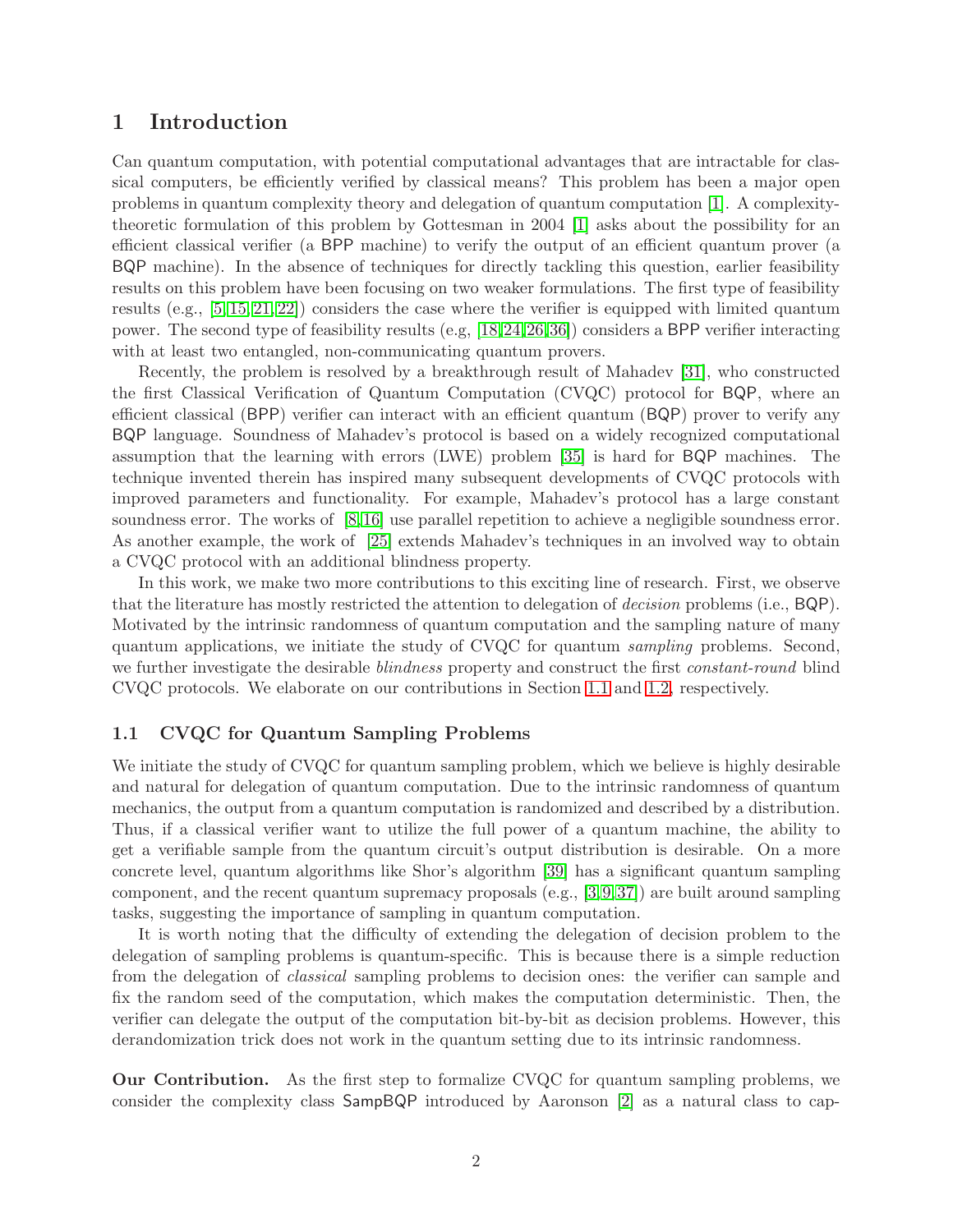# 1 Introduction

Can quantum computation, with potential computational advantages that are intractable for classical computers, be efficiently verified by classical means? This problem has been a major open problems in quantum complexity theory and delegation of quantum computation [1]. A complexity-theoretic formulation of this problem by Gottesman in 2004 [1] asks about the possibility for an efficient classical verifier (a BPP machine) to verify the output of an efficient quantum prover (a BQP machine). In the absence of techniques for directly tackling this question, earlier feasibility results on this problem have been focusing on two weaker formulations. The first type of feasibility results (e.g., [5,15,21,22]) considers the case where the verifier is equipped with limited quantum power. The second type of feasibility results (e.g, [18,24,26,36]) considers a BPP verifier interacting with at least two entangled, non-communicating quantum provers.

Recently, the problem is resolved by a breakthrough result of Mahadev [31], who constructed the first Classical Verification of Quantum Computation (CVQC) protocol for BQP, where an efficient classical (BPP) verifier can interact with an efficient quantum (BQP) prover to verify any BQP language. Soundness of Mahadev's protocol is based on a widely recognized computational assumption that the learning with errors (LWE) problem [35] is hard for BQP machines. The technique invented therein has inspired many subsequent developments of CVQC protocols with improved parameters and functionality. For example, Mahadev's protocol has a large constant soundness error. The works of [8,16] use parallel repetition to achieve a negligible soundness error. As another example, the work of [25] extends Mahadev's techniques in an involved way to obtain a CVQC protocol with an additional blindness property.

In this work, we make two more contributions to this exciting line of research. First, we observe that the literature has mostly restricted the attention to delegation of *decision* problems (i.e., BQP). Motivated by the intrinsic randomness of quantum computation and the sampling nature of many quantum applications, we initiate the study of CVQC for quantum *sampling* problems. Second, we further investigate the desirable *blindness* property and construct the first *constant-round* blind CVQC protocols. We elaborate on our contributions in Section 1.1 and 1.2, respectively.

## 1.1 CVQC for Quantum Sampling Problems

We initiate the study of CVQC for quantum sampling problem, which we believe is highly desirable and natural for delegation of quantum computation. Due to the intrinsic randomness of quantum mechanics, the output from a quantum computation is randomized and described by a distribution. Thus, if a classical verifier want to utilize the full power of a quantum machine, the ability to get a verifiable sample from the quantum circuit's output distribution is desirable. On a more concrete level, quantum algorithms like Shor's algorithm [39] has a significant quantum sampling component, and the recent quantum supremacy proposals (e.g., [3,9,37]) are built around sampling tasks, suggesting the importance of sampling in quantum computation.

It is worth noting that the difficulty of extending the delegation of decision problem to the delegation of sampling problems is quantum-specific. This is because there is a simple reduction from the delegation of *classical* sampling problems to decision ones: the verifier can sample and fix the random seed of the computation, which makes the computation deterministic. Then, the verifier can delegate the output of the computation bit-by-bit as decision problems. However, this derandomization trick does not work in the quantum setting due to its intrinsic randomness.

**Our Contribution.** As the first step to formalize CVQC for quantum sampling problems, we consider the complexity class SampBQP introduced by Aaronson [2] as a natural class to cap-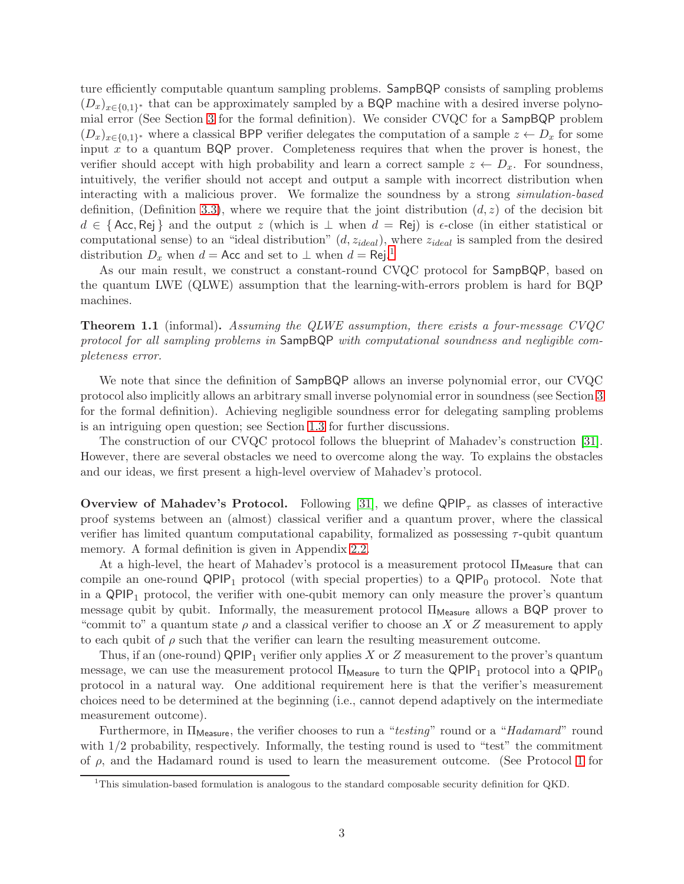ture efficiently computable quantum sampling problems. SampBQP consists of sampling problems $(D_x)_{x\in\{0,1\}^*}$ that can be approximately sampled by a BQP machine with a desired inverse polynomial error (See Section 3 for the formal definition). We consider CVQC for a SampBQP problem $(D_x)_{x\in\{0,1\}^*}$ where a classical BPP verifier delegates the computation of a sample $z \leftarrow D_x$ for some input $x$ to a quantum BQP prover. Completeness requires that when the prover is honest, the verifier should accept with high probability and learn a correct sample $z \leftarrow D_x$. For soundness, intuitively, the verifier should not accept and output a sample with incorrect distribution when interacting with a malicious prover. We formalize the soundness by a strong *simulation-based* definition, (Definition 3.3), where we require that the joint distribution $(d, z)$ of the decision bit $d \in \{\mathsf{Acc}, \mathsf{Rej}\}$ and the output $z$ (which is $\perp$ when $d = \mathsf{Rej}$) is $\epsilon$-close (in either statistical or computational sense) to an "ideal distribution" $(d, z_{ideal})$, where $z_{ideal}$ is sampled from the desired distribution $D_x$ when $d = \mathsf{Acc}$ and set to $\perp$ when $d = \mathsf{Rej}$.[1]

As our main result, we construct a constant-round CVQC protocol for SampBQP, based on the quantum LWE (QLWE) assumption that the learning-with-errors problem is hard for BQP machines.

**Theorem 1.1** (informal)**.** *Assuming the QLWE assumption, there exists a four-message CVQC protocol for all sampling problems in* SampBQP *with computational soundness and negligible completeness error.*

We note that since the definition of SampBQP allows an inverse polynomial error, our CVQC protocol also implicitly allows an arbitrary small inverse polynomial error in soundness (see Section 3 for the formal definition). Achieving negligible soundness error for delegating sampling problems is an intriguing open question; see Section 1.3 for further discussions.

The construction of our CVQC protocol follows the blueprint of Mahadev's construction [31]. However, there are several obstacles we need to overcome along the way. To explains the obstacles and our ideas, we first present a high-level overview of Mahadev's protocol.

**Overview of Mahadev's Protocol.** Following [31], we define $\mathsf{QPIP}_\tau$ as classes of interactive proof systems between an (almost) classical verifier and a quantum prover, where the classical verifier has limited quantum computational capability, formalized as possessing $\tau$-qubit quantum memory. A formal definition is given in Appendix 2.2.

At a high-level, the heart of Mahadev's protocol is a measurement protocol $\Pi_{\mathsf{Measure}}$ that can compile an one-round $\mathsf{QPIP}_1$ protocol (with special properties) to a $\mathsf{QPIP}_0$ protocol. Note that in a $\mathsf{QPIP}_1$ protocol, the verifier with one-qubit memory can only measure the prover's quantum message qubit by qubit. Informally, the measurement protocol $\Pi_{\mathsf{Measure}}$ allows a BQP prover to "commit to" a quantum state $\rho$ and a classical verifier to choose an $X$ or $Z$ measurement to apply to each qubit of $\rho$ such that the verifier can learn the resulting measurement outcome.

Thus, if an (one-round) $\mathsf{QPIP}_1$ verifier only applies $X$ or $Z$ measurement to the prover's quantum message, we can use the measurement protocol $\Pi_{\mathsf{Measure}}$ to turn the $\mathsf{QPIP}_1$ protocol into a $\mathsf{QPIP}_0$ protocol in a natural way. One additional requirement here is that the verifier's measurement choices need to be determined at the beginning (i.e., cannot depend adaptively on the intermediate measurement outcome).

Furthermore, in $\Pi_{\mathsf{Measure}}$, the verifier chooses to run a "*testing*" round or a "*Hadamard*" round with 1/2 probability, respectively. Informally, the testing round is used to "test" the commitment of $\rho$, and the Hadamard round is used to learn the measurement outcome. (See Protocol 1 for

[1] This simulation-based formulation is analogous to the standard composable security definition for QKD.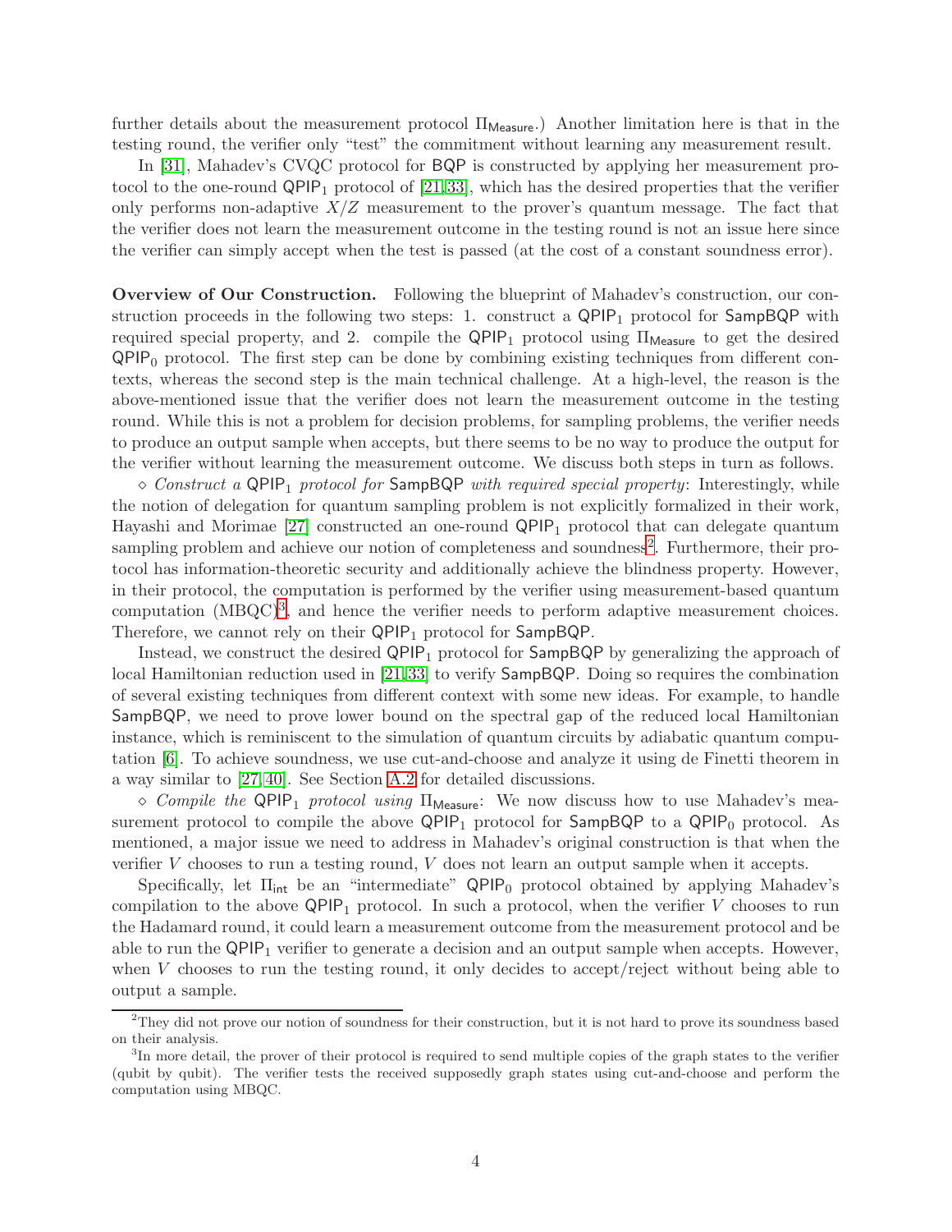further details about the measurement protocol $\Pi_{\mathsf{Measure}}$.) Another limitation here is that in the testing round, the verifier only "test" the commitment without learning any measurement result.

In [31], Mahadev's CVQC protocol for $\mathsf{BQP}$ is constructed by applying her measurement protocol to the one-round $\mathsf{QPIP}_1$ protocol of [21,33], which has the desired properties that the verifier only performs non-adaptive $X/Z$ measurement to the prover's quantum message. The fact that the verifier does not learn the measurement outcome in the testing round is not an issue here since the verifier can simply accept when the test is passed (at the cost of a constant soundness error).

**Overview of Our Construction.** Following the blueprint of Mahadev's construction, our construction proceeds in the following two steps: 1. construct a $\mathsf{QPIP}_1$ protocol for $\mathsf{SampBQP}$ with required special property, and 2. compile the $\mathsf{QPIP}_1$ protocol using $\Pi_{\mathsf{Measure}}$ to get the desired $\mathsf{QPIP}_0$ protocol. The first step can be done by combining existing techniques from different contexts, whereas the second step is the main technical challenge. At a high-level, the reason is the above-mentioned issue that the verifier does not learn the measurement outcome in the testing round. While this is not a problem for decision problems, for sampling problems, the verifier needs to produce an output sample when accepts, but there seems to be no way to produce the output for the verifier without learning the measurement outcome. We discuss both steps in turn as follows.

⋄ *Construct a* $\mathsf{QPIP}_1$ *protocol for* $\mathsf{SampBQP}$ *with required special property*: Interestingly, while the notion of delegation for quantum sampling problem is not explicitly formalized in their work, Hayashi and Morimae [27] constructed an one-round $\mathsf{QPIP}_1$ protocol that can delegate quantum sampling problem and achieve our notion of completeness and soundness[2]. Furthermore, their protocol has information-theoretic security and additionally achieve the blindness property. However, in their protocol, the computation is performed by the verifier using measurement-based quantum computation (MBQC)[3], and hence the verifier needs to perform adaptive measurement choices. Therefore, we cannot rely on their $\mathsf{QPIP}_1$ protocol for $\mathsf{SampBQP}$.

Instead, we construct the desired $\mathsf{QPIP}_1$ protocol for $\mathsf{SampBQP}$ by generalizing the approach of local Hamiltonian reduction used in [21,33] to verify $\mathsf{SampBQP}$. Doing so requires the combination of several existing techniques from different context with some new ideas. For example, to handle $\mathsf{SampBQP}$, we need to prove lower bound on the spectral gap of the reduced local Hamiltonian instance, which is reminiscent to the simulation of quantum circuits by adiabatic quantum computation [6]. To achieve soundness, we use cut-and-choose and analyze it using de Finetti theorem in a way similar to [27,40]. See Section A.2 for detailed discussions.

⋄ *Compile the* $\mathsf{QPIP}_1$ *protocol using* $\Pi_{\mathsf{Measure}}$: We now discuss how to use Mahadev's measurement protocol to compile the above $\mathsf{QPIP}_1$ protocol for $\mathsf{SampBQP}$ to a $\mathsf{QPIP}_0$ protocol. As mentioned, a major issue we need to address in Mahadev's original construction is that when the verifier $V$ chooses to run a testing round, $V$ does not learn an output sample when it accepts.

Specifically, let $\Pi_{\mathsf{int}}$ be an "intermediate" $\mathsf{QPIP}_0$ protocol obtained by applying Mahadev's compilation to the above $\mathsf{QPIP}_1$ protocol. In such a protocol, when the verifier $V$ chooses to run the Hadamard round, it could learn a measurement outcome from the measurement protocol and be able to run the $\mathsf{QPIP}_1$ verifier to generate a decision and an output sample when accepts. However, when $V$ chooses to run the testing round, it only decides to accept/reject without being able to output a sample.

---

[2] They did not prove our notion of soundness for their construction, but it is not hard to prove its soundness based on their analysis.

[3] In more detail, the prover of their protocol is required to send multiple copies of the graph states to the verifier (qubit by qubit). The verifier tests the received supposedly graph states using cut-and-choose and perform the computation using MBQC.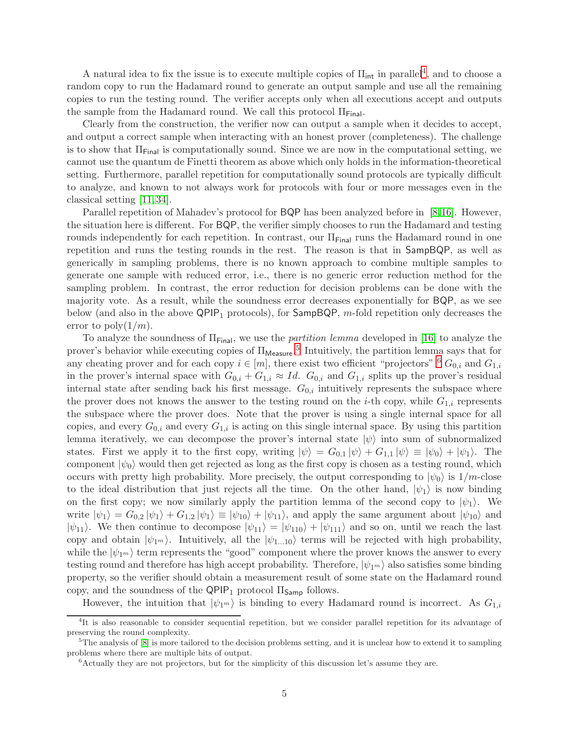A natural idea to fix the issue is to execute multiple copies of $\Pi_{\mathsf{int}}$ in parallel[4], and to choose a random copy to run the Hadamard round to generate an output sample and use all the remaining copies to run the testing round. The verifier accepts only when all executions accept and outputs the sample from the Hadamard round. We call this protocol $\Pi_{\mathsf{Final}}$.

Clearly from the construction, the verifier now can output a sample when it decides to accept, and output a correct sample when interacting with an honest prover (completeness). The challenge is to show that $\Pi_{\mathsf{Final}}$ is computationally sound. Since we are now in the computational setting, we cannot use the quantum de Finetti theorem as above which only holds in the information-theoretical setting. Furthermore, parallel repetition for computationally sound protocols are typically difficult to analyze, and known to not always work for protocols with four or more messages even in the classical setting [11,34].

Parallel repetition of Mahadev's protocol for BQP has been analyzed before in [8,16]. However, the situation here is different. For BQP, the verifier simply chooses to run the Hadamard and testing rounds independently for each repetition. In contrast, our $\Pi_{\mathsf{Final}}$ runs the Hadamard round in one repetition and runs the testing rounds in the rest. The reason is that in SampBQP, as well as generically in sampling problems, there is no known approach to combine multiple samples to generate one sample with reduced error, i.e., there is no generic error reduction method for the sampling problem. In contrast, the error reduction for decision problems can be done with the majority vote. As a result, while the soundness error decreases exponentially for BQP, as we see below (and also in the above $\mathsf{QPIP}_1$ protocols), for SampBQP, $m$-fold repetition only decreases the error to $\mathrm{poly}(1/m)$.

To analyze the soundness of $\Pi_{\mathsf{Final}}$, we use the *partition lemma* developed in [16] to analyze the prover's behavior while executing copies of $\Pi_{\mathsf{Measure}}$.[5] Intuitively, the partition lemma says that for any cheating prover and for each copy $i \in [m]$, there exist two efficient "projectors" [6] $G_{0,i}$ and $G_{1,i}$ in the prover's internal space with $G_{0,i} + G_{1,i} \approx Id$. $G_{0,i}$ and $G_{1,i}$ splits up the prover's residual internal state after sending back his first message. $G_{0,i}$ intuitively represents the subspace where the prover does not knows the answer to the testing round on the $i$-th copy, while $G_{1,i}$ represents the subspace where the prover does. Note that the prover is using a single internal space for all copies, and every $G_{0,i}$ and every $G_{1,i}$ is acting on this single internal space. By using this partition lemma iteratively, we can decompose the prover's internal state $|\psi\rangle$ into sum of subnormalized states. First we apply it to the first copy, writing $|\psi\rangle = G_{0,1}|\psi\rangle + G_{1,1}|\psi\rangle \equiv |\psi_0\rangle + |\psi_1\rangle$. The component $|\psi_0\rangle$ would then get rejected as long as the first copy is chosen as a testing round, which occurs with pretty high probability. More precisely, the output corresponding to $|\psi_0\rangle$ is $1/m$-close to the ideal distribution that just rejects all the time. On the other hand, $|\psi_1\rangle$ is now binding on the first copy; we now similarly apply the partition lemma of the second copy to $|\psi_1\rangle$. We write $|\psi_1\rangle = G_{0,2}|\psi_1\rangle + G_{1,2}|\psi_1\rangle \equiv |\psi_{10}\rangle + |\psi_{11}\rangle$, and apply the same argument about $|\psi_{10}\rangle$ and $|\psi_{11}\rangle$. We then continue to decompose $|\psi_{11}\rangle = |\psi_{110}\rangle + |\psi_{111}\rangle$ and so on, until we reach the last copy and obtain $|\psi_{1^m}\rangle$. Intuitively, all the $|\psi_{1\ldots10}\rangle$ terms will be rejected with high probability, while the $|\psi_{1^m}\rangle$ term represents the "good" component where the prover knows the answer to every testing round and therefore has high accept probability. Therefore, $|\psi_{1^m}\rangle$ also satisfies some binding property, so the verifier should obtain a measurement result of some state on the Hadamard round copy, and the soundness of the $\mathsf{QPIP}_1$ protocol $\Pi_{\mathsf{Samp}}$ follows.

However, the intuition that $|\psi_{1^m}\rangle$ is binding to every Hadamard round is incorrect. As $G_{1,i}$

[4] It is also reasonable to consider sequential repetition, but we consider parallel repetition for its advantage of preserving the round complexity.

[5] The analysis of [8] is more tailored to the decision problems setting, and it is unclear how to extend it to sampling problems where there are multiple bits of output.

[6] Actually they are not projectors, but for the simplicity of this discussion let's assume they are.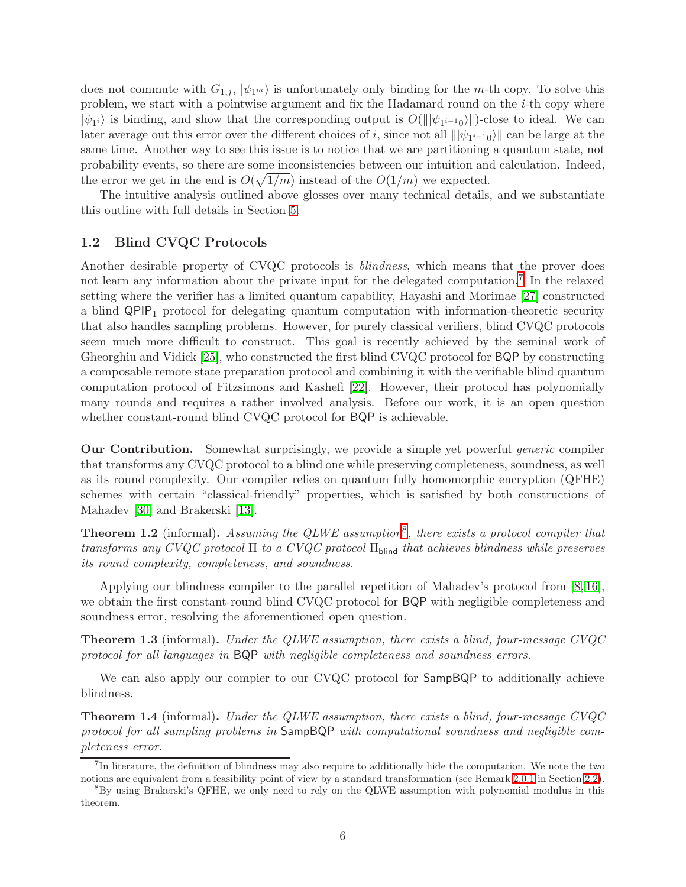does not commute with $G_{1,j}$, $|\psi_{1^m}\rangle$ is unfortunately only binding for the $m$-th copy. To solve this problem, we start with a pointwise argument and fix the Hadamard round on the $i$-th copy where $|\psi_{1^i}\rangle$ is binding, and show that the corresponding output is $O(\||\psi_{1^{i-1}0}\rangle\|)$-close to ideal. We can later average out this error over the different choices of $i$, since not all $\||\psi_{1^{i-1}0}\rangle\|$ can be large at the same time. Another way to see this issue is to notice that we are partitioning a quantum state, not probability events, so there are some inconsistencies between our intuition and calculation. Indeed, the error we get in the end is $O(\sqrt{1/m})$ instead of the $O(1/m)$ we expected.

The intuitive analysis outlined above glosses over many technical details, and we substantiate this outline with full details in Section 5.

## 1.2 Blind CVQC Protocols

Another desirable property of CVQC protocols is *blindness*, which means that the prover does not learn any information about the private input for the delegated computation.[7] In the relaxed setting where the verifier has a limited quantum capability, Hayashi and Morimae [27] constructed a blind $\mathsf{QPIP}_1$ protocol for delegating quantum computation with information-theoretic security that also handles sampling problems. However, for purely classical verifiers, blind CVQC protocols seem much more difficult to construct. This goal is recently achieved by the seminal work of Gheorghiu and Vidick [25], who constructed the first blind CVQC protocol for $\mathsf{BQP}$ by constructing a composable remote state preparation protocol and combining it with the verifiable blind quantum computation protocol of Fitzsimons and Kashefi [22]. However, their protocol has polynomially many rounds and requires a rather involved analysis. Before our work, it is an open question whether constant-round blind CVQC protocol for $\mathsf{BQP}$ is achievable.

**Our Contribution.** Somewhat surprisingly, we provide a simple yet powerful *generic* compiler that transforms any CVQC protocol to a blind one while preserving completeness, soundness, as well as its round complexity. Our compiler relies on quantum fully homomorphic encryption (QFHE) schemes with certain "classical-friendly" properties, which is satisfied by both constructions of Mahadev [30] and Brakerski [13].

**Theorem 1.2** (informal)**.** *Assuming the QLWE assumption*[8]*, there exists a protocol compiler that transforms any CVQC protocol* $\Pi$ *to a CVQC protocol* $\Pi_{\mathsf{blind}}$ *that achieves blindness while preserves its round complexity, completeness, and soundness.*

Applying our blindness compiler to the parallel repetition of Mahadev's protocol from [8, 16], we obtain the first constant-round blind CVQC protocol for $\mathsf{BQP}$ with negligible completeness and soundness error, resolving the aforementioned open question.

**Theorem 1.3** (informal)**.** *Under the QLWE assumption, there exists a blind, four-message CVQC protocol for all languages in* $\mathsf{BQP}$ *with negligible completeness and soundness errors.*

We can also apply our compier to our CVQC protocol for $\mathsf{SampBQP}$ to additionally achieve blindness.

**Theorem 1.4** (informal)**.** *Under the QLWE assumption, there exists a blind, four-message CVQC protocol for all sampling problems in* $\mathsf{SampBQP}$ *with computational soundness and negligible completeness error.*

[7] In literature, the definition of blindness may also require to additionally hide the computation. We note the two notions are equivalent from a feasibility point of view by a standard transformation (see Remark 2.0.1 in Section 2.2).

[8] By using Brakerski's QFHE, we only need to rely on the QLWE assumption with polynomial modulus in this theorem.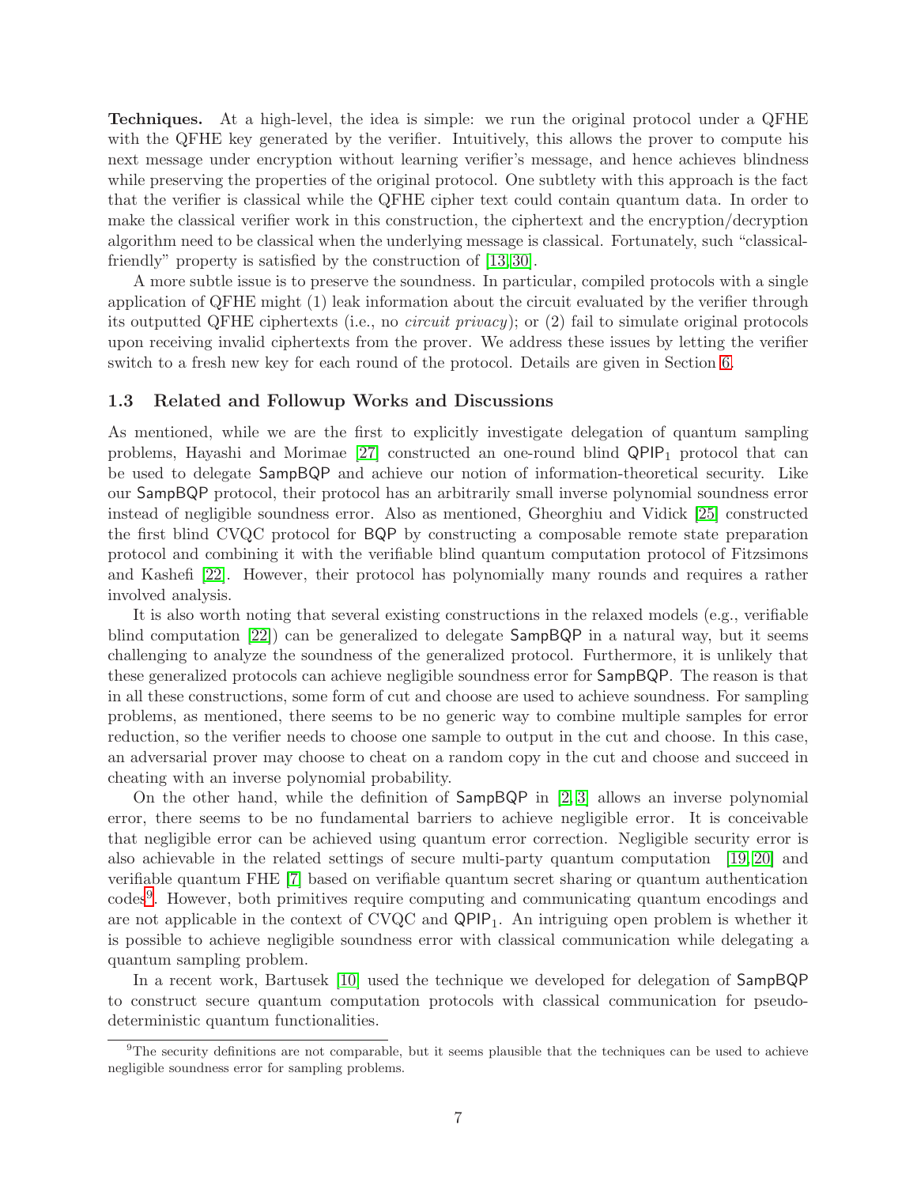**Techniques.** At a high-level, the idea is simple: we run the original protocol under a QFHE with the QFHE key generated by the verifier. Intuitively, this allows the prover to compute his next message under encryption without learning verifier's message, and hence achieves blindness while preserving the properties of the original protocol. One subtlety with this approach is the fact that the verifier is classical while the QFHE cipher text could contain quantum data. In order to make the classical verifier work in this construction, the ciphertext and the encryption/decryption algorithm need to be classical when the underlying message is classical. Fortunately, such "classical-friendly" property is satisfied by the construction of [13,30].

A more subtle issue is to preserve the soundness. In particular, compiled protocols with a single application of QFHE might (1) leak information about the circuit evaluated by the verifier through its outputted QFHE ciphertexts (i.e., no *circuit privacy*); or (2) fail to simulate original protocols upon receiving invalid ciphertexts from the prover. We address these issues by letting the verifier switch to a fresh new key for each round of the protocol. Details are given in Section 6.

## 1.3 Related and Followup Works and Discussions

As mentioned, while we are the first to explicitly investigate delegation of quantum sampling problems, Hayashi and Morimae [27] constructed an one-round blind $\mathsf{QPIP}_1$ protocol that can be used to delegate $\mathsf{SampBQP}$ and achieve our notion of information-theoretical security. Like our $\mathsf{SampBQP}$ protocol, their protocol has an arbitrarily small inverse polynomial soundness error instead of negligible soundness error. Also as mentioned, Gheorghiu and Vidick [25] constructed the first blind CVQC protocol for $\mathsf{BQP}$ by constructing a composable remote state preparation protocol and combining it with the verifiable blind quantum computation protocol of Fitzsimons and Kashefi [22]. However, their protocol has polynomially many rounds and requires a rather involved analysis.

It is also worth noting that several existing constructions in the relaxed models (e.g., verifiable blind computation [22]) can be generalized to delegate $\mathsf{SampBQP}$ in a natural way, but it seems challenging to analyze the soundness of the generalized protocol. Furthermore, it is unlikely that these generalized protocols can achieve negligible soundness error for $\mathsf{SampBQP}$. The reason is that in all these constructions, some form of cut and choose are used to achieve soundness. For sampling problems, as mentioned, there seems to be no generic way to combine multiple samples for error reduction, so the verifier needs to choose one sample to output in the cut and choose. In this case, an adversarial prover may choose to cheat on a random copy in the cut and choose and succeed in cheating with an inverse polynomial probability.

On the other hand, while the definition of $\mathsf{SampBQP}$ in [2,3] allows an inverse polynomial error, there seems to be no fundamental barriers to achieve negligible error. It is conceivable that negligible error can be achieved using quantum error correction. Negligible security error is also achievable in the related settings of secure multi-party quantum computation [19,20] and verifiable quantum FHE [7] based on verifiable quantum secret sharing or quantum authentication codes[9]. However, both primitives require computing and communicating quantum encodings and are not applicable in the context of CVQC and $\mathsf{QPIP}_1$. An intriguing open problem is whether it is possible to achieve negligible soundness error with classical communication while delegating a quantum sampling problem.

In a recent work, Bartusek [10] used the technique we developed for delegation of $\mathsf{SampBQP}$ to construct secure quantum computation protocols with classical communication for pseudo-deterministic quantum functionalities.

[9] The security definitions are not comparable, but it seems plausible that the techniques can be used to achieve negligible soundness error for sampling problems.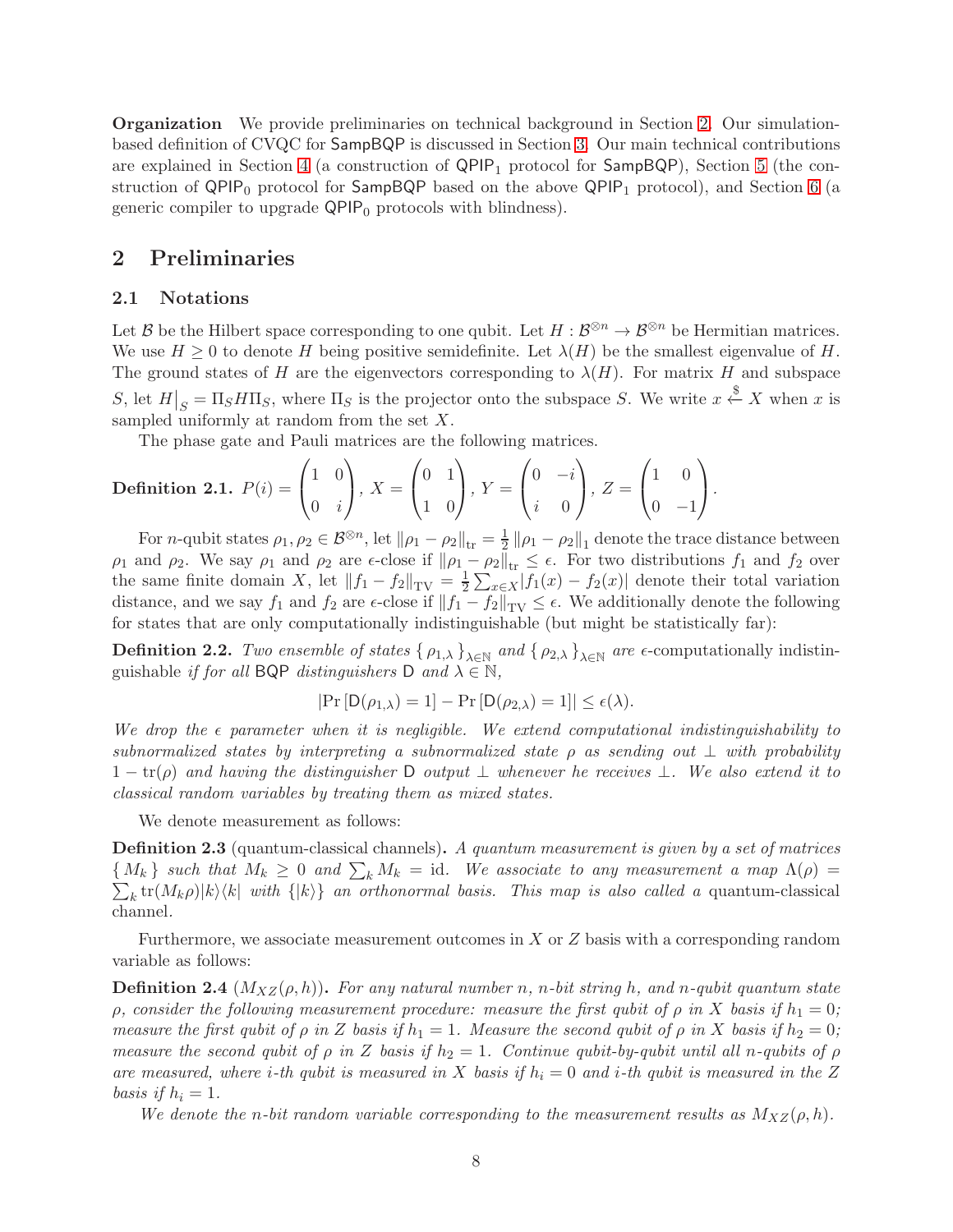**Organization** We provide preliminaries on technical background in Section 2. Our simulation-based definition of CVQC for $\mathsf{SampBQP}$ is discussed in Section 3. Our main technical contributions are explained in Section 4 (a construction of $\mathsf{QPIP}_1$ protocol for $\mathsf{SampBQP}$), Section 5 (the construction of $\mathsf{QPIP}_0$ protocol for $\mathsf{SampBQP}$ based on the above $\mathsf{QPIP}_1$ protocol), and Section 6 (a generic compiler to upgrade $\mathsf{QPIP}_0$ protocols with blindness).

## 2 Preliminaries

### 2.1 Notations

Let $\mathcal{B}$ be the Hilbert space corresponding to one qubit. Let $H : \mathcal{B}^{\otimes n} \to \mathcal{B}^{\otimes n}$ be Hermitian matrices. We use $H \geq 0$ to denote $H$ being positive semidefinite. Let $\lambda(H)$ be the smallest eigenvalue of $H$. The ground states of $H$ are the eigenvectors corresponding to $\lambda(H)$. For matrix $H$ and subspace $S$, let $H\big|_S = \Pi_S H \Pi_S$, where $\Pi_S$ is the projector onto the subspace $S$. We write $x \xleftarrow{\$} X$ when $x$ is sampled uniformly at random from the set $X$.

The phase gate and Pauli matrices are the following matrices.

**Definition 2.1.** $P(i) = \begin{pmatrix} 1 & 0 \\ 0 & i \end{pmatrix}$, $X = \begin{pmatrix} 0 & 1 \\ 1 & 0 \end{pmatrix}$, $Y = \begin{pmatrix} 0 & -i \\ i & 0 \end{pmatrix}$, $Z = \begin{pmatrix} 1 & 0 \\ 0 & -1 \end{pmatrix}$.

For $n$-qubit states $\rho_1, \rho_2 \in \mathcal{B}^{\otimes n}$, let $\|\rho_1 - \rho_2\|_{\text{tr}} = \frac{1}{2}\|\rho_1 - \rho_2\|_1$ denote the trace distance between $\rho_1$ and $\rho_2$. We say $\rho_1$ and $\rho_2$ are $\epsilon$-close if $\|\rho_1 - \rho_2\|_{\text{tr}} \leq \epsilon$. For two distributions $f_1$ and $f_2$ over the same finite domain $X$, let $\|f_1 - f_2\|_{\text{TV}} = \frac{1}{2}\sum_{x \in X}|f_1(x) - f_2(x)|$ denote their total variation distance, and we say $f_1$ and $f_2$ are $\epsilon$-close if $\|f_1 - f_2\|_{\text{TV}} \leq \epsilon$. We additionally denote the following for states that are only computationally indistinguishable (but might be statistically far):

**Definition 2.2.** *Two ensemble of states* $\{\rho_{1,\lambda}\}_{\lambda\in\mathbb{N}}$ *and* $\{\rho_{2,\lambda}\}_{\lambda\in\mathbb{N}}$ *are* $\epsilon$-computationally indistinguishable *if for all* $\mathsf{BQP}$ *distinguishers* $\mathsf{D}$ *and* $\lambda \in \mathbb{N}$,

$$|\Pr[\mathsf{D}(\rho_{1,\lambda}) = 1] - \Pr[\mathsf{D}(\rho_{2,\lambda}) = 1]| \leq \epsilon(\lambda).$$

*We drop the* $\epsilon$ *parameter when it is negligible. We extend computational indistinguishability to subnormalized states by interpreting a subnormalized state* $\rho$ *as sending out* $\perp$ *with probability* $1 - \text{tr}(\rho)$ *and having the distinguisher* $\mathsf{D}$ *output* $\perp$ *whenever he receives* $\perp$*. We also extend it to classical random variables by treating them as mixed states.*

We denote measurement as follows:

**Definition 2.3** (quantum-classical channels)**.** *A quantum measurement is given by a set of matrices* $\{M_k\}$ *such that* $M_k \geq 0$ *and* $\sum_k M_k = \text{id}$*. We associate to any measurement a map* $\Lambda(\rho) = \sum_k \text{tr}(M_k\rho)|k\rangle\langle k|$ *with* $\{|k\rangle\}$ *an orthonormal basis. This map is also called a* quantum-classical channel*.*

Furthermore, we associate measurement outcomes in $X$ or $Z$ basis with a corresponding random variable as follows:

**Definition 2.4** ($M_{XZ}(\rho, h)$)**.** *For any natural number* $n$*,* $n$*-bit string* $h$*, and* $n$*-qubit quantum state* $\rho$*, consider the following measurement procedure: measure the first qubit of* $\rho$ *in* $X$ *basis if* $h_1 = 0$*; measure the first qubit of* $\rho$ *in* $Z$ *basis if* $h_1 = 1$*. Measure the second qubit of* $\rho$ *in* $X$ *basis if* $h_2 = 0$*; measure the second qubit of* $\rho$ *in* $Z$ *basis if* $h_2 = 1$*. Continue qubit-by-qubit until all* $n$*-qubits of* $\rho$ *are measured, where* $i$*-th qubit is measured in* $X$ *basis if* $h_i = 0$ *and* $i$*-th qubit is measured in the* $Z$ *basis if* $h_i = 1$*.*

*We denote the* $n$*-bit random variable corresponding to the measurement results as* $M_{XZ}(\rho, h)$*.*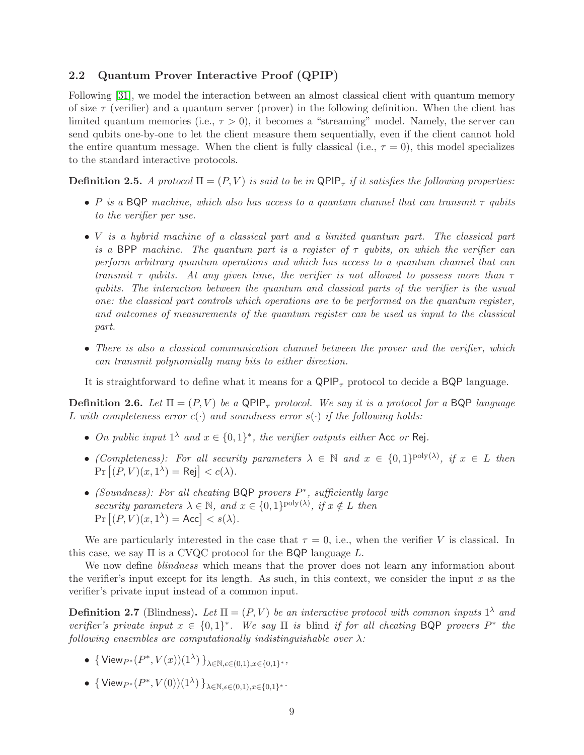## 2.2 Quantum Prover Interactive Proof (QPIP)

Following [31], we model the interaction between an almost classical client with quantum memory of size $\tau$ (verifier) and a quantum server (prover) in the following definition. When the client has limited quantum memories (i.e., $\tau > 0$), it becomes a "streaming" model. Namely, the server can send qubits one-by-one to let the client measure them sequentially, even if the client cannot hold the entire quantum message. When the client is fully classical (i.e., $\tau = 0$), this model specializes to the standard interactive protocols.

**Definition 2.5.** *A protocol $\Pi = (P, V)$ is said to be in $\mathsf{QPIP}_\tau$ if it satisfies the following properties:*

- *$P$ is a $\mathsf{BQP}$ machine, which also has access to a quantum channel that can transmit $\tau$ qubits to the verifier per use.*
- *$V$ is a hybrid machine of a classical part and a limited quantum part. The classical part is a $\mathsf{BPP}$ machine. The quantum part is a register of $\tau$ qubits, on which the verifier can perform arbitrary quantum operations and which has access to a quantum channel that can transmit $\tau$ qubits. At any given time, the verifier is not allowed to possess more than $\tau$ qubits. The interaction between the quantum and classical parts of the verifier is the usual one: the classical part controls which operations are to be performed on the quantum register, and outcomes of measurements of the quantum register can be used as input to the classical part.*
- *There is also a classical communication channel between the prover and the verifier, which can transmit polynomially many bits to either direction.*

It is straightforward to define what it means for a $\mathsf{QPIP}_\tau$ protocol to decide a $\mathsf{BQP}$ language.

**Definition 2.6.** *Let $\Pi = (P, V)$ be a $\mathsf{QPIP}_\tau$ protocol. We say it is a protocol for a $\mathsf{BQP}$ language $L$ with completeness error $c(\cdot)$ and soundness error $s(\cdot)$ if the following holds:*

- *On public input $1^\lambda$ and $x \in \{0,1\}^*$, the verifier outputs either $\mathsf{Acc}$ or $\mathsf{Rej}$.*
- *(Completeness): For all security parameters $\lambda \in \mathbb{N}$ and $x \in \{0,1\}^{\mathrm{poly}(\lambda)}$, if $x \in L$ then $\Pr\left[(P, V)(x, 1^\lambda) = \mathsf{Rej}\right] < c(\lambda)$.*
- *(Soundness): For all cheating $\mathsf{BQP}$ provers $P^*$, sufficiently large security parameters $\lambda \in \mathbb{N}$, and $x \in \{0,1\}^{\mathrm{poly}(\lambda)}$, if $x \notin L$ then $\Pr\left[(P, V)(x, 1^\lambda) = \mathsf{Acc}\right] < s(\lambda)$.*

We are particularly interested in the case that $\tau = 0$, i.e., when the verifier $V$ is classical. In this case, we say $\Pi$ is a CVQC protocol for the $\mathsf{BQP}$ language $L$.

We now define *blindness* which means that the prover does not learn any information about the verifier's input except for its length. As such, in this context, we consider the input $x$ as the verifier's private input instead of a common input.

**Definition 2.7** (Blindness)**.** *Let $\Pi = (P, V)$ be an interactive protocol with common inputs $1^\lambda$ and verifier's private input $x \in \{0,1\}^*$. We say $\Pi$ is* blind *if for all cheating $\mathsf{BQP}$ provers $P^*$ the following ensembles are computationally indistinguishable over $\lambda$:*

- $\{\, \mathsf{View}_{P^*}(P^*, V(x))(1^\lambda) \,\}_{\lambda \in \mathbb{N}, \epsilon \in (0,1), x \in \{0,1\}^*}$,
- $\{\, \mathsf{View}_{P^*}(P^*, V(0))(1^\lambda) \,\}_{\lambda \in \mathbb{N}, \epsilon \in (0,1), x \in \{0,1\}^*}$.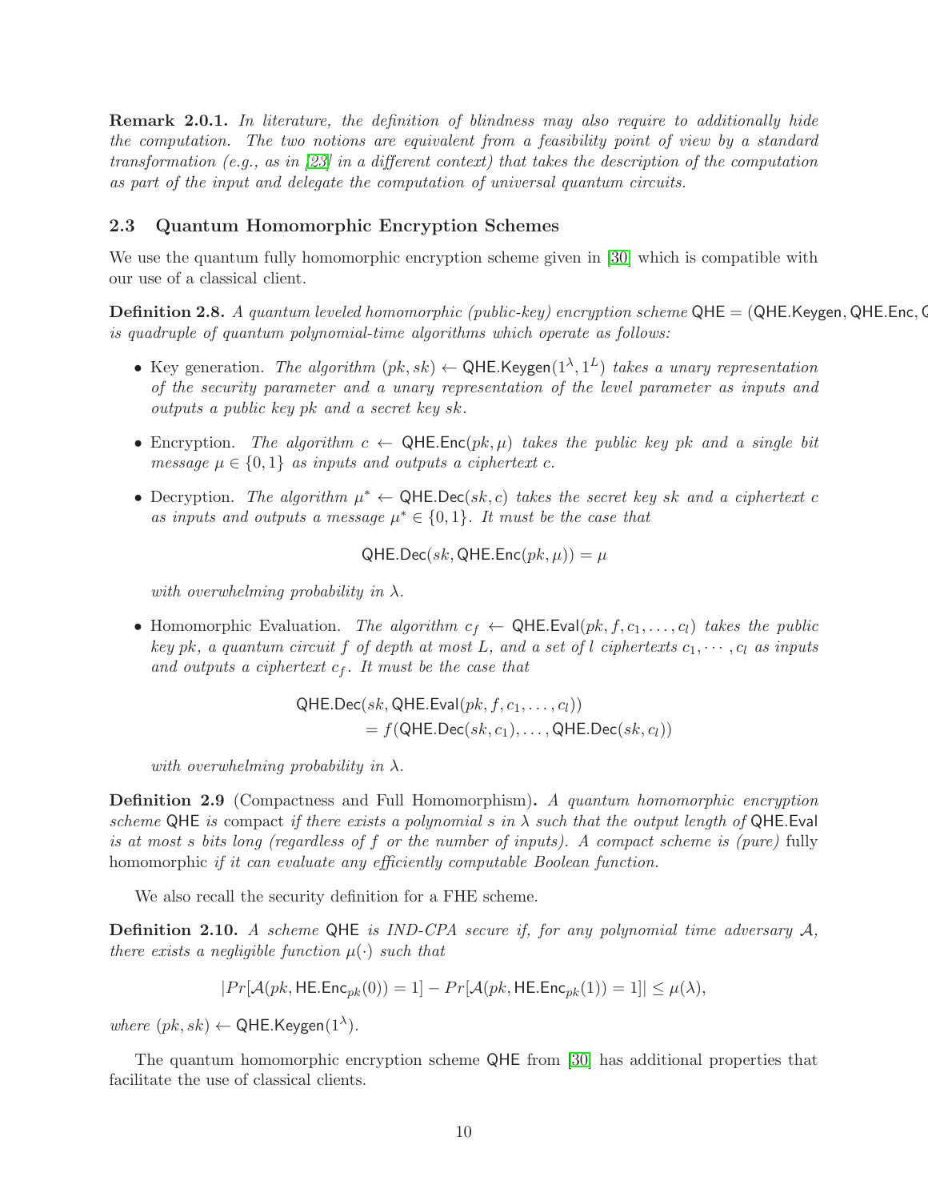**Remark 2.0.1.** *In literature, the definition of blindness may also require to additionally hide the computation. The two notions are equivalent from a feasibility point of view by a standard transformation (e.g., as in [23] in a different context) that takes the description of the computation as part of the input and delegate the computation of universal quantum circuits.*

### 2.3 Quantum Homomorphic Encryption Schemes

We use the quantum fully homomorphic encryption scheme given in [30] which is compatible with our use of a classical client.

**Definition 2.8.** *A quantum leveled homomorphic (public-key) encryption scheme* $\mathsf{QHE} = (\mathsf{QHE.Keygen}, \mathsf{QHE.Enc}, \mathsf{Q}$ *is quadruple of quantum polynomial-time algorithms which operate as follows:*

- Key generation. *The algorithm* $(pk, sk) \leftarrow \mathsf{QHE.Keygen}(1^\lambda, 1^L)$ *takes a unary representation of the security parameter and a unary representation of the level parameter as inputs and outputs a public key* $pk$ *and a secret key* $sk$*.*

- Encryption. *The algorithm* $c \leftarrow \mathsf{QHE.Enc}(pk, \mu)$ *takes the public key* $pk$ *and a single bit message* $\mu \in \{0, 1\}$ *as inputs and outputs a ciphertext* $c$*.*

- Decryption. *The algorithm* $\mu^* \leftarrow \mathsf{QHE.Dec}(sk, c)$ *takes the secret key* $sk$ *and a ciphertext* $c$ *as inputs and outputs a message* $\mu^* \in \{0, 1\}$*. It must be the case that*

  $$\mathsf{QHE.Dec}(sk, \mathsf{QHE.Enc}(pk, \mu)) = \mu$$

  *with overwhelming probability in* $\lambda$*.*

- Homomorphic Evaluation. *The algorithm* $c_f \leftarrow \mathsf{QHE.Eval}(pk, f, c_1, \ldots, c_l)$ *takes the public key* $pk$*, a quantum circuit* $f$ *of depth at most* $L$*, and a set of* $l$ *ciphertexts* $c_1, \cdots, c_l$ *as inputs and outputs a ciphertext* $c_f$*. It must be the case that*

  $$\begin{aligned} &\mathsf{QHE.Dec}(sk, \mathsf{QHE.Eval}(pk, f, c_1, \ldots, c_l)) \\ &\qquad = f(\mathsf{QHE.Dec}(sk, c_1), \ldots, \mathsf{QHE.Dec}(sk, c_l)) \end{aligned}$$

  *with overwhelming probability in* $\lambda$*.*

**Definition 2.9** (Compactness and Full Homomorphism)**.** *A quantum homomorphic encryption scheme* $\mathsf{QHE}$ *is* compact *if there exists a polynomial* $s$ *in* $\lambda$ *such that the output length of* $\mathsf{QHE.Eval}$ *is at most* $s$ *bits long (regardless of* $f$ *or the number of inputs). A compact scheme is (pure)* fully homomorphic *if it can evaluate any efficiently computable Boolean function.*

We also recall the security definition for a FHE scheme.

**Definition 2.10.** *A scheme* $\mathsf{QHE}$ *is IND-CPA secure if, for any polynomial time adversary* $\mathcal{A}$*, there exists a negligible function* $\mu(\cdot)$ *such that*

$$|Pr[\mathcal{A}(pk, \mathsf{HE.Enc}_{pk}(0)) = 1] - Pr[\mathcal{A}(pk, \mathsf{HE.Enc}_{pk}(1)) = 1]| \leq \mu(\lambda),$$

*where* $(pk, sk) \leftarrow \mathsf{QHE.Keygen}(1^\lambda)$*.*

The quantum homomorphic encryption scheme $\mathsf{QHE}$ from [30] has additional properties that facilitate the use of classical clients.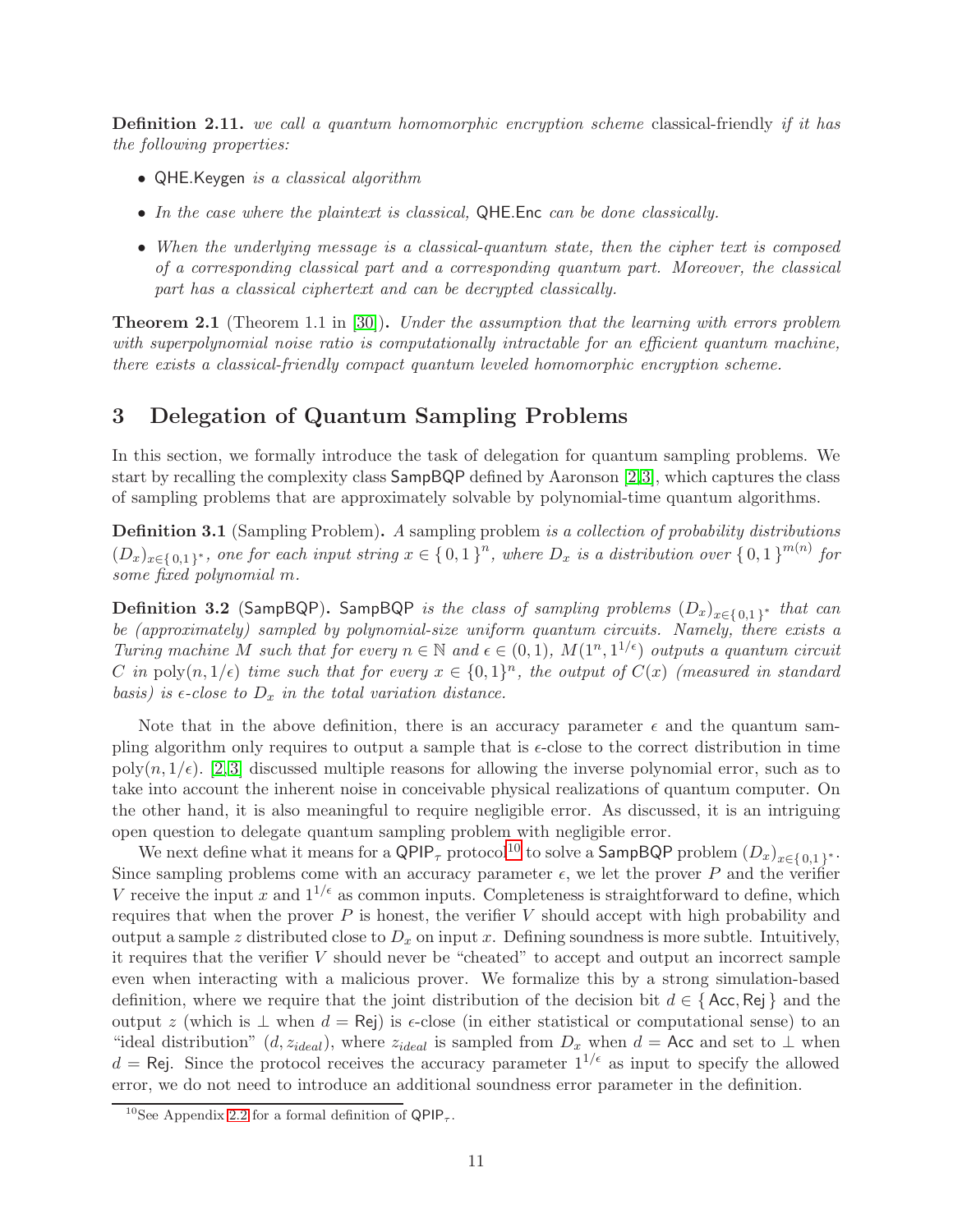**Definition 2.11.** *we call a quantum homomorphic encryption scheme* classical-friendly *if it has the following properties:*

- QHE.Keygen *is a classical algorithm*
- *In the case where the plaintext is classical,* QHE.Enc *can be done classically.*
- *When the underlying message is a classical-quantum state, then the cipher text is composed of a corresponding classical part and a corresponding quantum part. Moreover, the classical part has a classical ciphertext and can be decrypted classically.*

**Theorem 2.1** (Theorem 1.1 in [30])**.** *Under the assumption that the learning with errors problem with superpolynomial noise ratio is computationally intractable for an efficient quantum machine, there exists a classical-friendly compact quantum leveled homomorphic encryption scheme.*

# 3 Delegation of Quantum Sampling Problems

In this section, we formally introduce the task of delegation for quantum sampling problems. We start by recalling the complexity class SampBQP defined by Aaronson [2,3], which captures the class of sampling problems that are approximately solvable by polynomial-time quantum algorithms.

**Definition 3.1** (Sampling Problem)**.** *A* sampling problem *is a collection of probability distributions $(D_x)_{x\in\{0,1\}^*}$, one for each input string $x \in \{0,1\}^n$, where $D_x$ is a distribution over $\{0,1\}^{m(n)}$ for some fixed polynomial $m$.*

**Definition 3.2** (SampBQP)**.** SampBQP *is the class of sampling problems $(D_x)_{x\in\{0,1\}^*}$ that can be (approximately) sampled by polynomial-size uniform quantum circuits. Namely, there exists a Turing machine $M$ such that for every $n \in \mathbb{N}$ and $\epsilon \in (0,1)$, $M(1^n, 1^{1/\epsilon})$ outputs a quantum circuit $C$ in $\mathrm{poly}(n, 1/\epsilon)$ time such that for every $x \in \{0,1\}^n$, the output of $C(x)$ (measured in standard basis) is $\epsilon$-close to $D_x$ in the total variation distance.*

Note that in the above definition, there is an accuracy parameter $\epsilon$ and the quantum sampling algorithm only requires to output a sample that is $\epsilon$-close to the correct distribution in time $\mathrm{poly}(n, 1/\epsilon)$. [2,3] discussed multiple reasons for allowing the inverse polynomial error, such as to take into account the inherent noise in conceivable physical realizations of quantum computer. On the other hand, it is also meaningful to require negligible error. As discussed, it is an intriguing open question to delegate quantum sampling problem with negligible error.

We next define what it means for a $\mathsf{QPIP}_\tau$ protocol[10] to solve a SampBQP problem $(D_x)_{x\in\{0,1\}^*}$. Since sampling problems come with an accuracy parameter $\epsilon$, we let the prover $P$ and the verifier $V$ receive the input $x$ and $1^{1/\epsilon}$ as common inputs. Completeness is straightforward to define, which requires that when the prover $P$ is honest, the verifier $V$ should accept with high probability and output a sample $z$ distributed close to $D_x$ on input $x$. Defining soundness is more subtle. Intuitively, it requires that the verifier $V$ should never be "cheated" to accept and output an incorrect sample even when interacting with a malicious prover. We formalize this by a strong simulation-based definition, where we require that the joint distribution of the decision bit $d \in \{\mathsf{Acc}, \mathsf{Rej}\}$ and the output $z$ (which is $\perp$ when $d = \mathsf{Rej}$) is $\epsilon$-close (in either statistical or computational sense) to an "ideal distribution" $(d, z_{ideal})$, where $z_{ideal}$ is sampled from $D_x$ when $d = \mathsf{Acc}$ and set to $\perp$ when $d = \mathsf{Rej}$. Since the protocol receives the accuracy parameter $1^{1/\epsilon}$ as input to specify the allowed error, we do not need to introduce an additional soundness error parameter in the definition.

[10] See Appendix 2.2 for a formal definition of $\mathsf{QPIP}_\tau$.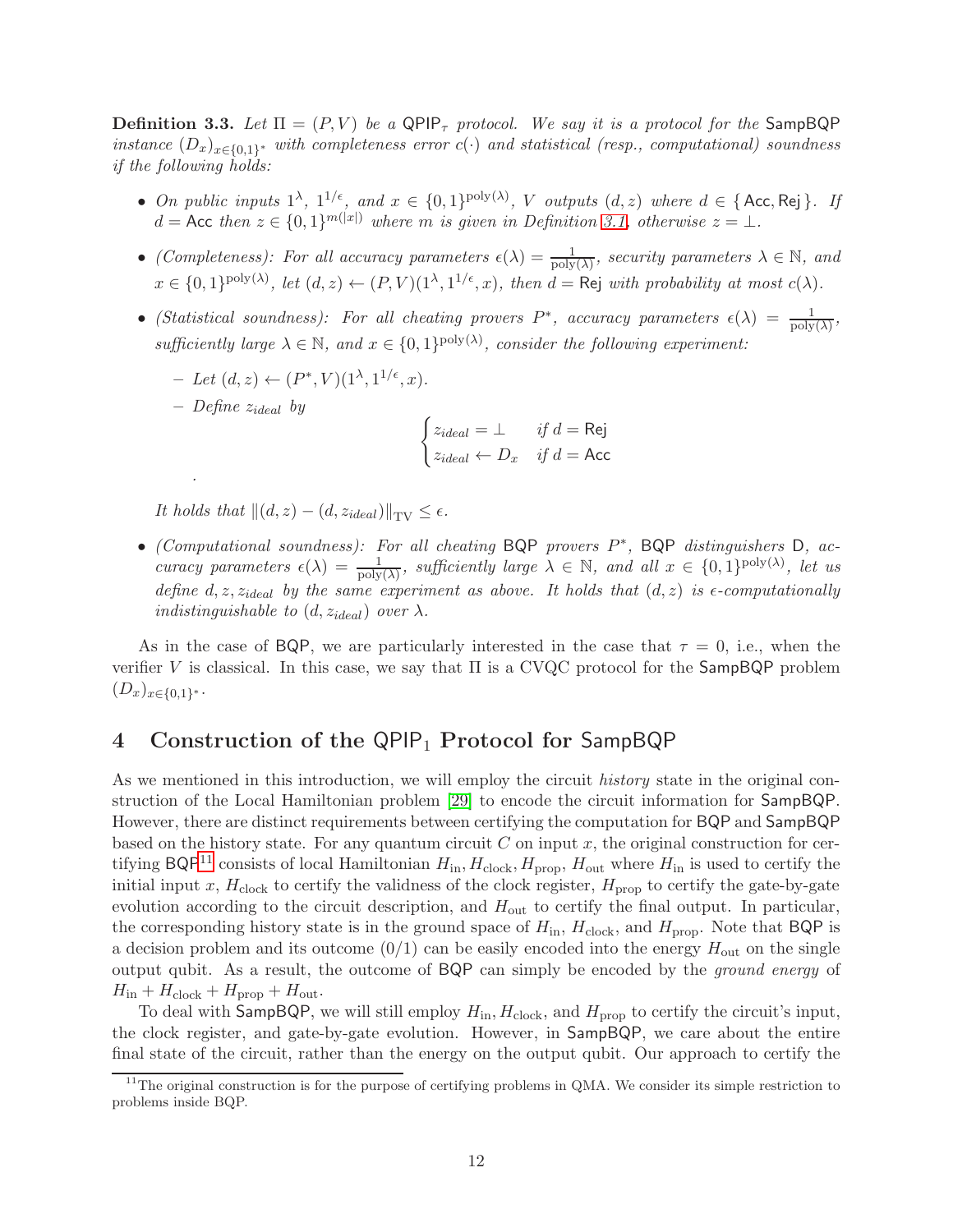**Definition 3.3.** *Let $\Pi = (P, V)$ be a $\mathsf{QPIP}_\tau$ protocol. We say it is a protocol for the* SampBQP *instance $(D_x)_{x\in\{0,1\}^*}$ with completeness error $c(\cdot)$ and statistical (resp., computational) soundness if the following holds:*

- *On public inputs $1^\lambda$, $1^{1/\epsilon}$, and $x \in \{0,1\}^{\mathrm{poly}(\lambda)}$, $V$ outputs $(d, z)$ where $d \in \{\mathsf{Acc}, \mathsf{Rej}\}$. If $d = \mathsf{Acc}$ then $z \in \{0,1\}^{m(|x|)}$ where $m$ is given in Definition 3.1, otherwise $z = \bot$.*
- *(Completeness): For all accuracy parameters $\epsilon(\lambda) = \frac{1}{\mathrm{poly}(\lambda)}$, security parameters $\lambda \in \mathbb{N}$, and $x \in \{0,1\}^{\mathrm{poly}(\lambda)}$, let $(d, z) \leftarrow (P, V)(1^\lambda, 1^{1/\epsilon}, x)$, then $d = \mathsf{Rej}$ with probability at most $c(\lambda)$.*
- *(Statistical soundness): For all cheating provers $P^*$, accuracy parameters $\epsilon(\lambda) = \frac{1}{\mathrm{poly}(\lambda)}$, sufficiently large $\lambda \in \mathbb{N}$, and $x \in \{0,1\}^{\mathrm{poly}(\lambda)}$, consider the following experiment:*
  - *Let $(d, z) \leftarrow (P^*, V)(1^\lambda, 1^{1/\epsilon}, x)$.*
  - *Define $z_{ideal}$ by*
  $$\begin{cases} z_{ideal} = \bot & \text{if } d = \mathsf{Rej} \\ z_{ideal} \leftarrow D_x & \text{if } d = \mathsf{Acc} \end{cases}$$
  .

  *It holds that $\|(d, z) - (d, z_{ideal})\|_{\mathrm{TV}} \leq \epsilon$.*
- *(Computational soundness): For all cheating* BQP *provers $P^*$,* BQP *distinguishers* D*, accuracy parameters $\epsilon(\lambda) = \frac{1}{\mathrm{poly}(\lambda)}$, sufficiently large $\lambda \in \mathbb{N}$, and all $x \in \{0,1\}^{\mathrm{poly}(\lambda)}$, let us define $d, z, z_{ideal}$ by the same experiment as above. It holds that $(d, z)$ is $\epsilon$-computationally indistinguishable to $(d, z_{ideal})$ over $\lambda$.*

As in the case of BQP, we are particularly interested in the case that $\tau = 0$, i.e., when the verifier $V$ is classical. In this case, we say that $\Pi$ is a CVQC protocol for the SampBQP problem $(D_x)_{x\in\{0,1\}^*}$.

# 4 Construction of the $\mathsf{QPIP}_1$ Protocol for SampBQP

As we mentioned in this introduction, we will employ the circuit *history* state in the original construction of the Local Hamiltonian problem [29] to encode the circuit information for SampBQP. However, there are distinct requirements between certifying the computation for BQP and SampBQP based on the history state. For any quantum circuit $C$ on input $x$, the original construction for certifying BQP[11] consists of local Hamiltonian $H_{\mathrm{in}}, H_{\mathrm{clock}}, H_{\mathrm{prop}}, H_{\mathrm{out}}$ where $H_{\mathrm{in}}$ is used to certify the initial input $x$, $H_{\mathrm{clock}}$ to certify the validness of the clock register, $H_{\mathrm{prop}}$ to certify the gate-by-gate evolution according to the circuit description, and $H_{\mathrm{out}}$ to certify the final output. In particular, the corresponding history state is in the ground space of $H_{\mathrm{in}}$, $H_{\mathrm{clock}}$, and $H_{\mathrm{prop}}$. Note that BQP is a decision problem and its outcome (0/1) can be easily encoded into the energy $H_{\mathrm{out}}$ on the single output qubit. As a result, the outcome of BQP can simply be encoded by the *ground energy* of $H_{\mathrm{in}} + H_{\mathrm{clock}} + H_{\mathrm{prop}} + H_{\mathrm{out}}$.

To deal with SampBQP, we will still employ $H_{\mathrm{in}}, H_{\mathrm{clock}}$, and $H_{\mathrm{prop}}$ to certify the circuit's input, the clock register, and gate-by-gate evolution. However, in SampBQP, we care about the entire final state of the circuit, rather than the energy on the output qubit. Our approach to certify the

[11] The original construction is for the purpose of certifying problems in QMA. We consider its simple restriction to problems inside BQP.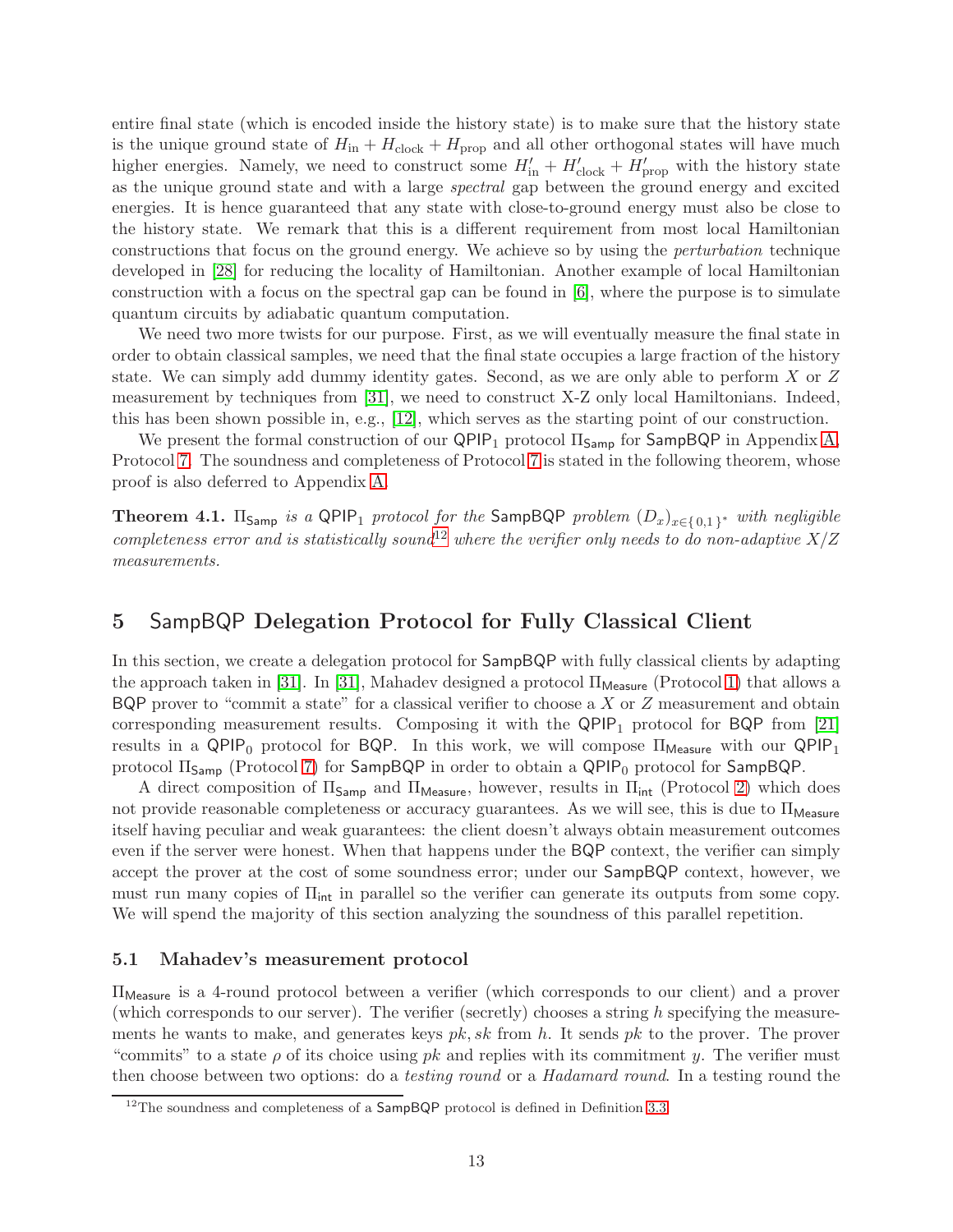entire final state (which is encoded inside the history state) is to make sure that the history state is the unique ground state of $H_{\text{in}} + H_{\text{clock}} + H_{\text{prop}}$ and all other orthogonal states will have much higher energies. Namely, we need to construct some $H'_{\text{in}} + H'_{\text{clock}} + H'_{\text{prop}}$ with the history state as the unique ground state and with a large *spectral* gap between the ground energy and excited energies. It is hence guaranteed that any state with close-to-ground energy must also be close to the history state. We remark that this is a different requirement from most local Hamiltonian constructions that focus on the ground energy. We achieve so by using the *perturbation* technique developed in [28] for reducing the locality of Hamiltonian. Another example of local Hamiltonian construction with a focus on the spectral gap can be found in [6], where the purpose is to simulate quantum circuits by adiabatic quantum computation.

We need two more twists for our purpose. First, as we will eventually measure the final state in order to obtain classical samples, we need that the final state occupies a large fraction of the history state. We can simply add dummy identity gates. Second, as we are only able to perform $X$ or $Z$ measurement by techniques from [31], we need to construct X-Z only local Hamiltonians. Indeed, this has been shown possible in, e.g., [12], which serves as the starting point of our construction.

We present the formal construction of our $\mathsf{QPIP}_1$ protocol $\Pi_{\mathsf{Samp}}$ for $\mathsf{SampBQP}$ in Appendix A, Protocol 7. The soundness and completeness of Protocol 7 is stated in the following theorem, whose proof is also deferred to Appendix A.

**Theorem 4.1.** *$\Pi_{\mathsf{Samp}}$ is a $\mathsf{QPIP}_1$ protocol for the $\mathsf{SampBQP}$ problem $(D_x)_{x\in\{0,1\}^*}$ with negligible completeness error and is statistically sound*[12] *where the verifier only needs to do non-adaptive $X/Z$ measurements.*

## 5 SampBQP Delegation Protocol for Fully Classical Client

In this section, we create a delegation protocol for $\mathsf{SampBQP}$ with fully classical clients by adapting the approach taken in [31]. In [31], Mahadev designed a protocol $\Pi_{\mathsf{Measure}}$ (Protocol 1) that allows a $\mathsf{BQP}$ prover to "commit a state" for a classical verifier to choose a $X$ or $Z$ measurement and obtain corresponding measurement results. Composing it with the $\mathsf{QPIP}_1$ protocol for $\mathsf{BQP}$ from [21] results in a $\mathsf{QPIP}_0$ protocol for $\mathsf{BQP}$. In this work, we will compose $\Pi_{\mathsf{Measure}}$ with our $\mathsf{QPIP}_1$ protocol $\Pi_{\mathsf{Samp}}$ (Protocol 7) for $\mathsf{SampBQP}$ in order to obtain a $\mathsf{QPIP}_0$ protocol for $\mathsf{SampBQP}$.

A direct composition of $\Pi_{\mathsf{Samp}}$ and $\Pi_{\mathsf{Measure}}$, however, results in $\Pi_{\mathsf{int}}$ (Protocol 2) which does not provide reasonable completeness or accuracy guarantees. As we will see, this is due to $\Pi_{\mathsf{Measure}}$ itself having peculiar and weak guarantees: the client doesn't always obtain measurement outcomes even if the server were honest. When that happens under the $\mathsf{BQP}$ context, the verifier can simply accept the prover at the cost of some soundness error; under our $\mathsf{SampBQP}$ context, however, we must run many copies of $\Pi_{\mathsf{int}}$ in parallel so the verifier can generate its outputs from some copy. We will spend the majority of this section analyzing the soundness of this parallel repetition.

### 5.1 Mahadev's measurement protocol

$\Pi_{\mathsf{Measure}}$ is a 4-round protocol between a verifier (which corresponds to our client) and a prover (which corresponds to our server). The verifier (secretly) chooses a string $h$ specifying the measurements he wants to make, and generates keys $pk, sk$ from $h$. It sends $pk$ to the prover. The prover "commits" to a state $\rho$ of its choice using $pk$ and replies with its commitment $y$. The verifier must then choose between two options: do a *testing round* or a *Hadamard round*. In a testing round the

[12] The soundness and completeness of a $\mathsf{SampBQP}$ protocol is defined in Definition 3.3.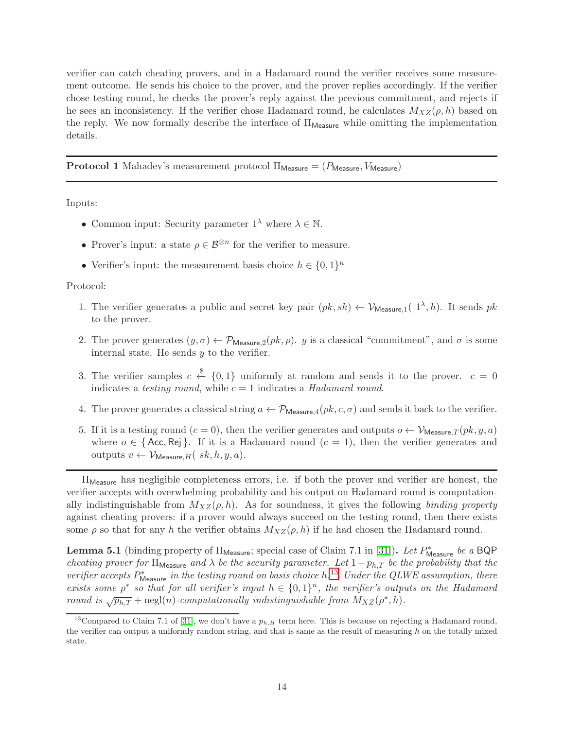verifier can catch cheating provers, and in a Hadamard round the verifier receives some measurement outcome. He sends his choice to the prover, and the prover replies accordingly. If the verifier chose testing round, he checks the prover's reply against the previous commitment, and rejects if he sees an inconsistency. If the verifier chose Hadamard round, he calculates $M_{XZ}(\rho, h)$ based on the reply. We now formally describe the interface of $\Pi_{\mathsf{Measure}}$ while omitting the implementation details.

---

**Protocol 1** Mahadev's measurement protocol $\Pi_{\mathsf{Measure}} = (P_{\mathsf{Measure}}, V_{\mathsf{Measure}})$

---

Inputs:

- Common input: Security parameter $1^\lambda$ where $\lambda \in \mathbb{N}$.
- Prover's input: a state $\rho \in \mathcal{B}^{\otimes n}$ for the verifier to measure.
- Verifier's input: the measurement basis choice $h \in \{0,1\}^n$

Protocol:

1. The verifier generates a public and secret key pair $(pk, sk) \leftarrow \mathcal{V}_{\mathsf{Measure},1}(1^\lambda, h)$. It sends $pk$ to the prover.
2. The prover generates $(y, \sigma) \leftarrow \mathcal{P}_{\mathsf{Measure},2}(pk, \rho)$. $y$ is a classical "commitment", and $\sigma$ is some internal state. He sends $y$ to the verifier.
3. The verifier samples $c \xleftarrow{\$} \{0,1\}$ uniformly at random and sends it to the prover. $c = 0$ indicates a *testing round*, while $c = 1$ indicates a *Hadamard round*.
4. The prover generates a classical string $a \leftarrow \mathcal{P}_{\mathsf{Measure},4}(pk, c, \sigma)$ and sends it back to the verifier.
5. If it is a testing round ($c = 0$), then the verifier generates and outputs $o \leftarrow \mathcal{V}_{\mathsf{Measure},T}(pk, y, a)$ where $o \in \{\mathsf{Acc}, \mathsf{Rej}\}$. If it is a Hadamard round ($c = 1$), then the verifier generates and outputs $v \leftarrow \mathcal{V}_{\mathsf{Measure},H}(sk, h, y, a)$.

---

$\Pi_{\mathsf{Measure}}$ has negligible completeness errors, i.e. if both the prover and verifier are honest, the verifier accepts with overwhelming probability and his output on Hadamard round is computationally indistinguishable from $M_{XZ}(\rho, h)$. As for soundness, it gives the following *binding property* against cheating provers: if a prover would always succeed on the testing round, then there exists some $\rho$ so that for any $h$ the verifier obtains $M_{XZ}(\rho, h)$ if he had chosen the Hadamard round.

**Lemma 5.1** (binding property of $\Pi_{\mathsf{Measure}}$; special case of Claim 7.1 in [31])**.** *Let $P^*_{\mathsf{Measure}}$ be a* BQP *cheating prover for $\Pi_{\mathsf{Measure}}$ and $\lambda$ be the security parameter. Let $1 - p_{h,T}$ be the probability that the verifier accepts $P^*_{\mathsf{Measure}}$ in the testing round on basis choice $h$.*[13] *Under the QLWE assumption, there exists some $\rho^*$ so that for all verifier's input $h \in \{0,1\}^n$, the verifier's outputs on the Hadamard round is $\sqrt{p_{h,T}} + \mathrm{negl}(n)$-computationally indistinguishable from $M_{XZ}(\rho^*, h)$.*

[13] Compared to Claim 7.1 of [31], we don't have a $p_{h,H}$ term here. This is because on rejecting a Hadamard round, the verifier can output a uniformly random string, and that is same as the result of measuring $h$ on the totally mixed state.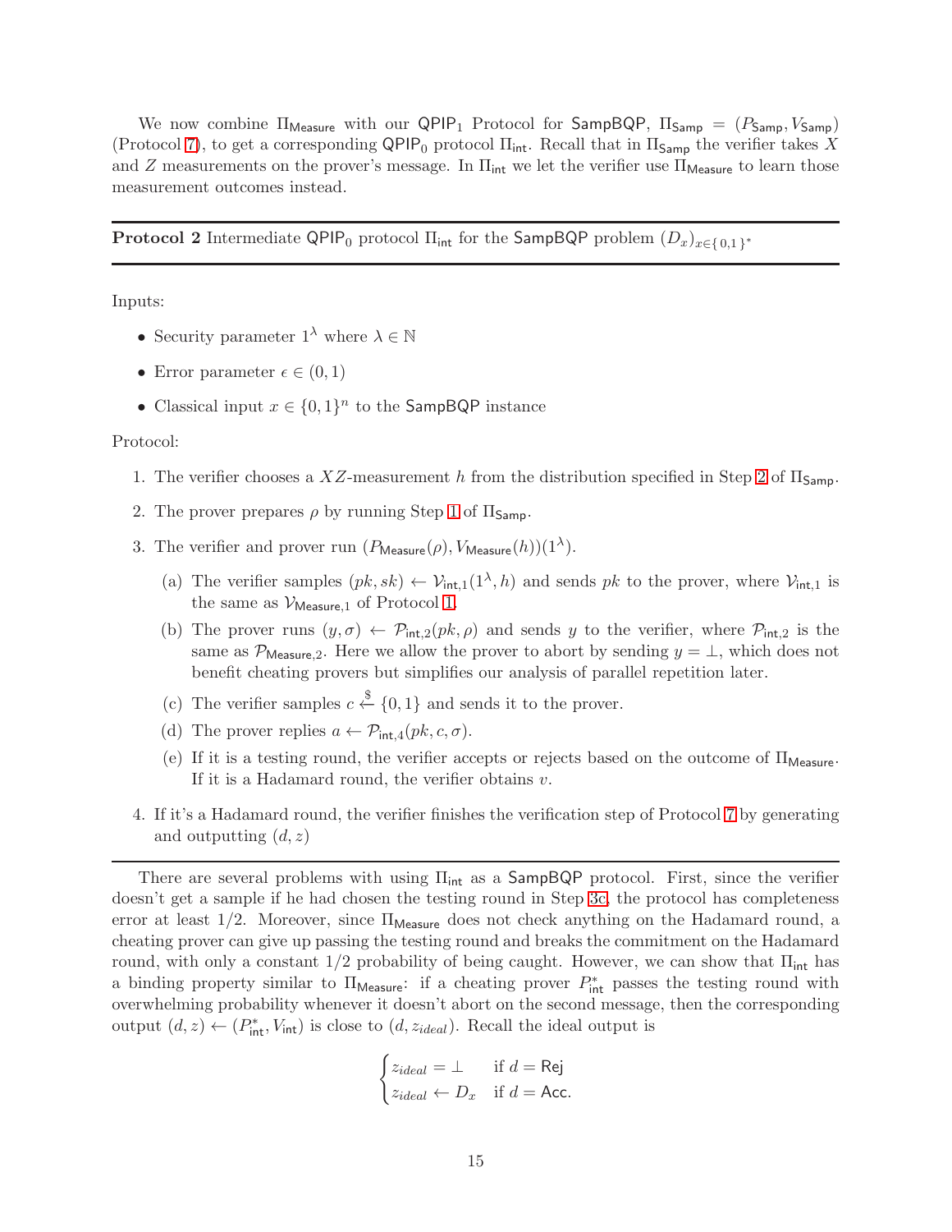We now combine $\Pi_{\mathsf{Measure}}$ with our $\mathsf{QPIP}_1$ Protocol for $\mathsf{SampBQP}$, $\Pi_{\mathsf{Samp}} = (P_{\mathsf{Samp}}, V_{\mathsf{Samp}})$ (Protocol 7), to get a corresponding $\mathsf{QPIP}_0$ protocol $\Pi_{\mathsf{int}}$. Recall that in $\Pi_{\mathsf{Samp}}$ the verifier takes $X$ and $Z$ measurements on the prover's message. In $\Pi_{\mathsf{int}}$ we let the verifier use $\Pi_{\mathsf{Measure}}$ to learn those measurement outcomes instead.

---

**Protocol 2** Intermediate $\mathsf{QPIP}_0$ protocol $\Pi_{\mathsf{int}}$ for the $\mathsf{SampBQP}$ problem $(D_x)_{x\in\{0,1\}^*}$

---

Inputs:

- Security parameter $1^\lambda$ where $\lambda \in \mathbb{N}$
- Error parameter $\epsilon \in (0, 1)$
- Classical input $x \in \{0,1\}^n$ to the $\mathsf{SampBQP}$ instance

Protocol:

1. The verifier chooses a $XZ$-measurement $h$ from the distribution specified in Step 2 of $\Pi_{\mathsf{Samp}}$.
2. The prover prepares $\rho$ by running Step 1 of $\Pi_{\mathsf{Samp}}$.
3. The verifier and prover run $(P_{\mathsf{Measure}}(\rho), V_{\mathsf{Measure}}(h))(1^\lambda)$.
   (a) The verifier samples $(pk, sk) \leftarrow \mathcal{V}_{\mathsf{int},1}(1^\lambda, h)$ and sends $pk$ to the prover, where $\mathcal{V}_{\mathsf{int},1}$ is the same as $\mathcal{V}_{\mathsf{Measure},1}$ of Protocol 1.
   (b) The prover runs $(y, \sigma) \leftarrow \mathcal{P}_{\mathsf{int},2}(pk, \rho)$ and sends $y$ to the verifier, where $\mathcal{P}_{\mathsf{int},2}$ is the same as $\mathcal{P}_{\mathsf{Measure},2}$. Here we allow the prover to abort by sending $y = \perp$, which does not benefit cheating provers but simplifies our analysis of parallel repetition later.
   (c) The verifier samples $c \xleftarrow{\$} \{0, 1\}$ and sends it to the prover.
   (d) The prover replies $a \leftarrow \mathcal{P}_{\mathsf{int},4}(pk, c, \sigma)$.
   (e) If it is a testing round, the verifier accepts or rejects based on the outcome of $\Pi_{\mathsf{Measure}}$. If it is a Hadamard round, the verifier obtains $v$.
4. If it's a Hadamard round, the verifier finishes the verification step of Protocol 7 by generating and outputting $(d, z)$

---

There are several problems with using $\Pi_{\mathsf{int}}$ as a $\mathsf{SampBQP}$ protocol. First, since the verifier doesn't get a sample if he had chosen the testing round in Step 3c, the protocol has completeness error at least 1/2. Moreover, since $\Pi_{\mathsf{Measure}}$ does not check anything on the Hadamard round, a cheating prover can give up passing the testing round and breaks the commitment on the Hadamard round, with only a constant 1/2 probability of being caught. However, we can show that $\Pi_{\mathsf{int}}$ has a binding property similar to $\Pi_{\mathsf{Measure}}$: if a cheating prover $P^*_{\mathsf{int}}$ passes the testing round with overwhelming probability whenever it doesn't abort on the second message, then the corresponding output $(d, z) \leftarrow (P^*_{\mathsf{int}}, V_{\mathsf{int}})$ is close to $(d, z_{ideal})$. Recall the ideal output is

$$\begin{cases} z_{ideal} = \perp & \text{if } d = \mathsf{Rej} \\ z_{ideal} \leftarrow D_x & \text{if } d = \mathsf{Acc}. \end{cases}$$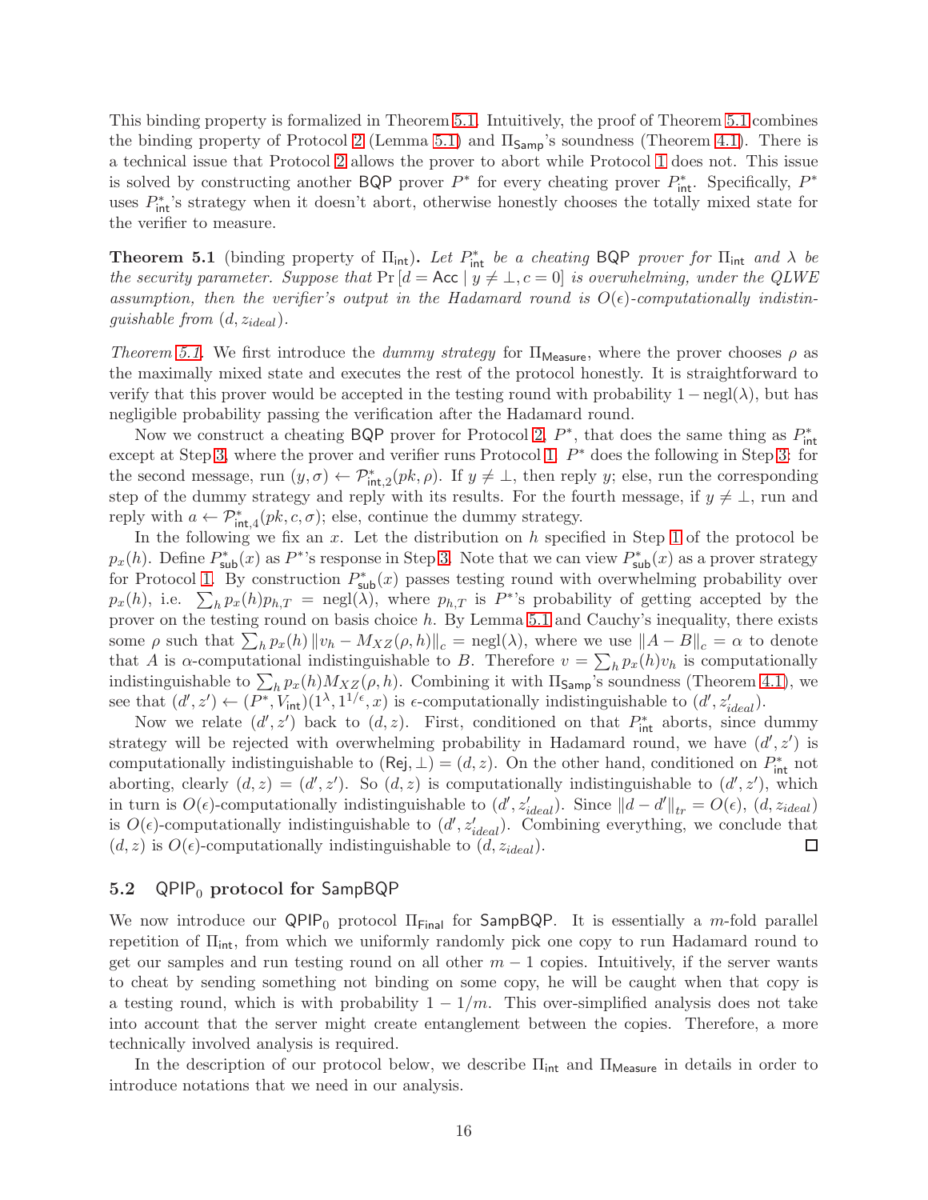This binding property is formalized in Theorem 5.1. Intuitively, the proof of Theorem 5.1 combines the binding property of Protocol 2 (Lemma 5.1) and $\Pi_{\mathsf{Samp}}$'s soundness (Theorem 4.1). There is a technical issue that Protocol 2 allows the prover to abort while Protocol 1 does not. This issue is solved by constructing another BQP prover $P^*$ for every cheating prover $P^*_{\mathsf{int}}$. Specifically, $P^*$ uses $P^*_{\mathsf{int}}$'s strategy when it doesn't abort, otherwise honestly chooses the totally mixed state for the verifier to measure.

**Theorem 5.1** (binding property of $\Pi_{\mathsf{int}}$)**.** *Let $P^*_{\mathsf{int}}$ be a cheating* BQP *prover for $\Pi_{\mathsf{int}}$ and $\lambda$ be the security parameter. Suppose that $\Pr[d = \mathsf{Acc} \mid y \neq \perp, c = 0]$ is overwhelming, under the QLWE assumption, then the verifier's output in the Hadamard round is $O(\epsilon)$-computationally indistinguishable from $(d, z_{ideal})$.*

*Theorem 5.1.* We first introduce the *dummy strategy* for $\Pi_{\mathsf{Measure}}$, where the prover chooses $\rho$ as the maximally mixed state and executes the rest of the protocol honestly. It is straightforward to verify that this prover would be accepted in the testing round with probability $1 - \mathrm{negl}(\lambda)$, but has negligible probability passing the verification after the Hadamard round.

Now we construct a cheating BQP prover for Protocol 2, $P^*$, that does the same thing as $P^*_{\mathsf{int}}$ except at Step 3, where the prover and verifier runs Protocol 1. $P^*$ does the following in Step 3: for the second message, run $(y, \sigma) \leftarrow \mathcal{P}^*_{\mathsf{int},2}(pk, \rho)$. If $y \neq \perp$, then reply $y$; else, run the corresponding step of the dummy strategy and reply with its results. For the fourth message, if $y \neq \perp$, run and reply with $a \leftarrow \mathcal{P}^*_{\mathsf{int},4}(pk, c, \sigma)$; else, continue the dummy strategy.

In the following we fix an $x$. Let the distribution on $h$ specified in Step 1 of the protocol be $p_x(h)$. Define $P^*_{\mathsf{sub}}(x)$ as $P^*$'s response in Step 3. Note that we can view $P^*_{\mathsf{sub}}(x)$ as a prover strategy for Protocol 1. By construction $P^*_{\mathsf{sub}}(x)$ passes testing round with overwhelming probability over $p_x(h)$, i.e. $\sum_h p_x(h) p_{h,T} = \mathrm{negl}(\lambda)$, where $p_{h,T}$ is $P^*$'s probability of getting accepted by the prover on the testing round on basis choice $h$. By Lemma 5.1 and Cauchy's inequality, there exists some $\rho$ such that $\sum_h p_x(h) \left\| v_h - M_{XZ}(\rho, h) \right\|_c = \mathrm{negl}(\lambda)$, where we use $\|A - B\|_c = \alpha$ to denote that $A$ is $\alpha$-computational indistinguishable to $B$. Therefore $v = \sum_h p_x(h) v_h$ is computationally indistinguishable to $\sum_h p_x(h) M_{XZ}(\rho, h)$. Combining it with $\Pi_{\mathsf{Samp}}$'s soundness (Theorem 4.1), we see that $(d', z') \leftarrow (P^*, V_{\mathsf{int}})(1^\lambda, 1^{1/\epsilon}, x)$ is $\epsilon$-computationally indistinguishable to $(d', z'_{ideal})$.

Now we relate $(d', z')$ back to $(d, z)$. First, conditioned on that $P^*_{\mathsf{int}}$ aborts, since dummy strategy will be rejected with overwhelming probability in Hadamard round, we have $(d', z')$ is computationally indistinguishable to $(\mathsf{Rej}, \perp) = (d, z)$. On the other hand, conditioned on $P^*_{\mathsf{int}}$ not aborting, clearly $(d, z) = (d', z')$. So $(d, z)$ is computationally indistinguishable to $(d', z')$, which in turn is $O(\epsilon)$-computationally indistinguishable to $(d', z'_{ideal})$. Since $\|d - d'\|_{tr} = O(\epsilon)$, $(d, z_{ideal})$ is $O(\epsilon)$-computationally indistinguishable to $(d', z'_{ideal})$. Combining everything, we conclude that $(d, z)$ is $O(\epsilon)$-computationally indistinguishable to $(d, z_{ideal})$. ☐

## 5.2 $\mathsf{QPIP}_0$ protocol for SampBQP

We now introduce our $\mathsf{QPIP}_0$ protocol $\Pi_{\mathsf{Final}}$ for SampBQP. It is essentially a $m$-fold parallel repetition of $\Pi_{\mathsf{int}}$, from which we uniformly randomly pick one copy to run Hadamard round to get our samples and run testing round on all other $m - 1$ copies. Intuitively, if the server wants to cheat by sending something not binding on some copy, he will be caught when that copy is a testing round, which is with probability $1 - 1/m$. This over-simplified analysis does not take into account that the server might create entanglement between the copies. Therefore, a more technically involved analysis is required.

In the description of our protocol below, we describe $\Pi_{\mathsf{int}}$ and $\Pi_{\mathsf{Measure}}$ in details in order to introduce notations that we need in our analysis.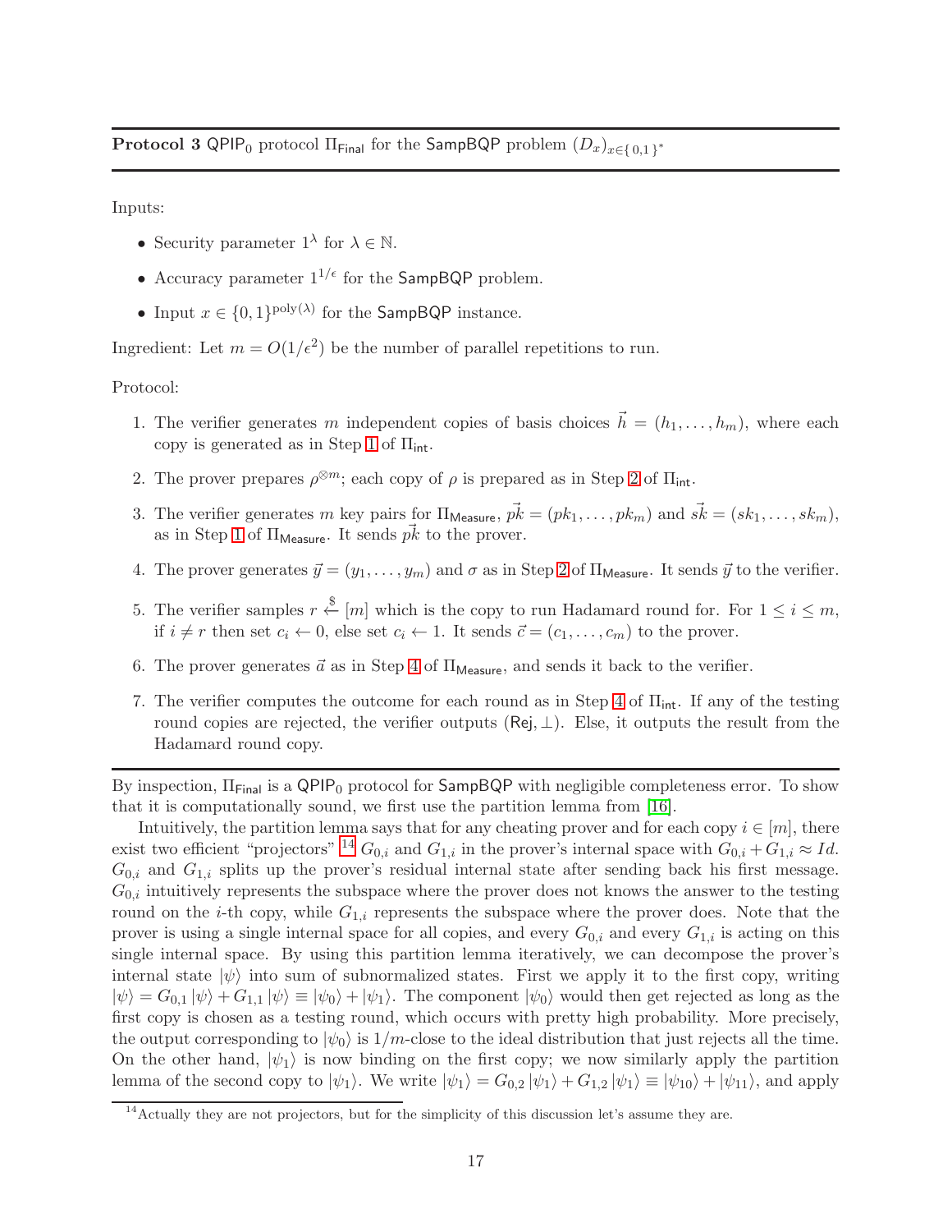**Protocol 3** $\mathsf{QPIP}_0$ protocol $\Pi_{\mathsf{Final}}$ for the $\mathsf{SampBQP}$ problem $(D_x)_{x\in\{0,1\}^*}$

Inputs:

- Security parameter $1^\lambda$ for $\lambda \in \mathbb{N}$.
- Accuracy parameter $1^{1/\epsilon}$ for the $\mathsf{SampBQP}$ problem.
- Input $x \in \{0,1\}^{\mathrm{poly}(\lambda)}$ for the $\mathsf{SampBQP}$ instance.

Ingredient: Let $m = O(1/\epsilon^2)$ be the number of parallel repetitions to run.

Protocol:

1. The verifier generates $m$ independent copies of basis choices $\vec{h} = (h_1, \ldots, h_m)$, where each copy is generated as in Step 1 of $\Pi_{\mathsf{int}}$.
2. The prover prepares $\rho^{\otimes m}$; each copy of $\rho$ is prepared as in Step 2 of $\Pi_{\mathsf{int}}$.
3. The verifier generates $m$ key pairs for $\Pi_{\mathsf{Measure}}$, $\vec{pk} = (pk_1, \ldots, pk_m)$ and $\vec{sk} = (sk_1, \ldots, sk_m)$, as in Step 1 of $\Pi_{\mathsf{Measure}}$. It sends $\vec{pk}$ to the prover.
4. The prover generates $\vec{y} = (y_1, \ldots, y_m)$ and $\sigma$ as in Step 2 of $\Pi_{\mathsf{Measure}}$. It sends $\vec{y}$ to the verifier.
5. The verifier samples $r \xleftarrow{\$} [m]$ which is the copy to run Hadamard round for. For $1 \le i \le m$, if $i \ne r$ then set $c_i \leftarrow 0$, else set $c_i \leftarrow 1$. It sends $\vec{c} = (c_1, \ldots, c_m)$ to the prover.
6. The prover generates $\vec{a}$ as in Step 4 of $\Pi_{\mathsf{Measure}}$, and sends it back to the verifier.
7. The verifier computes the outcome for each round as in Step 4 of $\Pi_{\mathsf{int}}$. If any of the testing round copies are rejected, the verifier outputs $(\mathsf{Rej}, \perp)$. Else, it outputs the result from the Hadamard round copy.

By inspection, $\Pi_{\mathsf{Final}}$ is a $\mathsf{QPIP}_0$ protocol for $\mathsf{SampBQP}$ with negligible completeness error. To show that it is computationally sound, we first use the partition lemma from [16].

Intuitively, the partition lemma says that for any cheating prover and for each copy $i \in [m]$, there exist two efficient "projectors" [14] $G_{0,i}$ and $G_{1,i}$ in the prover's internal space with $G_{0,i} + G_{1,i} \approx Id$. $G_{0,i}$ and $G_{1,i}$ splits up the prover's residual internal state after sending back his first message. $G_{0,i}$ intuitively represents the subspace where the prover does not knows the answer to the testing round on the $i$-th copy, while $G_{1,i}$ represents the subspace where the prover does. Note that the prover is using a single internal space for all copies, and every $G_{0,i}$ and every $G_{1,i}$ is acting on this single internal space. By using this partition lemma iteratively, we can decompose the prover's internal state $|\psi\rangle$ into sum of subnormalized states. First we apply it to the first copy, writing $|\psi\rangle = G_{0,1}|\psi\rangle + G_{1,1}|\psi\rangle \equiv |\psi_0\rangle + |\psi_1\rangle$. The component $|\psi_0\rangle$ would then get rejected as long as the first copy is chosen as a testing round, which occurs with pretty high probability. More precisely, the output corresponding to $|\psi_0\rangle$ is $1/m$-close to the ideal distribution that just rejects all the time. On the other hand, $|\psi_1\rangle$ is now binding on the first copy; we now similarly apply the partition lemma of the second copy to $|\psi_1\rangle$. We write $|\psi_1\rangle = G_{0,2}|\psi_1\rangle + G_{1,2}|\psi_1\rangle \equiv |\psi_{10}\rangle + |\psi_{11}\rangle$, and apply

[14] Actually they are not projectors, but for the simplicity of this discussion let's assume they are.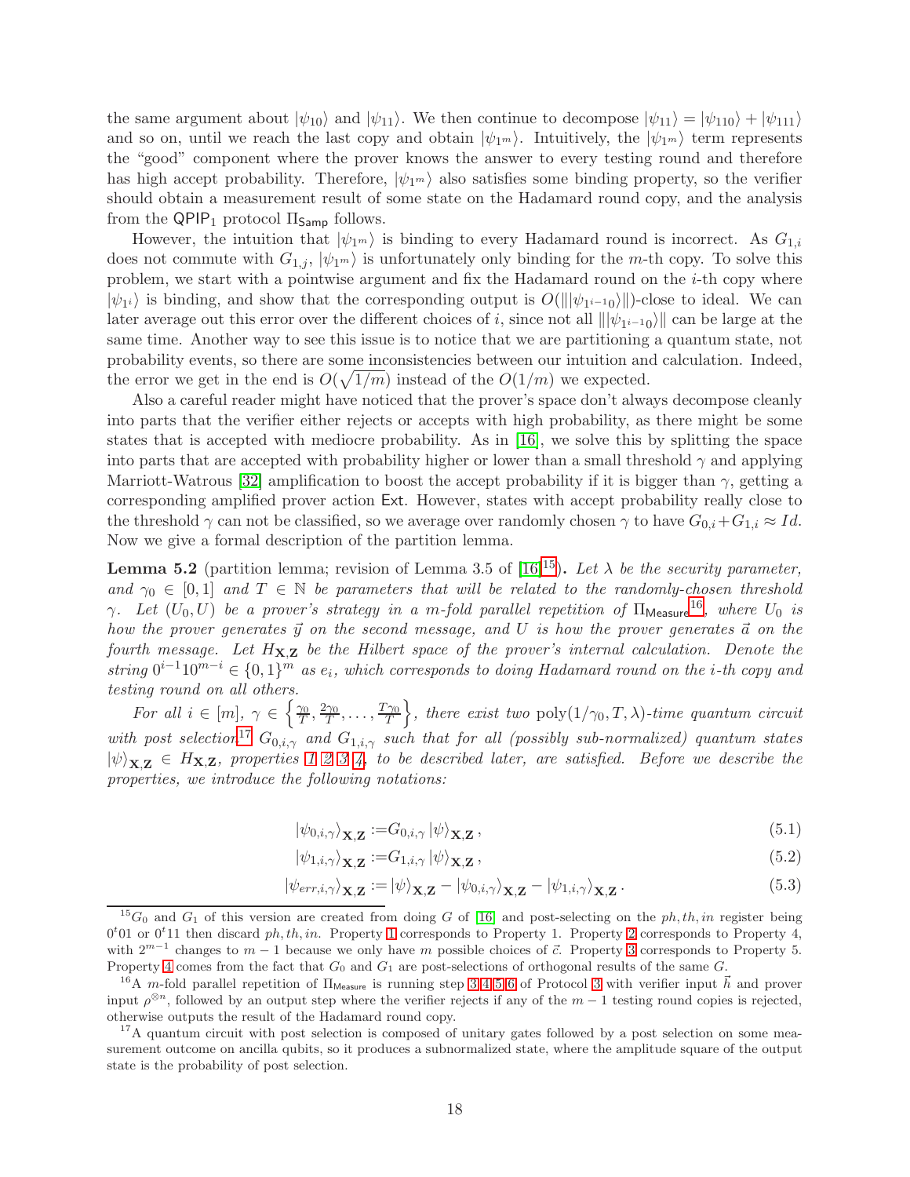the same argument about $|\psi_{10}\rangle$ and $|\psi_{11}\rangle$. We then continue to decompose $|\psi_{11}\rangle = |\psi_{110}\rangle + |\psi_{111}\rangle$ and so on, until we reach the last copy and obtain $|\psi_{1^m}\rangle$. Intuitively, the $|\psi_{1^m}\rangle$ term represents the "good" component where the prover knows the answer to every testing round and therefore has high accept probability. Therefore, $|\psi_{1^m}\rangle$ also satisfies some binding property, so the verifier should obtain a measurement result of some state on the Hadamard round copy, and the analysis from the $\mathsf{QPIP}_1$ protocol $\Pi_{\mathsf{Samp}}$ follows.

However, the intuition that $|\psi_{1^m}\rangle$ is binding to every Hadamard round is incorrect. As $G_{1,i}$ does not commute with $G_{1,j}$, $|\psi_{1^m}\rangle$ is unfortunately only binding for the $m$-th copy. To solve this problem, we start with a pointwise argument and fix the Hadamard round on the $i$-th copy where $|\psi_{1^i}\rangle$ is binding, and show that the corresponding output is $O(\||\psi_{1^{i-1}0}\rangle\|)$-close to ideal. We can later average out this error over the different choices of $i$, since not all $\||\psi_{1^{i-1}0}\rangle\|$ can be large at the same time. Another way to see this issue is to notice that we are partitioning a quantum state, not probability events, so there are some inconsistencies between our intuition and calculation. Indeed, the error we get in the end is $O(\sqrt{1/m})$ instead of the $O(1/m)$ we expected.

Also a careful reader might have noticed that the prover's space don't always decompose cleanly into parts that the verifier either rejects or accepts with high probability, as there might be some states that is accepted with mediocre probability. As in [16], we solve this by splitting the space into parts that are accepted with probability higher or lower than a small threshold $\gamma$ and applying Marriott-Watrous [32] amplification to boost the accept probability if it is bigger than $\gamma$, getting a corresponding amplified prover action $\mathsf{Ext}$. However, states with accept probability really close to the threshold $\gamma$ can not be classified, so we average over randomly chosen $\gamma$ to have $G_{0,i}+G_{1,i} \approx Id$. Now we give a formal description of the partition lemma.

**Lemma 5.2** (partition lemma; revision of Lemma 3.5 of [16][15])**.** *Let $\lambda$ be the security parameter, and $\gamma_0 \in [0,1]$ and $T \in \mathbb{N}$ be parameters that will be related to the randomly-chosen threshold $\gamma$. Let $(U_0, U)$ be a prover's strategy in a $m$-fold parallel repetition of $\Pi_{\mathsf{Measure}}$[16], where $U_0$ is how the prover generates $\vec{y}$ on the second message, and $U$ is how the prover generates $\vec{a}$ on the fourth message. Let $H_{\mathbf{X},\mathbf{Z}}$ be the Hilbert space of the prover's internal calculation. Denote the string $0^{i-1}10^{m-i} \in \{0,1\}^m$ as $e_i$, which corresponds to doing Hadamard round on the $i$-th copy and testing round on all others.*

*For all $i \in [m]$, $\gamma \in \left\{\frac{\gamma_0}{T}, \frac{2\gamma_0}{T}, \ldots, \frac{T\gamma_0}{T}\right\}$, there exist two $\mathrm{poly}(1/\gamma_0, T, \lambda)$-time quantum circuit with post selection[17] $G_{0,i,\gamma}$ and $G_{1,i,\gamma}$ such that for all (possibly sub-normalized) quantum states $|\psi\rangle_{\mathbf{X},\mathbf{Z}} \in H_{\mathbf{X},\mathbf{Z}}$, properties 1 2 3 4, to be described later, are satisfied. Before we describe the properties, we introduce the following notations:*

$$|\psi_{0,i,\gamma}\rangle_{\mathbf{X},\mathbf{Z}} := G_{0,i,\gamma}\,|\psi\rangle_{\mathbf{X},\mathbf{Z}}\,, \tag{5.1}$$

$$|\psi_{1,i,\gamma}\rangle_{\mathbf{X},\mathbf{Z}} := G_{1,i,\gamma}\,|\psi\rangle_{\mathbf{X},\mathbf{Z}}\,, \tag{5.2}$$

$$|\psi_{err,i,\gamma}\rangle_{\mathbf{X},\mathbf{Z}} := |\psi\rangle_{\mathbf{X},\mathbf{Z}} - |\psi_{0,i,\gamma}\rangle_{\mathbf{X},\mathbf{Z}} - |\psi_{1,i,\gamma}\rangle_{\mathbf{X},\mathbf{Z}}\,. \tag{5.3}$$

---

[15] $G_0$ and $G_1$ of this version are created from doing $G$ of [16] and post-selecting on the $ph, th, in$ register being $0^t01$ or $0^t11$ then discard $ph, th, in$. Property 1 corresponds to Property 1. Property 2 corresponds to Property 4, with $2^{m-1}$ changes to $m-1$ because we only have $m$ possible choices of $\vec{c}$. Property 3 corresponds to Property 5. Property 4 comes from the fact that $G_0$ and $G_1$ are post-selections of orthogonal results of the same $G$.

[16] A $m$-fold parallel repetition of $\Pi_{\mathsf{Measure}}$ is running step 3 4 5 6 of Protocol 3 with verifier input $\vec{h}$ and prover input $\rho^{\otimes n}$, followed by an output step where the verifier rejects if any of the $m-1$ testing round copies is rejected, otherwise outputs the result of the Hadamard round copy.

[17] A quantum circuit with post selection is composed of unitary gates followed by a post selection on some measurement outcome on ancilla qubits, so it produces a subnormalized state, where the amplitude square of the output state is the probability of post selection.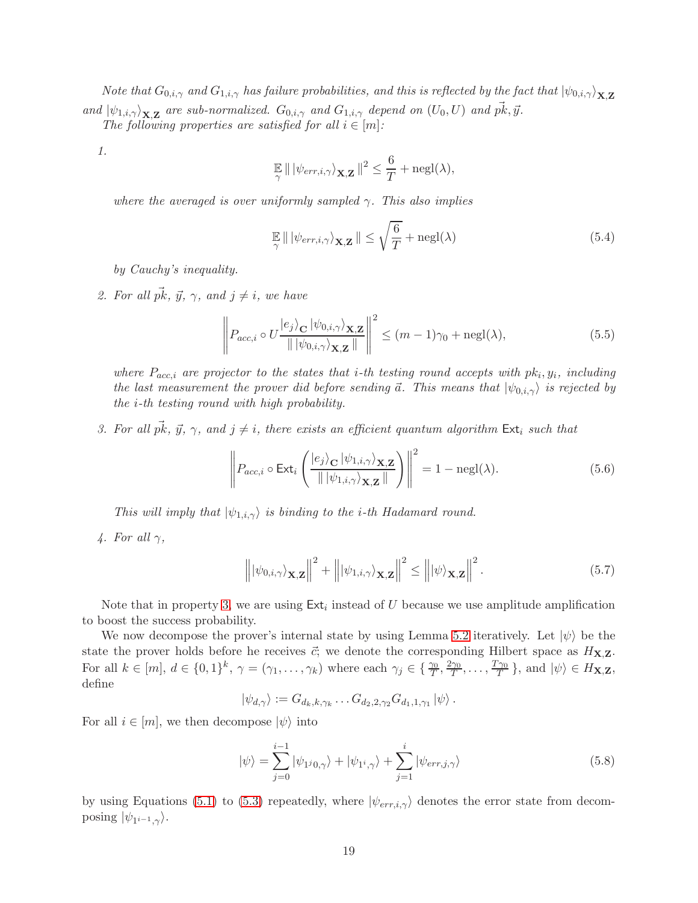*Note that $G_{0,i,\gamma}$ and $G_{1,i,\gamma}$ has failure probabilities, and this is reflected by the fact that $|\psi_{0,i,\gamma}\rangle_{\mathbf{X},\mathbf{Z}}$ and $|\psi_{1,i,\gamma}\rangle_{\mathbf{X},\mathbf{Z}}$ are sub-normalized. $G_{0,i,\gamma}$ and $G_{1,i,\gamma}$ depend on $(U_0, U)$ and $\vec{pk}, \vec{y}$.*

*The following properties are satisfied for all $i \in [m]$:*

1. $$\mathop{\mathbb{E}}_{\gamma} \| \, |\psi_{err,i,\gamma}\rangle_{\mathbf{X},\mathbf{Z}} \, \|^2 \leq \frac{6}{T} + \text{negl}(\lambda),$$

   *where the averaged is over uniformly sampled $\gamma$. This also implies*

   $$\mathop{\mathbb{E}}_{\gamma} \| \, |\psi_{err,i,\gamma}\rangle_{\mathbf{X},\mathbf{Z}} \, \| \leq \sqrt{\frac{6}{T}} + \text{negl}(\lambda) \tag{5.4}$$

   *by Cauchy's inequality.*

2. *For all $\vec{pk}$, $\vec{y}$, $\gamma$, and $j \neq i$, we have*

   $$\left\| P_{acc,i} \circ U \frac{|e_j\rangle_{\mathbf{C}} \, |\psi_{0,i,\gamma}\rangle_{\mathbf{X},\mathbf{Z}}}{\| \, |\psi_{0,i,\gamma}\rangle_{\mathbf{X},\mathbf{Z}} \, \|} \right\|^2 \leq (m-1)\gamma_0 + \text{negl}(\lambda), \tag{5.5}$$

   *where $P_{acc,i}$ are projector to the states that $i$-th testing round accepts with $pk_i, y_i$, including the last measurement the prover did before sending $\vec{a}$. This means that $|\psi_{0,i,\gamma}\rangle$ is rejected by the $i$-th testing round with high probability.*

3. *For all $\vec{pk}$, $\vec{y}$, $\gamma$, and $j \neq i$, there exists an efficient quantum algorithm $\mathsf{Ext}_i$ such that*

   $$\left\| P_{acc,i} \circ \mathsf{Ext}_i \left( \frac{|e_j\rangle_{\mathbf{C}} \, |\psi_{1,i,\gamma}\rangle_{\mathbf{X},\mathbf{Z}}}{\| \, |\psi_{1,i,\gamma}\rangle_{\mathbf{X},\mathbf{Z}} \, \|} \right) \right\|^2 = 1 - \text{negl}(\lambda). \tag{5.6}$$

   *This will imply that $|\psi_{1,i,\gamma}\rangle$ is binding to the $i$-th Hadamard round.*

4. *For all $\gamma$,*

   $$\left\| |\psi_{0,i,\gamma}\rangle_{\mathbf{X},\mathbf{Z}} \right\|^2 + \left\| |\psi_{1,i,\gamma}\rangle_{\mathbf{X},\mathbf{Z}} \right\|^2 \leq \left\| |\psi\rangle_{\mathbf{X},\mathbf{Z}} \right\|^2. \tag{5.7}$$

Note that in property 3, we are using $\mathsf{Ext}_i$ instead of $U$ because we use amplitude amplification to boost the success probability.

We now decompose the prover's internal state by using Lemma 5.2 iteratively. Let $|\psi\rangle$ be the state the prover holds before he receives $\vec{c}$; we denote the corresponding Hilbert space as $H_{\mathbf{X},\mathbf{Z}}$. For all $k \in [m]$, $d \in \{0,1\}^k$, $\gamma = (\gamma_1, \ldots, \gamma_k)$ where each $\gamma_j \in \{ \frac{\gamma_0}{T}, \frac{2\gamma_0}{T}, \ldots, \frac{T\gamma_0}{T} \}$, and $|\psi\rangle \in H_{\mathbf{X},\mathbf{Z}}$, define

$$|\psi_{d,\gamma}\rangle := G_{d_k,k,\gamma_k} \ldots G_{d_2,2,\gamma_2} G_{d_1,1,\gamma_1} |\psi\rangle \, .$$

For all $i \in [m]$, we then decompose $|\psi\rangle$ into

$$|\psi\rangle = \sum_{j=0}^{i-1} |\psi_{1^j 0,\gamma}\rangle + |\psi_{1^i,\gamma}\rangle + \sum_{j=1}^{i} |\psi_{err,j,\gamma}\rangle \tag{5.8}$$

by using Equations (5.1) to (5.3) repeatedly, where $|\psi_{err,i,\gamma}\rangle$ denotes the error state from decomposing $|\psi_{1^{i-1},\gamma}\rangle$.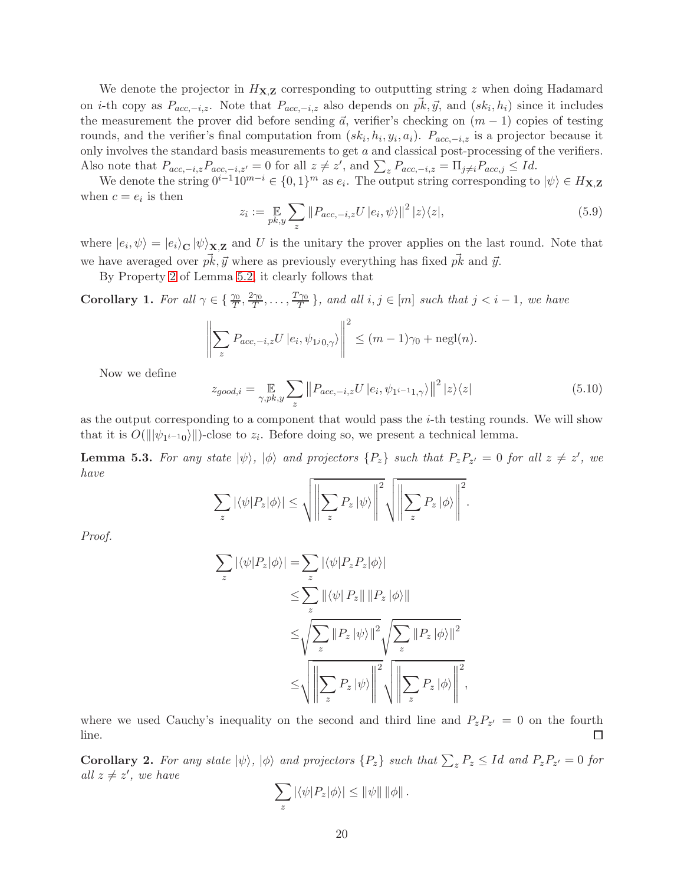We denote the projector in $H_{\mathbf{X},\mathbf{Z}}$ corresponding to outputting string $z$ when doing Hadamard on $i$-th copy as $P_{acc,-i,z}$. Note that $P_{acc,-i,z}$ also depends on $\vec{pk}, \vec{y}$, and $(sk_i, h_i)$ since it includes the measurement the prover did before sending $\vec{a}$, verifier's checking on $(m-1)$ copies of testing rounds, and the verifier's final computation from $(sk_i, h_i, y_i, a_i)$. $P_{acc,-i,z}$ is a projector because it only involves the standard basis measurements to get $a$ and classical post-processing of the verifiers. Also note that $P_{acc,-i,z}P_{acc,-i,z'} = 0$ for all $z \neq z'$, and $\sum_z P_{acc,-i,z} = \Pi_{j\neq i}P_{acc,j} \leq Id$.

We denote the string $0^{i-1}10^{m-i} \in \{0,1\}^m$ as $e_i$. The output string corresponding to $|\psi\rangle \in H_{\mathbf{X},\mathbf{Z}}$ when $c = e_i$ is then

$$z_i := \mathop{\mathbb{E}}_{pk,y} \sum_z \left\| P_{acc,-i,z} U \left| e_i, \psi \right\rangle \right\|^2 |z\rangle\langle z|, \tag{5.9}$$

where $|e_i, \psi\rangle = |e_i\rangle_{\mathbf{C}} |\psi\rangle_{\mathbf{X},\mathbf{Z}}$ and $U$ is the unitary the prover applies on the last round. Note that we have averaged over $\vec{pk}, \vec{y}$ where as previously everything has fixed $\vec{pk}$ and $\vec{y}$.

By Property 2 of Lemma 5.2, it clearly follows that

**Corollary 1.** *For all $\gamma \in \{\frac{\gamma_0}{T}, \frac{2\gamma_0}{T}, \ldots, \frac{T\gamma_0}{T}\}$, and all $i, j \in [m]$ such that $j < i - 1$, we have*

$$\left\| \sum_z P_{acc,-i,z} U \left| e_i, \psi_{1^j 0,\gamma} \right\rangle \right\|^2 \leq (m-1)\gamma_0 + \text{negl}(n).$$

Now we define

$$z_{good,i} = \mathop{\mathbb{E}}_{\gamma,pk,y} \sum_z \left\| P_{acc,-i,z} U \left| e_i, \psi_{1^{i-1}1,\gamma} \right\rangle \right\|^2 |z\rangle\langle z| \tag{5.10}$$

as the output corresponding to a component that would pass the $i$-th testing rounds. We will show that it is $O(\| |\psi_{1^{i-1}0}\rangle \|)$-close to $z_i$. Before doing so, we present a technical lemma.

**Lemma 5.3.** *For any state $|\psi\rangle$, $|\phi\rangle$ and projectors $\{P_z\}$ such that $P_z P_{z'} = 0$ for all $z \neq z'$, we have*

$$\sum_z |\langle \psi | P_z | \phi \rangle| \leq \sqrt{\left\| \sum_z P_z |\psi\rangle \right\|^2} \sqrt{\left\| \sum_z P_z |\phi\rangle \right\|^2}.$$

*Proof.*

$$\begin{aligned}
\sum_z |\langle \psi | P_z | \phi \rangle| &= \sum_z |\langle \psi | P_z P_z | \phi \rangle| \\
&\leq \sum_z \| \langle \psi | P_z \| \, \| P_z |\phi\rangle \| \\
&\leq \sqrt{\sum_z \| P_z |\psi\rangle \|^2} \sqrt{\sum_z \| P_z |\phi\rangle \|^2} \\
&\leq \sqrt{\left\| \sum_z P_z |\psi\rangle \right\|^2} \sqrt{\left\| \sum_z P_z |\phi\rangle \right\|^2},
\end{aligned}$$

where we used Cauchy's inequality on the second and third line and $P_z P_{z'} = 0$ on the fourth line. ∎

**Corollary 2.** *For any state $|\psi\rangle$, $|\phi\rangle$ and projectors $\{P_z\}$ such that $\sum_z P_z \leq Id$ and $P_z P_{z'} = 0$ for all $z \neq z'$, we have*

$$\sum_z |\langle \psi | P_z | \phi \rangle| \leq \|\psi\| \, \|\phi\| \, .$$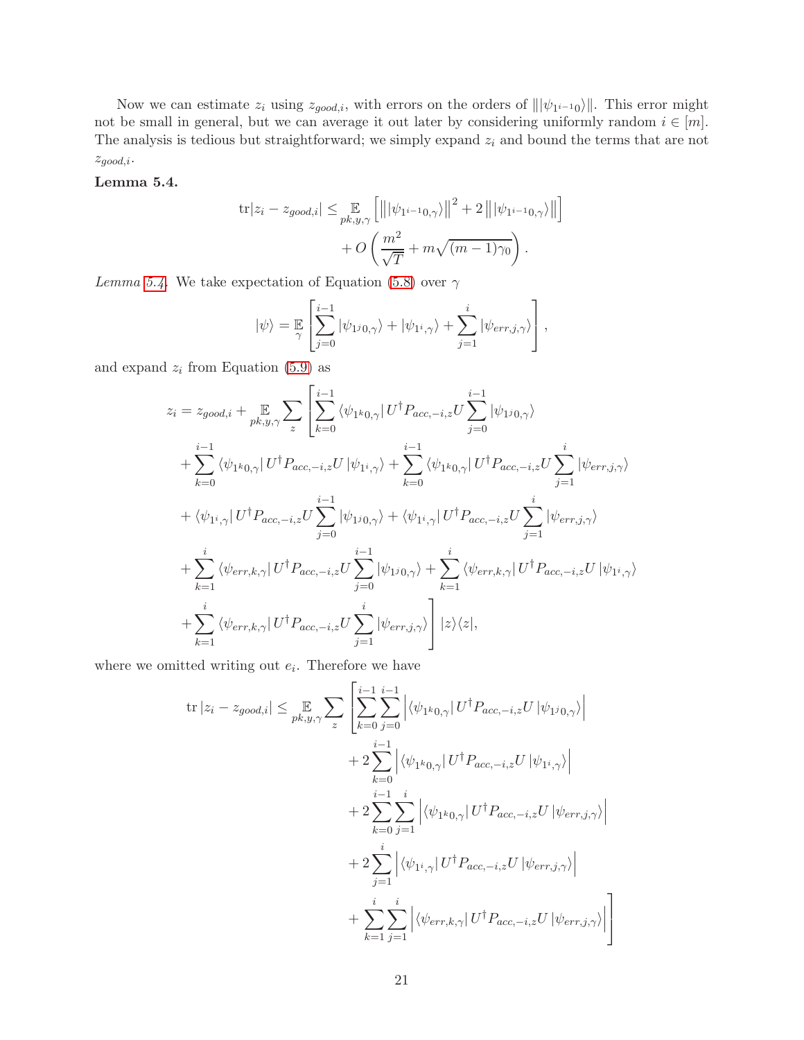Now we can estimate $z_i$ using $z_{good,i}$, with errors on the orders of $\||\psi_{1^{i-1}0}\rangle\|$. This error might not be small in general, but we can average it out later by considering uniformly random $i \in [m]$. The analysis is tedious but straightforward; we simply expand $z_i$ and bound the terms that are not $z_{good,i}$.

**Lemma 5.4.**

$$\operatorname{tr}|z_i - z_{good,i}| \leq \mathop{\mathbb{E}}_{pk,y,\gamma}\left[\left\||\psi_{1^{i-1}0,\gamma}\rangle\right\|^2 + 2\left\||\psi_{1^{i-1}0,\gamma}\rangle\right\|\right] + O\left(\frac{m^2}{\sqrt{T}} + m\sqrt{(m-1)\gamma_0}\right).$$

*Lemma 5.4.* We take expectation of Equation (5.8) over $\gamma$

$$|\psi\rangle = \mathop{\mathbb{E}}_{\gamma}\left[\sum_{j=0}^{i-1}|\psi_{1^j0,\gamma}\rangle + |\psi_{1^i,\gamma}\rangle + \sum_{j=1}^{i}|\psi_{err,j,\gamma}\rangle\right],$$

and expand $z_i$ from Equation (5.9) as

$$\begin{aligned}
z_i = z_{good,i} + \mathop{\mathbb{E}}_{pk,y,\gamma}\sum_z \Bigg[&\sum_{k=0}^{i-1}\langle\psi_{1^k0,\gamma}|U^\dagger P_{acc,-i,z}U\sum_{j=0}^{i-1}|\psi_{1^j0,\gamma}\rangle \\
&+ \sum_{k=0}^{i-1}\langle\psi_{1^k0,\gamma}|U^\dagger P_{acc,-i,z}U|\psi_{1^i,\gamma}\rangle + \sum_{k=0}^{i-1}\langle\psi_{1^k0,\gamma}|U^\dagger P_{acc,-i,z}U\sum_{j=1}^{i}|\psi_{err,j,\gamma}\rangle \\
&+ \langle\psi_{1^i,\gamma}|U^\dagger P_{acc,-i,z}U\sum_{j=0}^{i-1}|\psi_{1^j0,\gamma}\rangle + \langle\psi_{1^i,\gamma}|U^\dagger P_{acc,-i,z}U\sum_{j=1}^{i}|\psi_{err,j,\gamma}\rangle \\
&+ \sum_{k=1}^{i}\langle\psi_{err,k,\gamma}|U^\dagger P_{acc,-i,z}U\sum_{j=0}^{i-1}|\psi_{1^j0,\gamma}\rangle + \sum_{k=1}^{i}\langle\psi_{err,k,\gamma}|U^\dagger P_{acc,-i,z}U|\psi_{1^i,\gamma}\rangle \\
&+ \sum_{k=1}^{i}\langle\psi_{err,k,\gamma}|U^\dagger P_{acc,-i,z}U\sum_{j=1}^{i}|\psi_{err,j,\gamma}\rangle\Bigg]|z\rangle\langle z|,
\end{aligned}$$

where we omitted writing out $e_i$. Therefore we have

$$\begin{aligned}
\operatorname{tr}|z_i - z_{good,i}| \leq \mathop{\mathbb{E}}_{pk,y,\gamma}\sum_z \Bigg[&\sum_{k=0}^{i-1}\sum_{j=0}^{i-1}\left|\langle\psi_{1^k0,\gamma}|U^\dagger P_{acc,-i,z}U|\psi_{1^j0,\gamma}\rangle\right| \\
&+ 2\sum_{k=0}^{i-1}\left|\langle\psi_{1^k0,\gamma}|U^\dagger P_{acc,-i,z}U|\psi_{1^i,\gamma}\rangle\right| \\
&+ 2\sum_{k=0}^{i-1}\sum_{j=1}^{i}\left|\langle\psi_{1^k0,\gamma}|U^\dagger P_{acc,-i,z}U|\psi_{err,j,\gamma}\rangle\right| \\
&+ 2\sum_{j=1}^{i}\left|\langle\psi_{1^i,\gamma}|U^\dagger P_{acc,-i,z}U|\psi_{err,j,\gamma}\rangle\right| \\
&+ \sum_{k=1}^{i}\sum_{j=1}^{i}\left|\langle\psi_{err,k,\gamma}|U^\dagger P_{acc,-i,z}U|\psi_{err,j,\gamma}\rangle\right|\Bigg]
\end{aligned}$$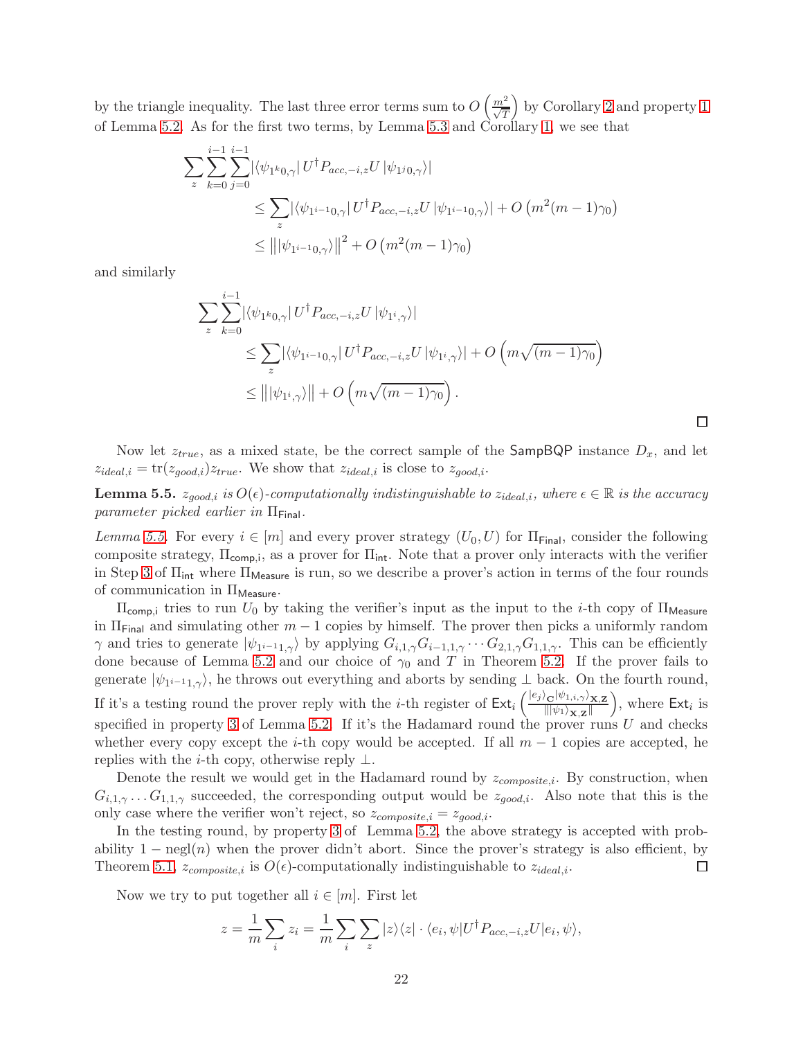by the triangle inequality. The last three error terms sum to $O\left(\frac{m^2}{\sqrt{T}}\right)$ by Corollary 2 and property 1 of Lemma 5.2. As for the first two terms, by Lemma 5.3 and Corollary 1, we see that

$$
\begin{aligned}
\sum_z \sum_{k=0}^{i-1} \sum_{j=0}^{i-1} &|\langle \psi_{1^k 0,\gamma}| U^\dagger P_{acc,-i,z} U |\psi_{1^j 0,\gamma}\rangle| \\
&\leq \sum_z |\langle \psi_{1^{i-1}0,\gamma}| U^\dagger P_{acc,-i,z} U |\psi_{1^{i-1}0,\gamma}\rangle| + O\left(m^2(m-1)\gamma_0\right) \\
&\leq \left\| |\psi_{1^{i-1}0,\gamma}\rangle \right\|^2 + O\left(m^2(m-1)\gamma_0\right)
\end{aligned}
$$

and similarly

$$
\begin{aligned}
\sum_z \sum_{k=0}^{i-1} &|\langle \psi_{1^k 0,\gamma}| U^\dagger P_{acc,-i,z} U |\psi_{1^i,\gamma}\rangle| \\
&\leq \sum_z |\langle \psi_{1^{i-1}0,\gamma}| U^\dagger P_{acc,-i,z} U |\psi_{1^i,\gamma}\rangle| + O\left(m\sqrt{(m-1)\gamma_0}\right) \\
&\leq \left\| |\psi_{1^i,\gamma}\rangle \right\| + O\left(m\sqrt{(m-1)\gamma_0}\right).
\end{aligned}
$$

□

Now let $z_{true}$, as a mixed state, be the correct sample of the SampBQP instance $D_x$, and let $z_{ideal,i} = \operatorname{tr}(z_{good,i}) z_{true}$. We show that $z_{ideal,i}$ is close to $z_{good,i}$.

**Lemma 5.5.** *$z_{good,i}$ is $O(\epsilon)$-computationally indistinguishable to $z_{ideal,i}$, where $\epsilon \in \mathbb{R}$ is the accuracy parameter picked earlier in $\Pi_{\mathsf{Final}}$.*

*Lemma 5.5.* For every $i \in [m]$ and every prover strategy $(U_0, U)$ for $\Pi_{\mathsf{Final}}$, consider the following composite strategy, $\Pi_{\mathsf{comp,i}}$, as a prover for $\Pi_{\mathsf{int}}$. Note that a prover only interacts with the verifier in Step 3 of $\Pi_{\mathsf{int}}$ where $\Pi_{\mathsf{Measure}}$ is run, so we describe a prover's action in terms of the four rounds of communication in $\Pi_{\mathsf{Measure}}$.

$\Pi_{\mathsf{comp,i}}$ tries to run $U_0$ by taking the verifier's input as the input to the $i$-th copy of $\Pi_{\mathsf{Measure}}$ in $\Pi_{\mathsf{Final}}$ and simulating other $m-1$ copies by himself. The prover then picks a uniformly random $\gamma$ and tries to generate $|\psi_{1^{i-1}1,\gamma}\rangle$ by applying $G_{i,1,\gamma} G_{i-1,1,\gamma} \cdots G_{2,1,\gamma} G_{1,1,\gamma}$. This can be efficiently done because of Lemma 5.2 and our choice of $\gamma_0$ and $T$ in Theorem 5.2. If the prover fails to generate $|\psi_{1^{i-1}1,\gamma}\rangle$, he throws out everything and aborts by sending $\perp$ back. On the fourth round, If it's a testing round the prover reply with the $i$-th register of $\mathsf{Ext}_i\left(\frac{|e_j\rangle_{\mathbf{C}}|\psi_{1,i,\gamma}\rangle_{\mathbf{X},\mathbf{Z}}}{\||\psi_1\rangle_{\mathbf{X},\mathbf{Z}}\|}\right)$, where $\mathsf{Ext}_i$ is specified in property 3 of Lemma 5.2. If it's the Hadamard round the prover runs $U$ and checks whether every copy except the $i$-th copy would be accepted. If all $m-1$ copies are accepted, he replies with the $i$-th copy, otherwise reply $\perp$.

Denote the result we would get in the Hadamard round by $z_{composite,i}$. By construction, when $G_{i,1,\gamma} \ldots G_{1,1,\gamma}$ succeeded, the corresponding output would be $z_{good,i}$. Also note that this is the only case where the verifier won't reject, so $z_{composite,i} = z_{good,i}$.

In the testing round, by property 3 of Lemma 5.2, the above strategy is accepted with probability $1 - \operatorname{negl}(n)$ when the prover didn't abort. Since the prover's strategy is also efficient, by Theorem 5.1, $z_{composite,i}$ is $O(\epsilon)$-computationally indistinguishable to $z_{ideal,i}$. □

Now we try to put together all $i \in [m]$. First let

$$
z = \frac{1}{m}\sum_i z_i = \frac{1}{m}\sum_i \sum_z |z\rangle\langle z| \cdot \langle e_i, \psi | U^\dagger P_{acc,-i,z} U | e_i, \psi\rangle,
$$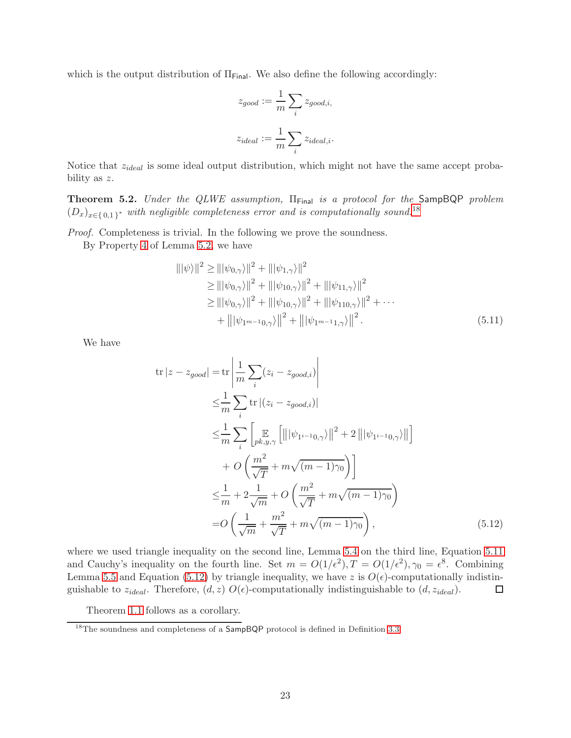which is the output distribution of $\Pi_{\mathsf{Final}}$. We also define the following accordingly:

$$z_{good} := \frac{1}{m} \sum_i z_{good,i},$$

$$z_{ideal} := \frac{1}{m} \sum_i z_{ideal,i}.$$

Notice that $z_{ideal}$ is some ideal output distribution, which might not have the same accept probability as $z$.

**Theorem 5.2.** *Under the QLWE assumption, $\Pi_{\mathsf{Final}}$ is a protocol for the $\mathsf{SampBQP}$ problem $(D_x)_{x\in\{0,1\}^*}$ with negligible completeness error and is computationally sound.*[18]

*Proof.* Completeness is trivial. In the following we prove the soundness.

By Property 4 of Lemma 5.2, we have

$$\begin{aligned}
\| |\psi\rangle \|^2 &\geq \| |\psi_{0,\gamma}\rangle \|^2 + \| |\psi_{1,\gamma}\rangle \|^2 \\
&\geq \| |\psi_{0,\gamma}\rangle \|^2 + \| |\psi_{10,\gamma}\rangle \|^2 + \| |\psi_{11,\gamma}\rangle \|^2 \\
&\geq \| |\psi_{0,\gamma}\rangle \|^2 + \| |\psi_{10,\gamma}\rangle \|^2 + \| |\psi_{110,\gamma}\rangle \|^2 + \cdots \\
&\quad + \left\| |\psi_{1^{m-1}0,\gamma}\rangle \right\|^2 + \left\| |\psi_{1^{m-1}1,\gamma}\rangle \right\|^2 . \qquad (5.11)
\end{aligned}$$

We have

$$\begin{aligned}
\operatorname{tr} |z - z_{good}| &= \operatorname{tr} \left| \frac{1}{m} \sum_i (z_i - z_{good,i}) \right| \\
&\leq \frac{1}{m} \sum_i \operatorname{tr} |(z_i - z_{good,i})| \\
&\leq \frac{1}{m} \sum_i \left[ \mathop{\mathbb{E}}_{pk,y,\gamma} \left[ \left\| |\psi_{1^{i-1}0,\gamma}\rangle \right\|^2 + 2 \left\| |\psi_{1^{i-1}0,\gamma}\rangle \right\| \right] \right. \\
&\quad \left. + O\left( \frac{m^2}{\sqrt{T}} + m\sqrt{(m-1)\gamma_0} \right) \right] \\
&\leq \frac{1}{m} + 2\frac{1}{\sqrt{m}} + O\left( \frac{m^2}{\sqrt{T}} + m\sqrt{(m-1)\gamma_0} \right) \\
&= O\left( \frac{1}{\sqrt{m}} + \frac{m^2}{\sqrt{T}} + m\sqrt{(m-1)\gamma_0} \right), \qquad (5.12)
\end{aligned}$$

where we used triangle inequality on the second line, Lemma 5.4 on the third line, Equation 5.11 and Cauchy's inequality on the fourth line. Set $m = O(1/\epsilon^2), T = O(1/\epsilon^2), \gamma_0 = \epsilon^8$. Combining Lemma 5.5 and Equation (5.12) by triangle inequality, we have $z$ is $O(\epsilon)$-computationally indistinguishable to $z_{ideal}$. Therefore, $(d, z)$ $O(\epsilon)$-computationally indistinguishable to $(d, z_{ideal})$. ∎

Theorem 1.1 follows as a corollary.

[18] The soundness and completeness of a $\mathsf{SampBQP}$ protocol is defined in Definition 3.3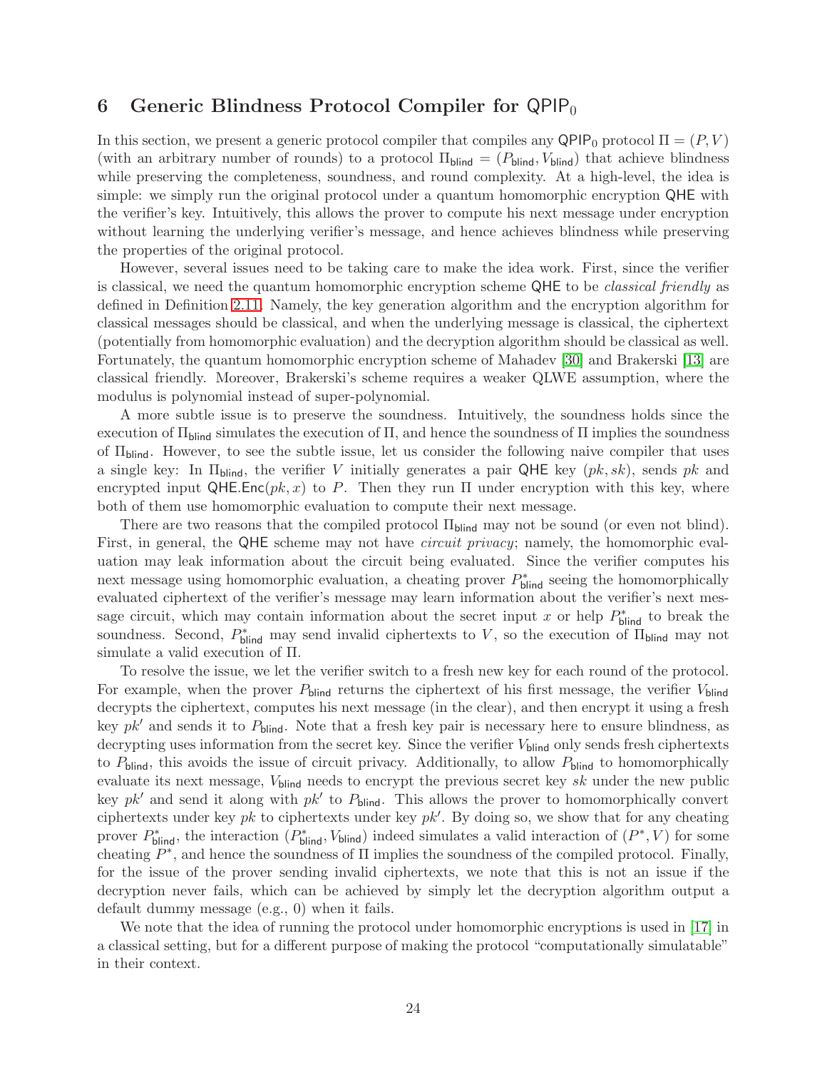# 6 Generic Blindness Protocol Compiler for $\mathsf{QPIP}_0$

In this section, we present a generic protocol compiler that compiles any $\mathsf{QPIP}_0$ protocol $\Pi = (P, V)$ (with an arbitrary number of rounds) to a protocol $\Pi_{\mathsf{blind}} = (P_{\mathsf{blind}}, V_{\mathsf{blind}})$ that achieve blindness while preserving the completeness, soundness, and round complexity. At a high-level, the idea is simple: we simply run the original protocol under a quantum homomorphic encryption $\mathsf{QHE}$ with the verifier's key. Intuitively, this allows the prover to compute his next message under encryption without learning the underlying verifier's message, and hence achieves blindness while preserving the properties of the original protocol.

However, several issues need to be taking care to make the idea work. First, since the verifier is classical, we need the quantum homomorphic encryption scheme $\mathsf{QHE}$ to be *classical friendly* as defined in Definition 2.11. Namely, the key generation algorithm and the encryption algorithm for classical messages should be classical, and when the underlying message is classical, the ciphertext (potentially from homomorphic evaluation) and the decryption algorithm should be classical as well. Fortunately, the quantum homomorphic encryption scheme of Mahadev [30] and Brakerski [13] are classical friendly. Moreover, Brakerski's scheme requires a weaker QLWE assumption, where the modulus is polynomial instead of super-polynomial.

A more subtle issue is to preserve the soundness. Intuitively, the soundness holds since the execution of $\Pi_{\mathsf{blind}}$ simulates the execution of $\Pi$, and hence the soundness of $\Pi$ implies the soundness of $\Pi_{\mathsf{blind}}$. However, to see the subtle issue, let us consider the following naive compiler that uses a single key: In $\Pi_{\mathsf{blind}}$, the verifier $V$ initially generates a pair $\mathsf{QHE}$ key $(pk, sk)$, sends $pk$ and encrypted input $\mathsf{QHE.Enc}(pk, x)$ to $P$. Then they run $\Pi$ under encryption with this key, where both of them use homomorphic evaluation to compute their next message.

There are two reasons that the compiled protocol $\Pi_{\mathsf{blind}}$ may not be sound (or even not blind). First, in general, the $\mathsf{QHE}$ scheme may not have *circuit privacy*; namely, the homomorphic evaluation may leak information about the circuit being evaluated. Since the verifier computes his next message using homomorphic evaluation, a cheating prover $P^*_{\mathsf{blind}}$ seeing the homomorphically evaluated ciphertext of the verifier's message may learn information about the verifier's next message circuit, which may contain information about the secret input $x$ or help $P^*_{\mathsf{blind}}$ to break the soundness. Second, $P^*_{\mathsf{blind}}$ may send invalid ciphertexts to $V$, so the execution of $\Pi_{\mathsf{blind}}$ may not simulate a valid execution of $\Pi$.

To resolve the issue, we let the verifier switch to a fresh new key for each round of the protocol. For example, when the prover $P_{\mathsf{blind}}$ returns the ciphertext of his first message, the verifier $V_{\mathsf{blind}}$ decrypts the ciphertext, computes his next message (in the clear), and then encrypt it using a fresh key $pk'$ and sends it to $P_{\mathsf{blind}}$. Note that a fresh key pair is necessary here to ensure blindness, as decrypting uses information from the secret key. Since the verifier $V_{\mathsf{blind}}$ only sends fresh ciphertexts to $P_{\mathsf{blind}}$, this avoids the issue of circuit privacy. Additionally, to allow $P_{\mathsf{blind}}$ to homomorphically evaluate its next message, $V_{\mathsf{blind}}$ needs to encrypt the previous secret key $sk$ under the new public key $pk'$ and send it along with $pk'$ to $P_{\mathsf{blind}}$. This allows the prover to homomorphically convert ciphertexts under key $pk$ to ciphertexts under key $pk'$. By doing so, we show that for any cheating prover $P^*_{\mathsf{blind}}$, the interaction $(P^*_{\mathsf{blind}}, V_{\mathsf{blind}})$ indeed simulates a valid interaction of $(P^*, V)$ for some cheating $P^*$, and hence the soundness of $\Pi$ implies the soundness of the compiled protocol. Finally, for the issue of the prover sending invalid ciphertexts, we note that this is not an issue if the decryption never fails, which can be achieved by simply let the decryption algorithm output a default dummy message (e.g., 0) when it fails.

We note that the idea of running the protocol under homomorphic encryptions is used in [17] in a classical setting, but for a different purpose of making the protocol "computationally simulatable" in their context.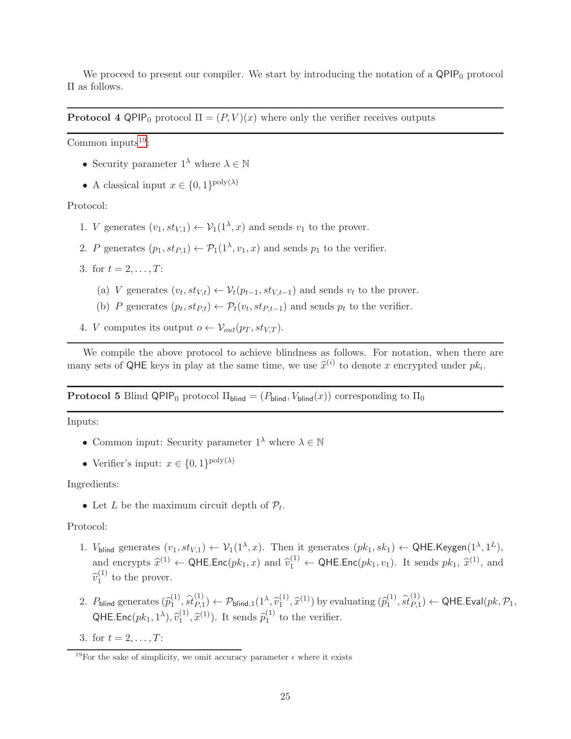We proceed to present our compiler. We start by introducing the notation of a $\mathsf{QPIP}_0$ protocol $\Pi$ as follows.

---

**Protocol 4** $\mathsf{QPIP}_0$ protocol $\Pi = (P, V)(x)$ where only the verifier receives outputs

---

Common inputs[19]:

- Security parameter $1^\lambda$ where $\lambda \in \mathbb{N}$
- A classical input $x \in \{0,1\}^{\mathrm{poly}(\lambda)}$

Protocol:

1. $V$ generates $(v_1, st_{V,1}) \leftarrow \mathcal{V}_1(1^\lambda, x)$ and sends $v_1$ to the prover.
2. $P$ generates $(p_1, st_{P,1}) \leftarrow \mathcal{P}_1(1^\lambda, v_1, x)$ and sends $p_1$ to the verifier.
3. for $t = 2, \ldots, T$:
   (a) $V$ generates $(v_t, st_{V,t}) \leftarrow \mathcal{V}_t(p_{t-1}, st_{V,t-1})$ and sends $v_t$ to the prover.
   (b) $P$ generates $(p_t, st_{P,t}) \leftarrow \mathcal{P}_t(v_t, st_{P,t-1})$ and sends $p_t$ to the verifier.
4. $V$ computes its output $o \leftarrow \mathcal{V}_{out}(p_T, st_{V,T})$.

---

We compile the above protocol to achieve blindness as follows. For notation, when there are many sets of $\mathsf{QHE}$ keys in play at the same time, we use $\widehat{x}^{(i)}$ to denote $x$ encrypted under $pk_i$.

---

**Protocol 5** Blind $\mathsf{QPIP}_0$ protocol $\Pi_{\mathsf{blind}} = (P_{\mathsf{blind}}, V_{\mathsf{blind}}(x))$ corresponding to $\Pi_0$

---

Inputs:

- Common input: Security parameter $1^\lambda$ where $\lambda \in \mathbb{N}$
- Verifier's input: $x \in \{0,1\}^{\mathrm{poly}(\lambda)}$

Ingredients:

- Let $L$ be the maximum circuit depth of $\mathcal{P}_t$.

Protocol:

1. $V_{\mathsf{blind}}$ generates $(v_1, st_{V,1}) \leftarrow \mathcal{V}_1(1^\lambda, x)$. Then it generates $(pk_1, sk_1) \leftarrow \mathsf{QHE.Keygen}(1^\lambda, 1^L)$, and encrypts $\widehat{x}^{(1)} \leftarrow \mathsf{QHE.Enc}(pk_1, x)$ and $\widehat{v}_1^{(1)} \leftarrow \mathsf{QHE.Enc}(pk_1, v_1)$. It sends $pk_1$, $\widehat{x}^{(1)}$, and $\widehat{v}_1^{(1)}$ to the prover.
2. $P_{\mathsf{blind}}$ generates $(\widehat{p}_1^{(1)}, \widehat{st}_{P,1}^{(1)}) \leftarrow \mathcal{P}_{\mathsf{blind},1}(1^\lambda, \widehat{v}_1^{(1)}, \widehat{x}^{(1)})$ by evaluating $(\widehat{p}_1^{(1)}, \widehat{st}_{P,1}^{(1)}) \leftarrow \mathsf{QHE.Eval}(pk, \mathcal{P}_1, \mathsf{QHE.Enc}(pk_1, 1^\lambda), \widehat{v}_1^{(1)}, \widehat{x}^{(1)})$. It sends $\widehat{p}_1^{(1)}$ to the verifier.
3. for $t = 2, \ldots, T$:

[19] For the sake of simplicity, we omit accuracy parameter $\epsilon$ where it exists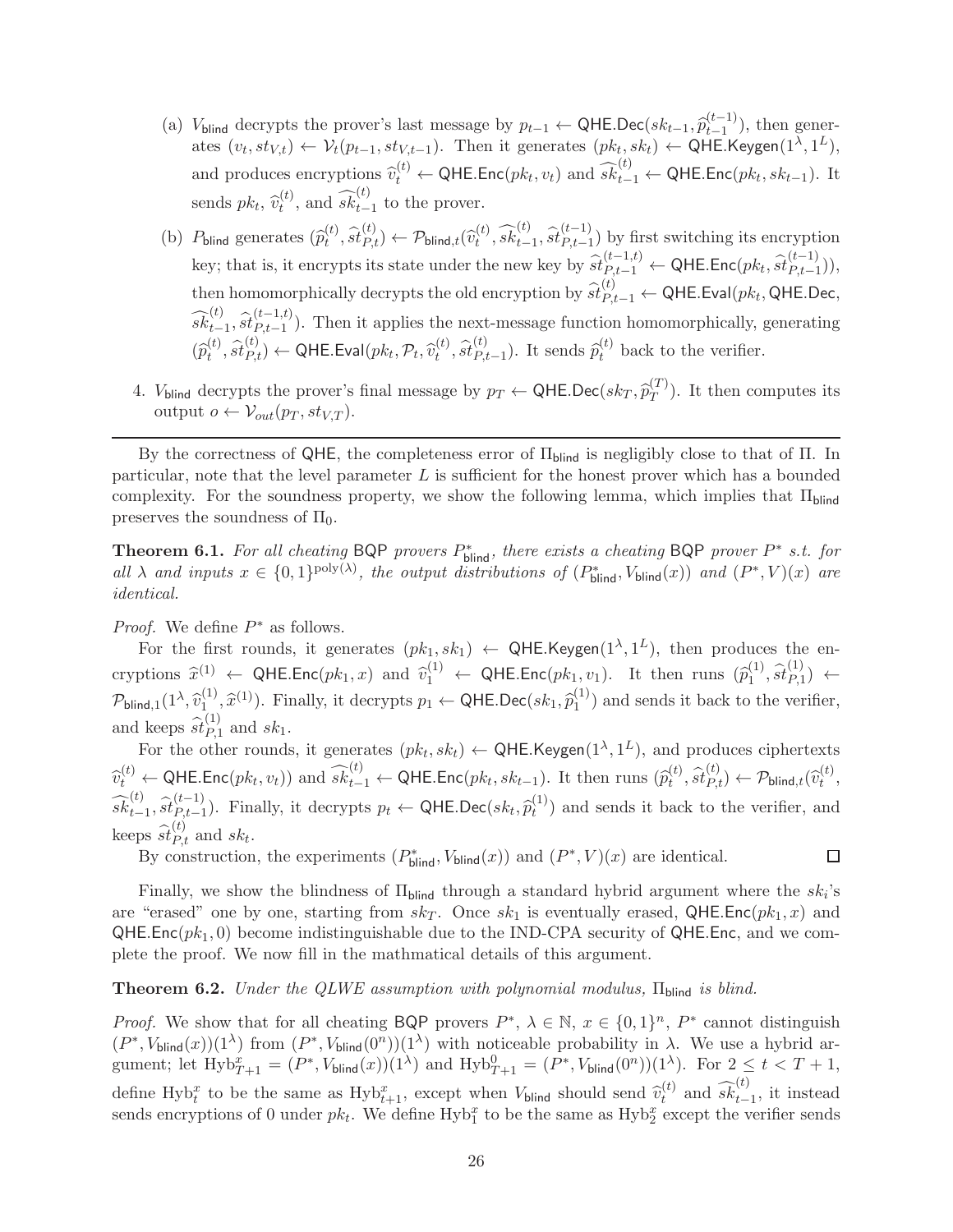(a) $V_{\mathsf{blind}}$ decrypts the prover's last message by $p_{t-1} \leftarrow \mathsf{QHE.Dec}(sk_{t-1}, \widehat{p}_{t-1}^{(t-1)})$, then generates $(v_t, st_{V,t}) \leftarrow \mathcal{V}_t(p_{t-1}, st_{V,t-1})$. Then it generates $(pk_t, sk_t) \leftarrow \mathsf{QHE.Keygen}(1^\lambda, 1^L)$, and produces encryptions $\widehat{v}_t^{(t)} \leftarrow \mathsf{QHE.Enc}(pk_t, v_t)$ and $\widehat{sk}_{t-1}^{(t)} \leftarrow \mathsf{QHE.Enc}(pk_t, sk_{t-1})$. It sends $pk_t$, $\widehat{v}_t^{(t)}$, and $\widehat{sk}_{t-1}^{(t)}$ to the prover.

(b) $P_{\mathsf{blind}}$ generates $(\widehat{p}_t^{(t)}, \widehat{st}_{P,t}^{(t)}) \leftarrow \mathcal{P}_{\mathsf{blind},t}(\widehat{v}_t^{(t)}, \widehat{sk}_{t-1}^{(t)}, \widehat{st}_{P,t-1}^{(t-1)})$ by first switching its encryption key; that is, it encrypts its state under the new key by $\widehat{st}_{P,t-1}^{(t-1,t)} \leftarrow \mathsf{QHE.Enc}(pk_t, \widehat{st}_{P,t-1}^{(t-1)})$), then homomorphically decrypts the old encryption by $\widehat{st}_{P,t-1}^{(t)} \leftarrow \mathsf{QHE.Eval}(pk_t, \mathsf{QHE.Dec}, \widehat{sk}_{t-1}^{(t)}, \widehat{st}_{P,t-1}^{(t-1,t)})$. Then it applies the next-message function homomorphically, generating $(\widehat{p}_t^{(t)}, \widehat{st}_{P,t}^{(t)}) \leftarrow \mathsf{QHE.Eval}(pk_t, \mathcal{P}_t, \widehat{v}_t^{(t)}, \widehat{st}_{P,t-1}^{(t)})$. It sends $\widehat{p}_t^{(t)}$ back to the verifier.

4. $V_{\mathsf{blind}}$ decrypts the prover's final message by $p_T \leftarrow \mathsf{QHE.Dec}(sk_T, \widehat{p}_T^{(T)})$. It then computes its output $o \leftarrow \mathcal{V}_{out}(p_T, st_{V,T})$.

---

By the correctness of $\mathsf{QHE}$, the completeness error of $\Pi_{\mathsf{blind}}$ is negligibly close to that of $\Pi$. In particular, note that the level parameter $L$ is sufficient for the honest prover which has a bounded complexity. For the soundness property, we show the following lemma, which implies that $\Pi_{\mathsf{blind}}$ preserves the soundness of $\Pi_0$.

**Theorem 6.1.** *For all cheating* $\mathsf{BQP}$ *provers* $P^*_{\mathsf{blind}}$*, there exists a cheating* $\mathsf{BQP}$ *prover* $P^*$ *s.t. for all* $\lambda$ *and inputs* $x \in \{0,1\}^{\mathrm{poly}(\lambda)}$*, the output distributions of* $(P^*_{\mathsf{blind}}, V_{\mathsf{blind}}(x))$ *and* $(P^*, V)(x)$ *are identical.*

*Proof.* We define $P^*$ as follows.

For the first rounds, it generates $(pk_1, sk_1) \leftarrow \mathsf{QHE.Keygen}(1^\lambda, 1^L)$, then produces the encryptions $\widehat{x}^{(1)} \leftarrow \mathsf{QHE.Enc}(pk_1, x)$ and $\widehat{v}_1^{(1)} \leftarrow \mathsf{QHE.Enc}(pk_1, v_1)$. It then runs $(\widehat{p}_1^{(1)}, \widehat{st}_{P,1}^{(1)}) \leftarrow \mathcal{P}_{\mathsf{blind},1}(1^\lambda, \widehat{v}_1^{(1)}, \widehat{x}^{(1)})$. Finally, it decrypts $p_1 \leftarrow \mathsf{QHE.Dec}(sk_1, \widehat{p}_1^{(1)})$ and sends it back to the verifier, and keeps $\widehat{st}_{P,1}^{(1)}$ and $sk_1$.

For the other rounds, it generates $(pk_t, sk_t) \leftarrow \mathsf{QHE.Keygen}(1^\lambda, 1^L)$, and produces ciphertexts $\widehat{v}_t^{(t)} \leftarrow \mathsf{QHE.Enc}(pk_t, v_t))$ and $\widehat{sk}_{t-1}^{(t)} \leftarrow \mathsf{QHE.Enc}(pk_t, sk_{t-1})$. It then runs $(\widehat{p}_t^{(t)}, \widehat{st}_{P,t}^{(t)}) \leftarrow \mathcal{P}_{\mathsf{blind},t}(\widehat{v}_t^{(t)}, \widehat{sk}_{t-1}^{(t)}, \widehat{st}_{P,t-1}^{(t-1)})$. Finally, it decrypts $p_t \leftarrow \mathsf{QHE.Dec}(sk_t, \widehat{p}_t^{(1)})$ and sends it back to the verifier, and keeps $\widehat{st}_{P,t}^{(t)}$ and $sk_t$.

By construction, the experiments $(P^*_{\mathsf{blind}}, V_{\mathsf{blind}}(x))$ and $(P^*, V)(x)$ are identical. $\square$

Finally, we show the blindness of $\Pi_{\mathsf{blind}}$ through a standard hybrid argument where the $sk_i$'s are "erased" one by one, starting from $sk_T$. Once $sk_1$ is eventually erased, $\mathsf{QHE.Enc}(pk_1, x)$ and $\mathsf{QHE.Enc}(pk_1, 0)$ become indistinguishable due to the IND-CPA security of $\mathsf{QHE.Enc}$, and we complete the proof. We now fill in the mathmatical details of this argument.

**Theorem 6.2.** *Under the QLWE assumption with polynomial modulus,* $\Pi_{\mathsf{blind}}$ *is blind.*

*Proof.* We show that for all cheating $\mathsf{BQP}$ provers $P^*$, $\lambda \in \mathbb{N}$, $x \in \{0,1\}^n$, $P^*$ cannot distinguish $(P^*, V_{\mathsf{blind}}(x))(1^\lambda)$ from $(P^*, V_{\mathsf{blind}}(0^n))(1^\lambda)$ with noticeable probability in $\lambda$. We use a hybrid argument; let $\mathrm{Hyb}_{T+1}^x = (P^*, V_{\mathsf{blind}}(x))(1^\lambda)$ and $\mathrm{Hyb}_{T+1}^0 = (P^*, V_{\mathsf{blind}}(0^n))(1^\lambda)$. For $2 \le t < T+1$, define $\mathrm{Hyb}_t^x$ to be the same as $\mathrm{Hyb}_{t+1}^x$, except when $V_{\mathsf{blind}}$ should send $\widehat{v}_t^{(t)}$ and $\widehat{sk}_{t-1}^{(t)}$, it instead sends encryptions of 0 under $pk_t$. We define $\mathrm{Hyb}_1^x$ to be the same as $\mathrm{Hyb}_2^x$ except the verifier sends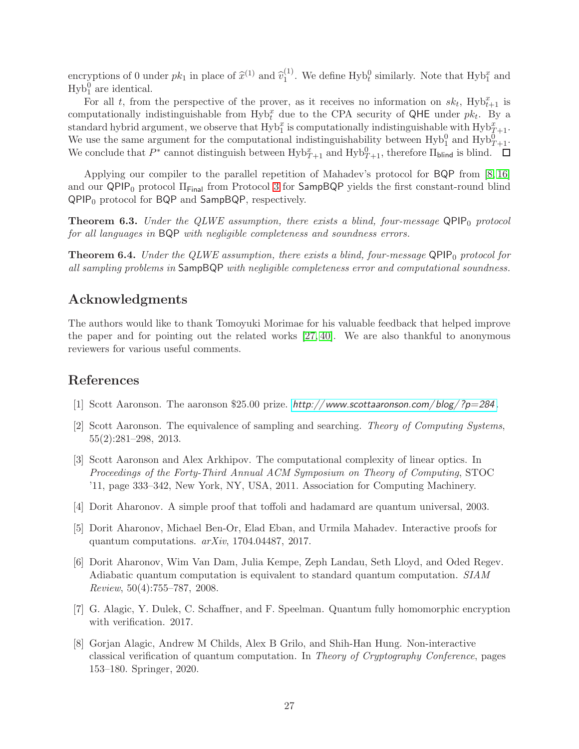encryptions of 0 under $pk_1$ in place of $\widehat{x}^{(1)}$ and $\widehat{v}_1^{(1)}$. We define $\text{Hyb}_t^0$ similarly. Note that $\text{Hyb}_1^x$ and $\text{Hyb}_1^0$ are identical.

For all $t$, from the perspective of the prover, as it receives no information on $sk_t$, $\text{Hyb}_{t+1}^x$ is computationally indistinguishable from $\text{Hyb}_t^x$ due to the CPA security of $\mathsf{QHE}$ under $pk_t$. By a standard hybrid argument, we observe that $\text{Hyb}_1^x$ is computationally indistinguishable with $\text{Hyb}_{T+1}^x$. We use the same argument for the computational indistinguishability between $\text{Hyb}_1^0$ and $\text{Hyb}_{T+1}^0$. We conclude that $P^*$ cannot distinguish between $\text{Hyb}_{T+1}^x$ and $\text{Hyb}_{T+1}^0$, therefore $\Pi_{\mathsf{blind}}$ is blind. $\square$

Applying our compiler to the parallel repetition of Mahadev's protocol for $\mathsf{BQP}$ from [8, 16] and our $\mathsf{QPIP}_0$ protocol $\Pi_{\mathsf{Final}}$ from Protocol 3 for $\mathsf{SampBQP}$ yields the first constant-round blind $\mathsf{QPIP}_0$ protocol for $\mathsf{BQP}$ and $\mathsf{SampBQP}$, respectively.

**Theorem 6.3.** *Under the QLWE assumption, there exists a blind, four-message* $\mathsf{QPIP}_0$ *protocol for all languages in* $\mathsf{BQP}$ *with negligible completeness and soundness errors.*

**Theorem 6.4.** *Under the QLWE assumption, there exists a blind, four-message* $\mathsf{QPIP}_0$ *protocol for all sampling problems in* $\mathsf{SampBQP}$ *with negligible completeness error and computational soundness.*

## Acknowledgments

The authors would like to thank Tomoyuki Morimae for his valuable feedback that helped improve the paper and for pointing out the related works [27, 40]. We are also thankful to anonymous reviewers for various useful comments.

## References

[1] Scott Aaronson. The aaronson \$25.00 prize. *http://www.scottaaronson.com/blog/?p=284*.

[2] Scott Aaronson. The equivalence of sampling and searching. *Theory of Computing Systems*, 55(2):281–298, 2013.

[3] Scott Aaronson and Alex Arkhipov. The computational complexity of linear optics. In *Proceedings of the Forty-Third Annual ACM Symposium on Theory of Computing*, STOC '11, page 333–342, New York, NY, USA, 2011. Association for Computing Machinery.

[4] Dorit Aharonov. A simple proof that toffoli and hadamard are quantum universal, 2003.

[5] Dorit Aharonov, Michael Ben-Or, Elad Eban, and Urmila Mahadev. Interactive proofs for quantum computations. *arXiv*, 1704.04487, 2017.

[6] Dorit Aharonov, Wim Van Dam, Julia Kempe, Zeph Landau, Seth Lloyd, and Oded Regev. Adiabatic quantum computation is equivalent to standard quantum computation. *SIAM Review*, 50(4):755–787, 2008.

[7] G. Alagic, Y. Dulek, C. Schaffner, and F. Speelman. Quantum fully homomorphic encryption with verification. 2017.

[8] Gorjan Alagic, Andrew M Childs, Alex B Grilo, and Shih-Han Hung. Non-interactive classical verification of quantum computation. In *Theory of Cryptography Conference*, pages 153–180. Springer, 2020.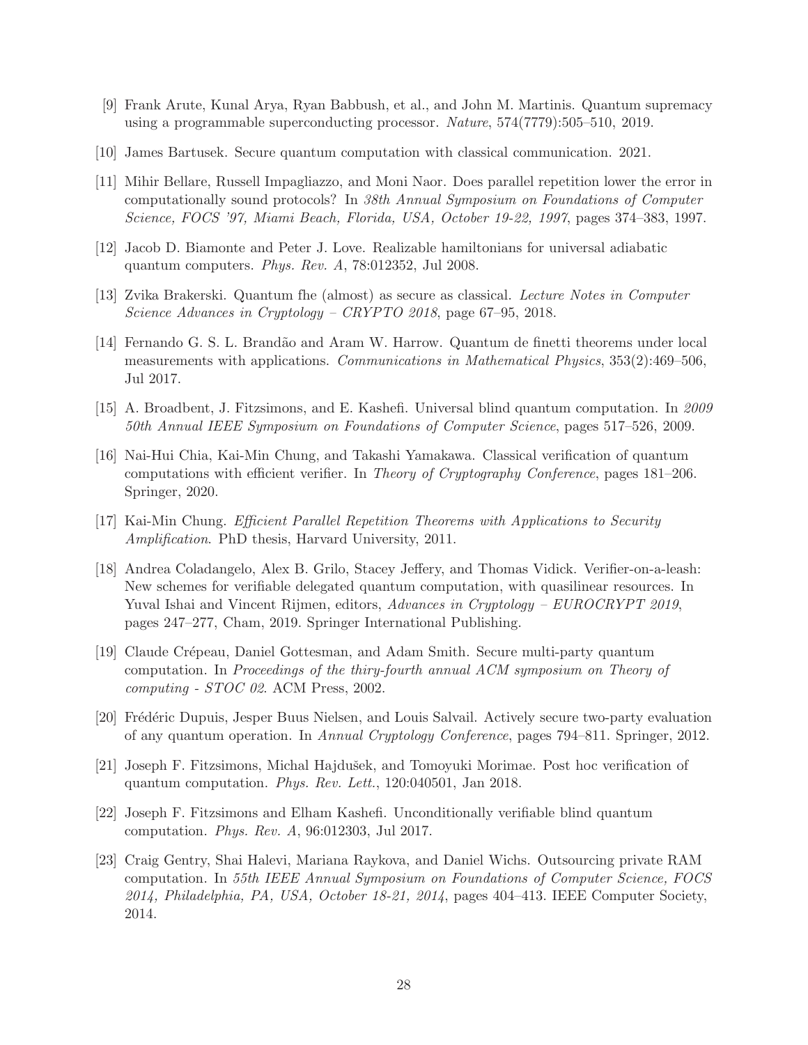[9] Frank Arute, Kunal Arya, Ryan Babbush, et al., and John M. Martinis. Quantum supremacy using a programmable superconducting processor. *Nature*, 574(7779):505–510, 2019.

[10] James Bartusek. Secure quantum computation with classical communication. 2021.

[11] Mihir Bellare, Russell Impagliazzo, and Moni Naor. Does parallel repetition lower the error in computationally sound protocols? In *38th Annual Symposium on Foundations of Computer Science, FOCS '97, Miami Beach, Florida, USA, October 19-22, 1997*, pages 374–383, 1997.

[12] Jacob D. Biamonte and Peter J. Love. Realizable hamiltonians for universal adiabatic quantum computers. *Phys. Rev. A*, 78:012352, Jul 2008.

[13] Zvika Brakerski. Quantum fhe (almost) as secure as classical. *Lecture Notes in Computer Science Advances in Cryptology – CRYPTO 2018*, page 67–95, 2018.

[14] Fernando G. S. L. Brandão and Aram W. Harrow. Quantum de finetti theorems under local measurements with applications. *Communications in Mathematical Physics*, 353(2):469–506, Jul 2017.

[15] A. Broadbent, J. Fitzsimons, and E. Kashefi. Universal blind quantum computation. In *2009 50th Annual IEEE Symposium on Foundations of Computer Science*, pages 517–526, 2009.

[16] Nai-Hui Chia, Kai-Min Chung, and Takashi Yamakawa. Classical verification of quantum computations with efficient verifier. In *Theory of Cryptography Conference*, pages 181–206. Springer, 2020.

[17] Kai-Min Chung. *Efficient Parallel Repetition Theorems with Applications to Security Amplification*. PhD thesis, Harvard University, 2011.

[18] Andrea Coladangelo, Alex B. Grilo, Stacey Jeffery, and Thomas Vidick. Verifier-on-a-leash: New schemes for verifiable delegated quantum computation, with quasilinear resources. In Yuval Ishai and Vincent Rijmen, editors, *Advances in Cryptology – EUROCRYPT 2019*, pages 247–277, Cham, 2019. Springer International Publishing.

[19] Claude Crépeau, Daniel Gottesman, and Adam Smith. Secure multi-party quantum computation. In *Proceedings of the thiry-fourth annual ACM symposium on Theory of computing - STOC 02*. ACM Press, 2002.

[20] Frédéric Dupuis, Jesper Buus Nielsen, and Louis Salvail. Actively secure two-party evaluation of any quantum operation. In *Annual Cryptology Conference*, pages 794–811. Springer, 2012.

[21] Joseph F. Fitzsimons, Michal Hajdušek, and Tomoyuki Morimae. Post hoc verification of quantum computation. *Phys. Rev. Lett.*, 120:040501, Jan 2018.

[22] Joseph F. Fitzsimons and Elham Kashefi. Unconditionally verifiable blind quantum computation. *Phys. Rev. A*, 96:012303, Jul 2017.

[23] Craig Gentry, Shai Halevi, Mariana Raykova, and Daniel Wichs. Outsourcing private RAM computation. In *55th IEEE Annual Symposium on Foundations of Computer Science, FOCS 2014, Philadelphia, PA, USA, October 18-21, 2014*, pages 404–413. IEEE Computer Society, 2014.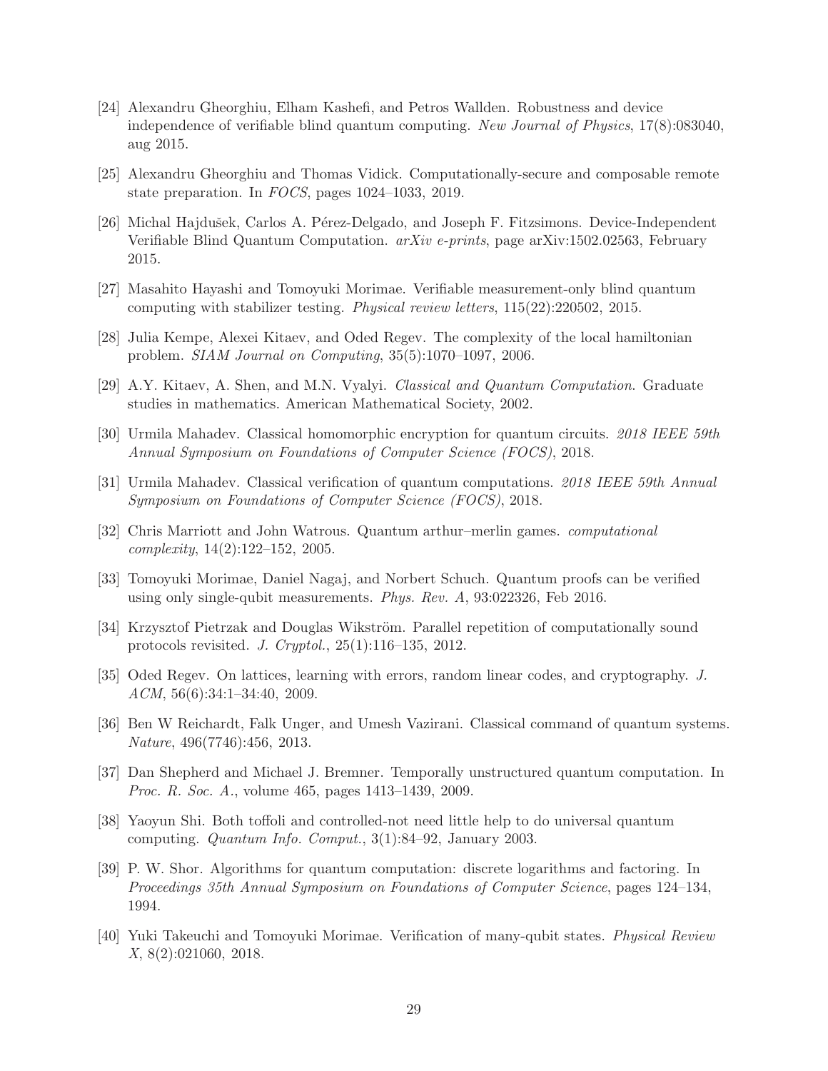[24] Alexandru Gheorghiu, Elham Kashefi, and Petros Wallden. Robustness and device independence of verifiable blind quantum computing. *New Journal of Physics*, 17(8):083040, aug 2015.

[25] Alexandru Gheorghiu and Thomas Vidick. Computationally-secure and composable remote state preparation. In *FOCS*, pages 1024–1033, 2019.

[26] Michal Hajdušek, Carlos A. Pérez-Delgado, and Joseph F. Fitzsimons. Device-Independent Verifiable Blind Quantum Computation. *arXiv e-prints*, page arXiv:1502.02563, February 2015.

[27] Masahito Hayashi and Tomoyuki Morimae. Verifiable measurement-only blind quantum computing with stabilizer testing. *Physical review letters*, 115(22):220502, 2015.

[28] Julia Kempe, Alexei Kitaev, and Oded Regev. The complexity of the local hamiltonian problem. *SIAM Journal on Computing*, 35(5):1070–1097, 2006.

[29] A.Y. Kitaev, A. Shen, and M.N. Vyalyi. *Classical and Quantum Computation*. Graduate studies in mathematics. American Mathematical Society, 2002.

[30] Urmila Mahadev. Classical homomorphic encryption for quantum circuits. *2018 IEEE 59th Annual Symposium on Foundations of Computer Science (FOCS)*, 2018.

[31] Urmila Mahadev. Classical verification of quantum computations. *2018 IEEE 59th Annual Symposium on Foundations of Computer Science (FOCS)*, 2018.

[32] Chris Marriott and John Watrous. Quantum arthur–merlin games. *computational complexity*, 14(2):122–152, 2005.

[33] Tomoyuki Morimae, Daniel Nagaj, and Norbert Schuch. Quantum proofs can be verified using only single-qubit measurements. *Phys. Rev. A*, 93:022326, Feb 2016.

[34] Krzysztof Pietrzak and Douglas Wikström. Parallel repetition of computationally sound protocols revisited. *J. Cryptol.*, 25(1):116–135, 2012.

[35] Oded Regev. On lattices, learning with errors, random linear codes, and cryptography. *J. ACM*, 56(6):34:1–34:40, 2009.

[36] Ben W Reichardt, Falk Unger, and Umesh Vazirani. Classical command of quantum systems. *Nature*, 496(7746):456, 2013.

[37] Dan Shepherd and Michael J. Bremner. Temporally unstructured quantum computation. In *Proc. R. Soc. A.*, volume 465, pages 1413–1439, 2009.

[38] Yaoyun Shi. Both toffoli and controlled-not need little help to do universal quantum computing. *Quantum Info. Comput.*, 3(1):84–92, January 2003.

[39] P. W. Shor. Algorithms for quantum computation: discrete logarithms and factoring. In *Proceedings 35th Annual Symposium on Foundations of Computer Science*, pages 124–134, 1994.

[40] Yuki Takeuchi and Tomoyuki Morimae. Verification of many-qubit states. *Physical Review X*, 8(2):021060, 2018.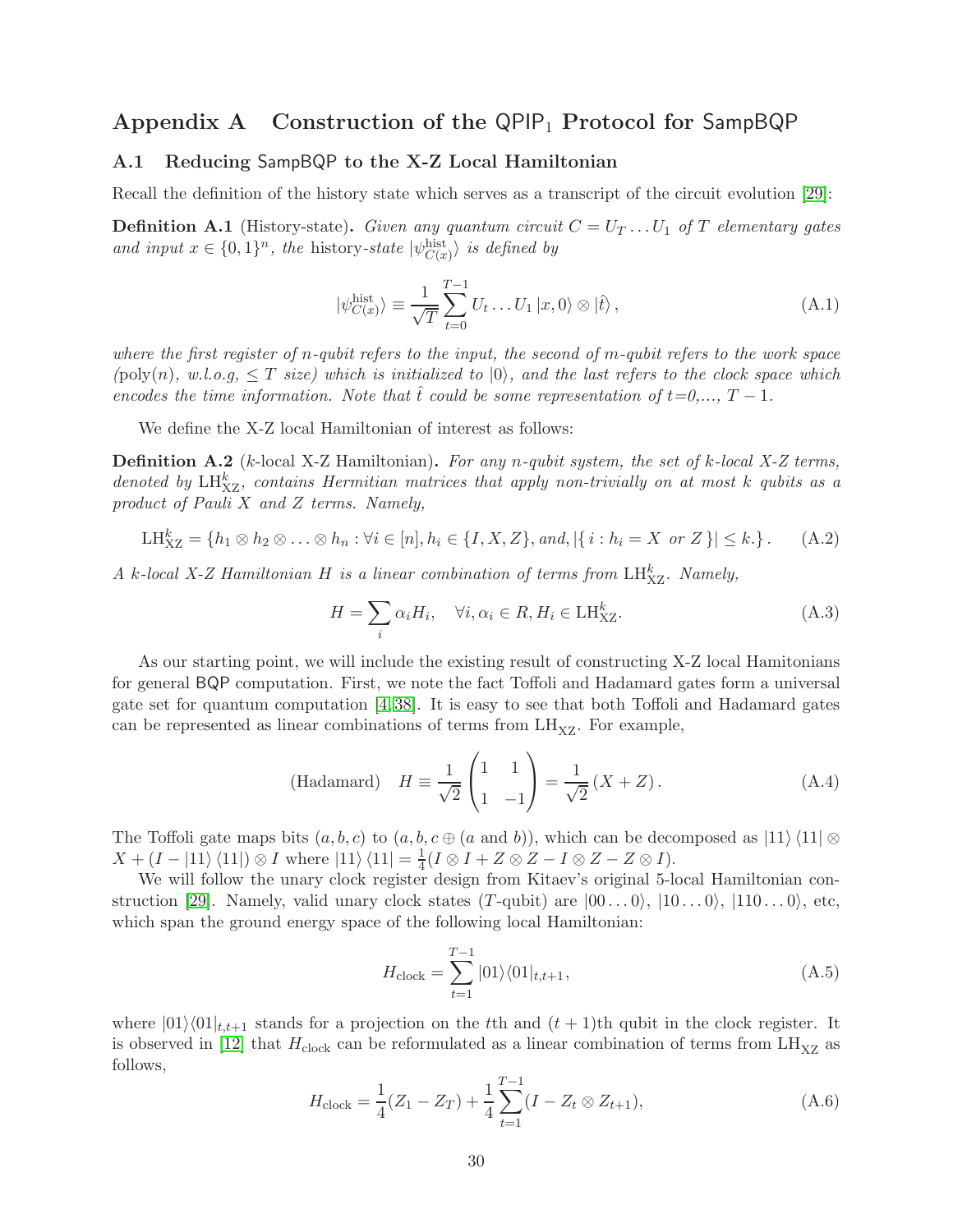## Appendix A Construction of the $\mathsf{QPIP}_1$ Protocol for $\mathsf{SampBQP}$

### A.1 Reducing $\mathsf{SampBQP}$ to the X-Z Local Hamiltonian

Recall the definition of the history state which serves as a transcript of the circuit evolution [29]:

**Definition A.1** (History-state)**.** *Given any quantum circuit $C = U_T \dots U_1$ of $T$ elementary gates and input $x \in \{0,1\}^n$, the* history-state *$|\psi^{\text{hist}}_{C(x)}\rangle$ is defined by*

$$|\psi^{\text{hist}}_{C(x)}\rangle \equiv \frac{1}{\sqrt{T}} \sum_{t=0}^{T-1} U_t \dots U_1 |x, 0\rangle \otimes |\hat{t}\rangle , \tag{A.1}$$

*where the first register of $n$-qubit refers to the input, the second of $m$-qubit refers to the work space (poly$(n)$, w.l.o.g, $\leq T$ size) which is initialized to $|0\rangle$, and the last refers to the clock space which encodes the time information. Note that $\hat{t}$ could be some representation of $t$=0,..., $T-1$.*

We define the X-Z local Hamiltonian of interest as follows:

**Definition A.2** ($k$-local X-Z Hamiltonian)**.** *For any $n$-qubit system, the set of $k$-local X-Z terms, denoted by $\mathrm{LH}^k_{\mathrm{XZ}}$, contains Hermitian matrices that apply non-trivially on at most $k$ qubits as a product of Pauli $X$ and $Z$ terms. Namely,*

$$\mathrm{LH}^k_{\mathrm{XZ}} = \{ h_1 \otimes h_2 \otimes \ldots \otimes h_n : \forall i \in [n], h_i \in \{I, X, Z\}, \text{and}, |\{\, i : h_i = X \text{ or } Z \,\}| \leq k. \} \,. \tag{A.2}$$

*A $k$-local X-Z Hamiltonian $H$ is a linear combination of terms from $\mathrm{LH}^k_{\mathrm{XZ}}$. Namely,*

$$H = \sum_i \alpha_i H_i, \quad \forall i, \alpha_i \in R, H_i \in \mathrm{LH}^k_{\mathrm{XZ}}. \tag{A.3}$$

As our starting point, we will include the existing result of constructing X-Z local Hamitonians for general $\mathsf{BQP}$ computation. First, we note the fact Toffoli and Hadamard gates form a universal gate set for quantum computation [4,38]. It is easy to see that both Toffoli and Hadamard gates can be represented as linear combinations of terms from $\mathrm{LH}_{\mathrm{XZ}}$. For example,

$$\text{(Hadamard)} \quad H \equiv \frac{1}{\sqrt{2}} \begin{pmatrix} 1 & 1 \\ 1 & -1 \end{pmatrix} = \frac{1}{\sqrt{2}} (X + Z) \,. \tag{A.4}$$

The Toffoli gate maps bits $(a, b, c)$ to $(a, b, c \oplus (a \text{ and } b))$, which can be decomposed as $|11\rangle\langle 11| \otimes X + (I - |11\rangle\langle 11|) \otimes I$ where $|11\rangle\langle 11| = \frac{1}{4}(I \otimes I + Z \otimes Z - I \otimes Z - Z \otimes I)$.

We will follow the unary clock register design from Kitaev's original 5-local Hamiltonian construction [29]. Namely, valid unary clock states ($T$-qubit) are $|00\ldots0\rangle$, $|10\ldots0\rangle$, $|110\ldots0\rangle$, etc, which span the ground energy space of the following local Hamiltonian:

$$H_{\text{clock}} = \sum_{t=1}^{T-1} |01\rangle\langle 01|_{t,t+1}, \tag{A.5}$$

where $|01\rangle\langle 01|_{t,t+1}$ stands for a projection on the $t$th and $(t+1)$th qubit in the clock register. It is observed in [12] that $H_{\text{clock}}$ can be reformulated as a linear combination of terms from $\mathrm{LH}_{\mathrm{XZ}}$ as follows,

$$H_{\text{clock}} = \frac{1}{4}(Z_1 - Z_T) + \frac{1}{4} \sum_{t=1}^{T-1} (I - Z_t \otimes Z_{t+1}), \tag{A.6}$$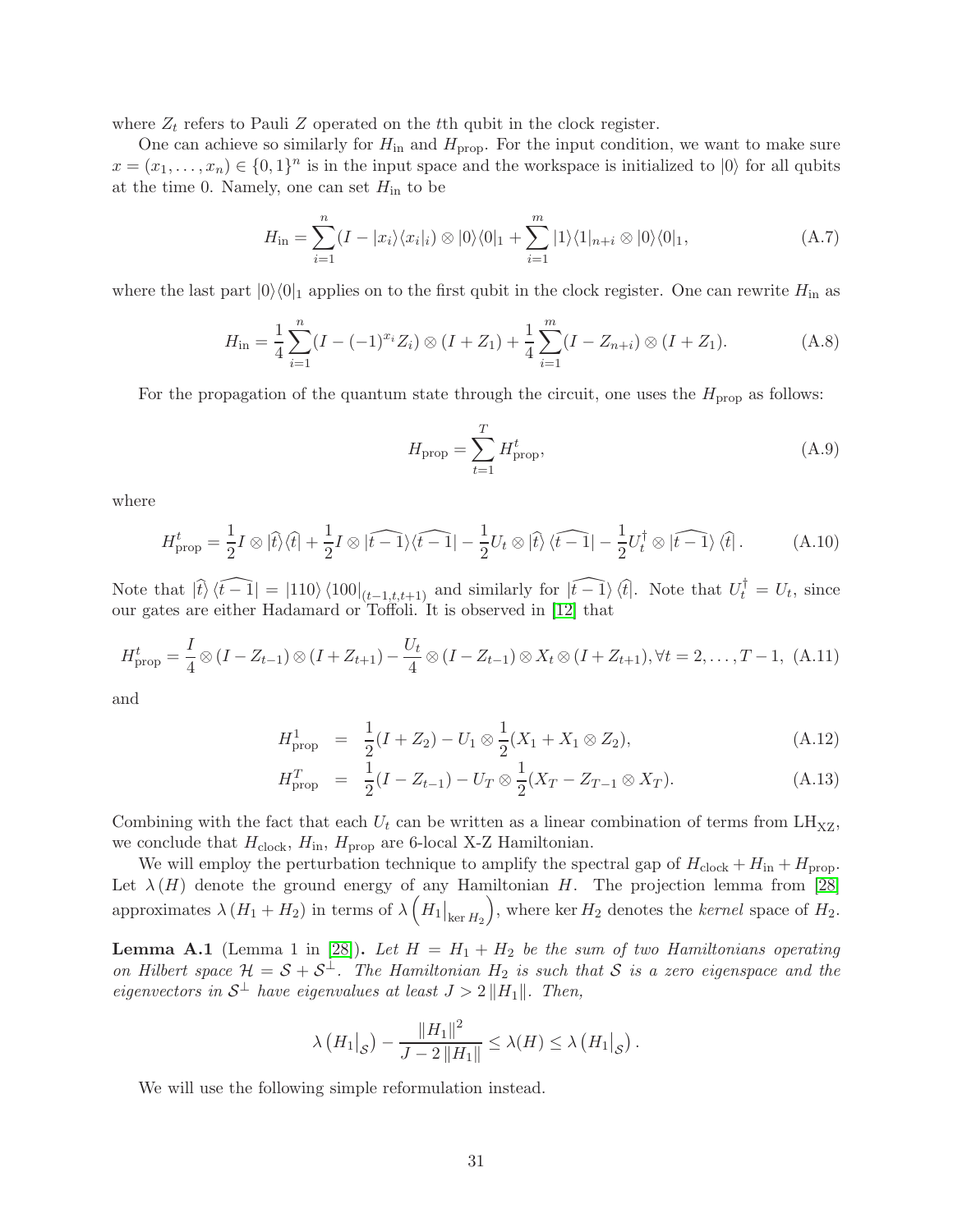where $Z_t$ refers to Pauli $Z$ operated on the $t$th qubit in the clock register.

One can achieve so similarly for $H_{\text{in}}$ and $H_{\text{prop}}$. For the input condition, we want to make sure $x = (x_1, \ldots, x_n) \in \{0,1\}^n$ is in the input space and the workspace is initialized to $|0\rangle$ for all qubits at the time 0. Namely, one can set $H_{\text{in}}$ to be

$$H_{\text{in}} = \sum_{i=1}^{n} (I - |x_i\rangle\langle x_i|_i) \otimes |0\rangle\langle 0|_1 + \sum_{i=1}^{m} |1\rangle\langle 1|_{n+i} \otimes |0\rangle\langle 0|_1, \tag{A.7}$$

where the last part $|0\rangle\langle 0|_1$ applies on to the first qubit in the clock register. One can rewrite $H_{\text{in}}$ as

$$H_{\text{in}} = \frac{1}{4}\sum_{i=1}^{n} (I - (-1)^{x_i} Z_i) \otimes (I + Z_1) + \frac{1}{4}\sum_{i=1}^{m} (I - Z_{n+i}) \otimes (I + Z_1). \tag{A.8}$$

For the propagation of the quantum state through the circuit, one uses the $H_{\text{prop}}$ as follows:

$$H_{\text{prop}} = \sum_{t=1}^{T} H_{\text{prop}}^{t}, \tag{A.9}$$

where

$$H_{\text{prop}}^{t} = \frac{1}{2} I \otimes |\widehat{t}\rangle\langle\widehat{t}| + \frac{1}{2} I \otimes |\widehat{t-1}\rangle\langle\widehat{t-1}| - \frac{1}{2} U_t \otimes |\widehat{t}\rangle \langle\widehat{t-1}| - \frac{1}{2} U_t^{\dagger} \otimes |\widehat{t-1}\rangle \langle\widehat{t}|. \tag{A.10}$$

Note that $|\widehat{t}\rangle \langle\widehat{t-1}| = |110\rangle \langle 100|_{(t-1,t,t+1)}$ and similarly for $|\widehat{t-1}\rangle \langle\widehat{t}|$. Note that $U_t^{\dagger} = U_t$, since our gates are either Hadamard or Toffoli. It is observed in [12] that

$$H_{\text{prop}}^{t} = \frac{I}{4} \otimes (I - Z_{t-1}) \otimes (I + Z_{t+1}) - \frac{U_t}{4} \otimes (I - Z_{t-1}) \otimes X_t \otimes (I + Z_{t+1}), \forall t = 2, \ldots, T-1, \tag{A.11}$$

and

$$H_{\text{prop}}^{1} = \frac{1}{2}(I + Z_2) - U_1 \otimes \frac{1}{2}(X_1 + X_1 \otimes Z_2), \tag{A.12}$$

$$H_{\text{prop}}^{T} = \frac{1}{2}(I - Z_{t-1}) - U_T \otimes \frac{1}{2}(X_T - Z_{T-1} \otimes X_T). \tag{A.13}$$

Combining with the fact that each $U_t$ can be written as a linear combination of terms from $\text{LH}_{\text{XZ}}$, we conclude that $H_{\text{clock}}$, $H_{\text{in}}$, $H_{\text{prop}}$ are 6-local X-Z Hamiltonian.

We will employ the perturbation technique to amplify the spectral gap of $H_{\text{clock}} + H_{\text{in}} + H_{\text{prop}}$. Let $\lambda(H)$ denote the ground energy of any Hamiltonian $H$. The projection lemma from [28] approximates $\lambda(H_1 + H_2)$ in terms of $\lambda\left(H_1\big|_{\ker H_2}\right)$, where $\ker H_2$ denotes the *kernel* space of $H_2$.

**Lemma A.1** (Lemma 1 in [28]). *Let $H = H_1 + H_2$ be the sum of two Hamiltonians operating on Hilbert space $\mathcal{H} = \mathcal{S} + \mathcal{S}^{\perp}$. The Hamiltonian $H_2$ is such that $\mathcal{S}$ is a zero eigenspace and the eigenvectors in $\mathcal{S}^{\perp}$ have eigenvalues at least $J > 2\|H_1\|$. Then,*

$$\lambda\left(H_1\big|_{\mathcal{S}}\right) - \frac{\|H_1\|^2}{J - 2\|H_1\|} \leq \lambda(H) \leq \lambda\left(H_1\big|_{\mathcal{S}}\right).$$

We will use the following simple reformulation instead.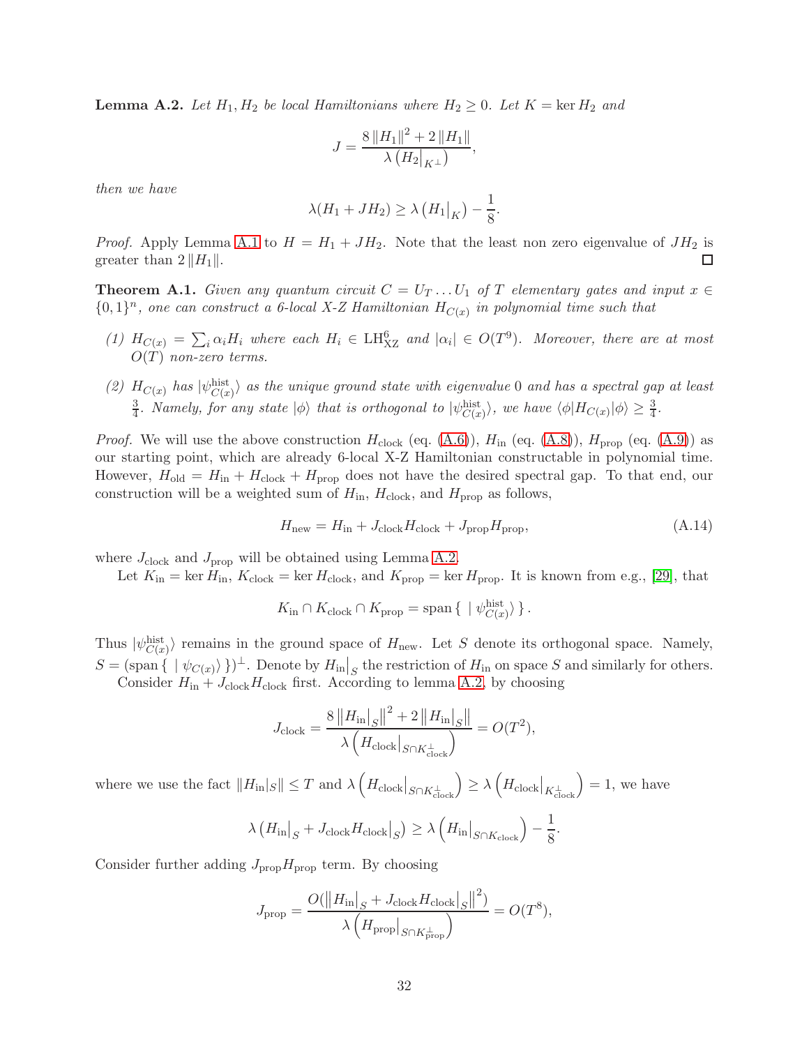**Lemma A.2.** *Let $H_1, H_2$ be local Hamiltonians where $H_2 \geq 0$. Let $K = \ker H_2$ and*

$$J = \frac{8\left\|H_1\right\|^2 + 2\left\|H_1\right\|}{\lambda\left(H_2\big|_{K^\perp}\right)},$$

*then we have*

$$\lambda(H_1 + JH_2) \geq \lambda\left(H_1\big|_K\right) - \frac{1}{8}.$$

*Proof.* Apply Lemma A.1 to $H = H_1 + JH_2$. Note that the least non zero eigenvalue of $JH_2$ is greater than $2\left\|H_1\right\|$. □

**Theorem A.1.** *Given any quantum circuit $C = U_T \ldots U_1$ of $T$ elementary gates and input $x \in \{0,1\}^n$, one can construct a 6-local X-Z Hamiltonian $H_{C(x)}$ in polynomial time such that*

*(1) $H_{C(x)} = \sum_i \alpha_i H_i$ where each $H_i \in \mathrm{LH}^6_{\mathrm{XZ}}$ and $|\alpha_i| \in O(T^9)$. Moreover, there are at most $O(T)$ non-zero terms.*

*(2) $H_{C(x)}$ has $|\psi^{\mathrm{hist}}_{C(x)}\rangle$ as the unique ground state with eigenvalue 0 and has a spectral gap at least $\frac{3}{4}$. Namely, for any state $|\phi\rangle$ that is orthogonal to $|\psi^{\mathrm{hist}}_{C(x)}\rangle$, we have $\langle\phi|H_{C(x)}|\phi\rangle \geq \frac{3}{4}$.*

*Proof.* We will use the above construction $H_{\mathrm{clock}}$ (eq. (A.6)), $H_{\mathrm{in}}$ (eq. (A.8)), $H_{\mathrm{prop}}$ (eq. (A.9)) as our starting point, which are already 6-local X-Z Hamiltonian constructable in polynomial time. However, $H_{\mathrm{old}} = H_{\mathrm{in}} + H_{\mathrm{clock}} + H_{\mathrm{prop}}$ does not have the desired spectral gap. To that end, our construction will be a weighted sum of $H_{\mathrm{in}}$, $H_{\mathrm{clock}}$, and $H_{\mathrm{prop}}$ as follows,

$$H_{\mathrm{new}} = H_{\mathrm{in}} + J_{\mathrm{clock}} H_{\mathrm{clock}} + J_{\mathrm{prop}} H_{\mathrm{prop}}, \tag{A.14}$$

where $J_{\mathrm{clock}}$ and $J_{\mathrm{prop}}$ will be obtained using Lemma A.2.

Let $K_{\mathrm{in}} = \ker H_{\mathrm{in}}$, $K_{\mathrm{clock}} = \ker H_{\mathrm{clock}}$, and $K_{\mathrm{prop}} = \ker H_{\mathrm{prop}}$. It is known from e.g., [29], that

$$K_{\mathrm{in}} \cap K_{\mathrm{clock}} \cap K_{\mathrm{prop}} = \mathrm{span}\left\{\ |\psi^{\mathrm{hist}}_{C(x)}\rangle\right\}.$$

Thus $|\psi^{\mathrm{hist}}_{C(x)}\rangle$ remains in the ground space of $H_{\mathrm{new}}$. Let $S$ denote its orthogonal space. Namely, $S = (\mathrm{span}\{\ |\psi_{C(x)}\rangle\})^\perp$. Denote by $H_{\mathrm{in}}\big|_S$ the restriction of $H_{\mathrm{in}}$ on space $S$ and similarly for others.

Consider $H_{\mathrm{in}} + J_{\mathrm{clock}} H_{\mathrm{clock}}$ first. According to lemma A.2, by choosing

$$J_{\mathrm{clock}} = \frac{8\left\|H_{\mathrm{in}}\big|_S\right\|^2 + 2\left\|H_{\mathrm{in}}\big|_S\right\|}{\lambda\left(H_{\mathrm{clock}}\big|_{S\cap K^\perp_{\mathrm{clock}}}\right)} = O(T^2),$$

where we use the fact $\|H_{\mathrm{in}}|_S\| \leq T$ and $\lambda\left(H_{\mathrm{clock}}\big|_{S\cap K^\perp_{\mathrm{clock}}}\right) \geq \lambda\left(H_{\mathrm{clock}}\big|_{K^\perp_{\mathrm{clock}}}\right) = 1$, we have

$$\lambda\left(H_{\mathrm{in}}\big|_S + J_{\mathrm{clock}} H_{\mathrm{clock}}\big|_S\right) \geq \lambda\left(H_{\mathrm{in}}\big|_{S\cap K_{\mathrm{clock}}}\right) - \frac{1}{8}.$$

Consider further adding $J_{\mathrm{prop}} H_{\mathrm{prop}}$ term. By choosing

$$J_{\mathrm{prop}} = \frac{O(\left\|H_{\mathrm{in}}\big|_S + J_{\mathrm{clock}} H_{\mathrm{clock}}\big|_S\right\|^2)}{\lambda\left(H_{\mathrm{prop}}\big|_{S\cap K^\perp_{\mathrm{prop}}}\right)} = O(T^8),$$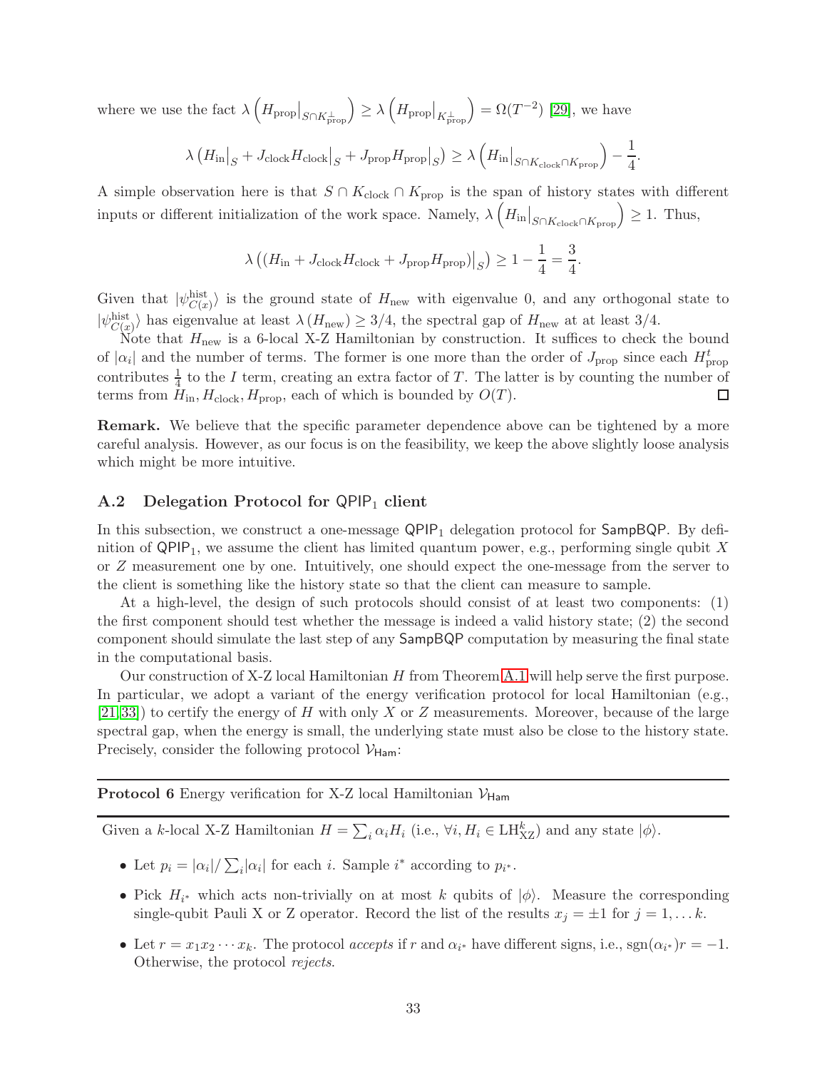where we use the fact $\lambda\left(H_{\text{prop}}\big|_{S\cap K_{\text{prop}}^{\perp}}\right) \geq \lambda\left(H_{\text{prop}}\big|_{K_{\text{prop}}^{\perp}}\right) = \Omega(T^{-2})$ [29], we have

$$\lambda\left(H_{\text{in}}\big|_S + J_{\text{clock}}H_{\text{clock}}\big|_S + J_{\text{prop}}H_{\text{prop}}\big|_S\right) \geq \lambda\left(H_{\text{in}}\big|_{S\cap K_{\text{clock}}\cap K_{\text{prop}}}\right) - \frac{1}{4}.$$

A simple observation here is that $S \cap K_{\text{clock}} \cap K_{\text{prop}}$ is the span of history states with different inputs or different initialization of the work space. Namely, $\lambda\left(H_{\text{in}}\big|_{S\cap K_{\text{clock}}\cap K_{\text{prop}}}\right) \geq 1$. Thus,

$$\lambda\left((H_{\text{in}} + J_{\text{clock}}H_{\text{clock}} + J_{\text{prop}}H_{\text{prop}})\big|_S\right) \geq 1 - \frac{1}{4} = \frac{3}{4}.$$

Given that $|\psi^{\text{hist}}_{C(x)}\rangle$ is the ground state of $H_{\text{new}}$ with eigenvalue 0, and any orthogonal state to $|\psi^{\text{hist}}_{C(x)}\rangle$ has eigenvalue at least $\lambda(H_{\text{new}}) \geq 3/4$, the spectral gap of $H_{\text{new}}$ at at least $3/4$.

Note that $H_{\text{new}}$ is a 6-local X-Z Hamiltonian by construction. It suffices to check the bound of $|\alpha_i|$ and the number of terms. The former is one more than the order of $J_{\text{prop}}$ since each $H^t_{\text{prop}}$ contributes $\frac{1}{4}$ to the $I$ term, creating an extra factor of $T$. The latter is by counting the number of terms from $H_{\text{in}}, H_{\text{clock}}, H_{\text{prop}}$, each of which is bounded by $O(T)$. □

**Remark.** We believe that the specific parameter dependence above can be tightened by a more careful analysis. However, as our focus is on the feasibility, we keep the above slightly loose analysis which might be more intuitive.

### A.2 Delegation Protocol for $\mathsf{QPIP}_1$ client

In this subsection, we construct a one-message $\mathsf{QPIP}_1$ delegation protocol for $\mathsf{SampBQP}$. By definition of $\mathsf{QPIP}_1$, we assume the client has limited quantum power, e.g., performing single qubit $X$ or $Z$ measurement one by one. Intuitively, one should expect the one-message from the server to the client is something like the history state so that the client can measure to sample.

At a high-level, the design of such protocols should consist of at least two components: (1) the first component should test whether the message is indeed a valid history state; (2) the second component should simulate the last step of any $\mathsf{SampBQP}$ computation by measuring the final state in the computational basis.

Our construction of X-Z local Hamiltonian $H$ from Theorem A.1 will help serve the first purpose. In particular, we adopt a variant of the energy verification protocol for local Hamiltonian (e.g., [21,33]) to certify the energy of $H$ with only $X$ or $Z$ measurements. Moreover, because of the large spectral gap, when the energy is small, the underlying state must also be close to the history state. Precisely, consider the following protocol $\mathcal{V}_{\mathsf{Ham}}$:

---

**Protocol 6** Energy verification for X-Z local Hamiltonian $\mathcal{V}_{\mathsf{Ham}}$

---

Given a $k$-local X-Z Hamiltonian $H = \sum_i \alpha_i H_i$ (i.e., $\forall i, H_i \in \text{LH}^k_{\text{XZ}}$) and any state $|\phi\rangle$.

- Let $p_i = |\alpha_i| / \sum_i |\alpha_i|$ for each $i$. Sample $i^*$ according to $p_{i^*}$.
- Pick $H_{i^*}$ which acts non-trivially on at most $k$ qubits of $|\phi\rangle$. Measure the corresponding single-qubit Pauli X or Z operator. Record the list of the results $x_j = \pm 1$ for $j = 1, \ldots k$.
- Let $r = x_1 x_2 \cdots x_k$. The protocol *accepts* if $r$ and $\alpha_{i^*}$ have different signs, i.e., $\text{sgn}(\alpha_{i^*})r = -1$. Otherwise, the protocol *rejects*.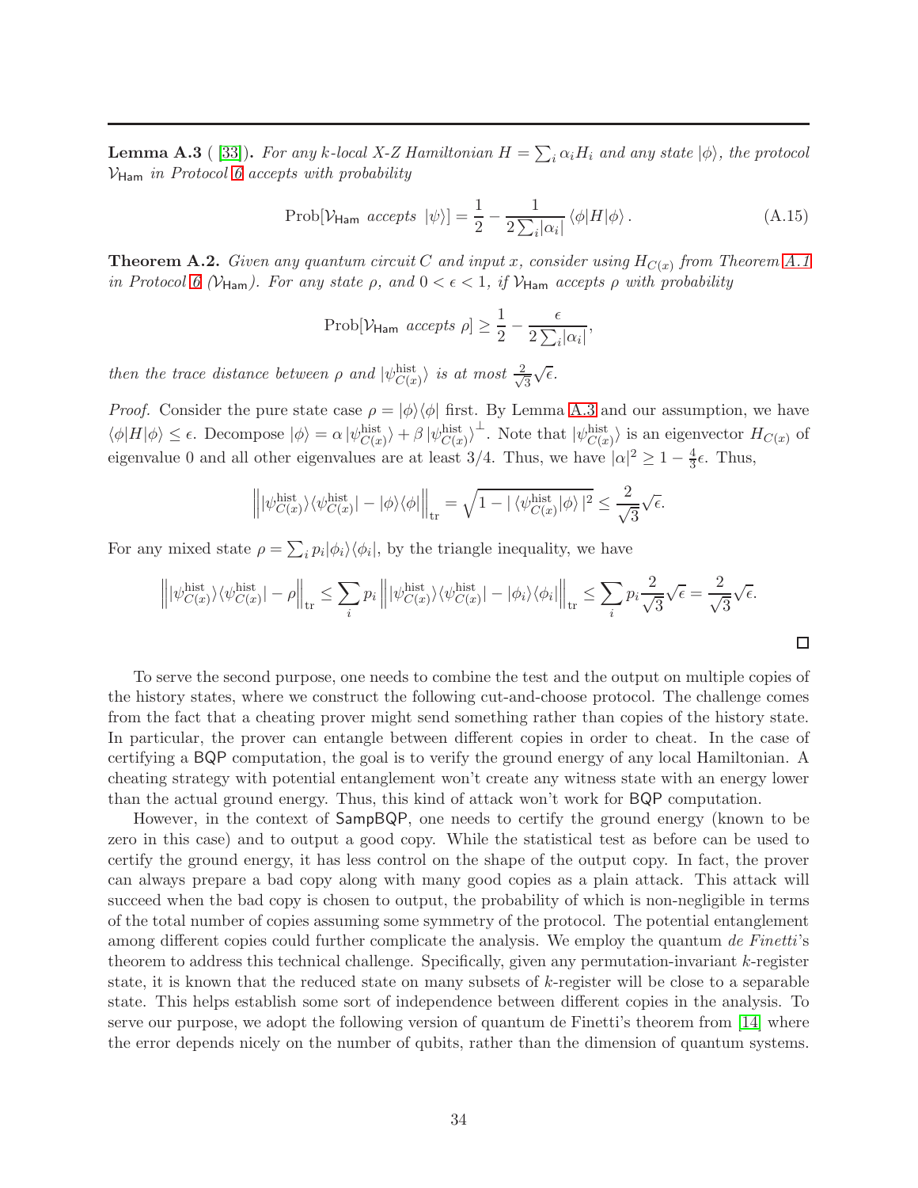**Lemma A.3** ( [33]). *For any $k$-local X-Z Hamiltonian $H = \sum_i \alpha_i H_i$ and any state $|\phi\rangle$, the protocol $\mathcal{V}_{\mathsf{Ham}}$ in Protocol 6 accepts with probability*

$$\text{Prob}[\mathcal{V}_{\mathsf{Ham}} \text{ accepts } |\psi\rangle] = \frac{1}{2} - \frac{1}{2\sum_i |\alpha_i|} \langle \phi | H | \phi \rangle . \tag{A.15}$$

**Theorem A.2.** *Given any quantum circuit $C$ and input $x$, consider using $H_{C(x)}$ from Theorem A.1 in Protocol 6 ($\mathcal{V}_{\mathsf{Ham}}$). For any state $\rho$, and $0 < \epsilon < 1$, if $\mathcal{V}_{\mathsf{Ham}}$ accepts $\rho$ with probability*

$$\text{Prob}[\mathcal{V}_{\mathsf{Ham}} \text{ accepts } \rho] \geq \frac{1}{2} - \frac{\epsilon}{2\sum_i |\alpha_i|},$$

*then the trace distance between $\rho$ and $|\psi^{\text{hist}}_{C(x)}\rangle$ is at most $\frac{2}{\sqrt{3}}\sqrt{\epsilon}$.*

*Proof.* Consider the pure state case $\rho = |\phi\rangle\langle\phi|$ first. By Lemma A.3 and our assumption, we have $\langle \phi | H | \phi \rangle \leq \epsilon$. Decompose $|\phi\rangle = \alpha \, |\psi^{\text{hist}}_{C(x)}\rangle + \beta \, |\psi^{\text{hist}}_{C(x)}\rangle^{\perp}$. Note that $|\psi^{\text{hist}}_{C(x)}\rangle$ is an eigenvector $H_{C(x)}$ of eigenvalue 0 and all other eigenvalues are at least 3/4. Thus, we have $|\alpha|^2 \geq 1 - \frac{4}{3}\epsilon$. Thus,

$$\left\| |\psi^{\text{hist}}_{C(x)}\rangle\langle\psi^{\text{hist}}_{C(x)}| - |\phi\rangle\langle\phi| \right\|_{\text{tr}} = \sqrt{1 - |\langle\psi^{\text{hist}}_{C(x)}|\phi\rangle|^2} \leq \frac{2}{\sqrt{3}}\sqrt{\epsilon}.$$

For any mixed state $\rho = \sum_i p_i |\phi_i\rangle\langle\phi_i|$, by the triangle inequality, we have

$$\left\| |\psi^{\text{hist}}_{C(x)}\rangle\langle\psi^{\text{hist}}_{C(x)}| - \rho \right\|_{\text{tr}} \leq \sum_i p_i \left\| |\psi^{\text{hist}}_{C(x)}\rangle\langle\psi^{\text{hist}}_{C(x)}| - |\phi_i\rangle\langle\phi_i| \right\|_{\text{tr}} \leq \sum_i p_i \frac{2}{\sqrt{3}}\sqrt{\epsilon} = \frac{2}{\sqrt{3}}\sqrt{\epsilon}.$$

□

To serve the second purpose, one needs to combine the test and the output on multiple copies of the history states, where we construct the following cut-and-choose protocol. The challenge comes from the fact that a cheating prover might send something rather than copies of the history state. In particular, the prover can entangle between different copies in order to cheat. In the case of certifying a $\mathsf{BQP}$ computation, the goal is to verify the ground energy of any local Hamiltonian. A cheating strategy with potential entanglement won't create any witness state with an energy lower than the actual ground energy. Thus, this kind of attack won't work for $\mathsf{BQP}$ computation.

However, in the context of $\mathsf{SampBQP}$, one needs to certify the ground energy (known to be zero in this case) and to output a good copy. While the statistical test as before can be used to certify the ground energy, it has less control on the shape of the output copy. In fact, the prover can always prepare a bad copy along with many good copies as a plain attack. This attack will succeed when the bad copy is chosen to output, the probability of which is non-negligible in terms of the total number of copies assuming some symmetry of the protocol. The potential entanglement among different copies could further complicate the analysis. We employ the quantum *de Finetti*'s theorem to address this technical challenge. Specifically, given any permutation-invariant $k$-register state, it is known that the reduced state on many subsets of $k$-register will be close to a separable state. This helps establish some sort of independence between different copies in the analysis. To serve our purpose, we adopt the following version of quantum de Finetti's theorem from [14] where the error depends nicely on the number of qubits, rather than the dimension of quantum systems.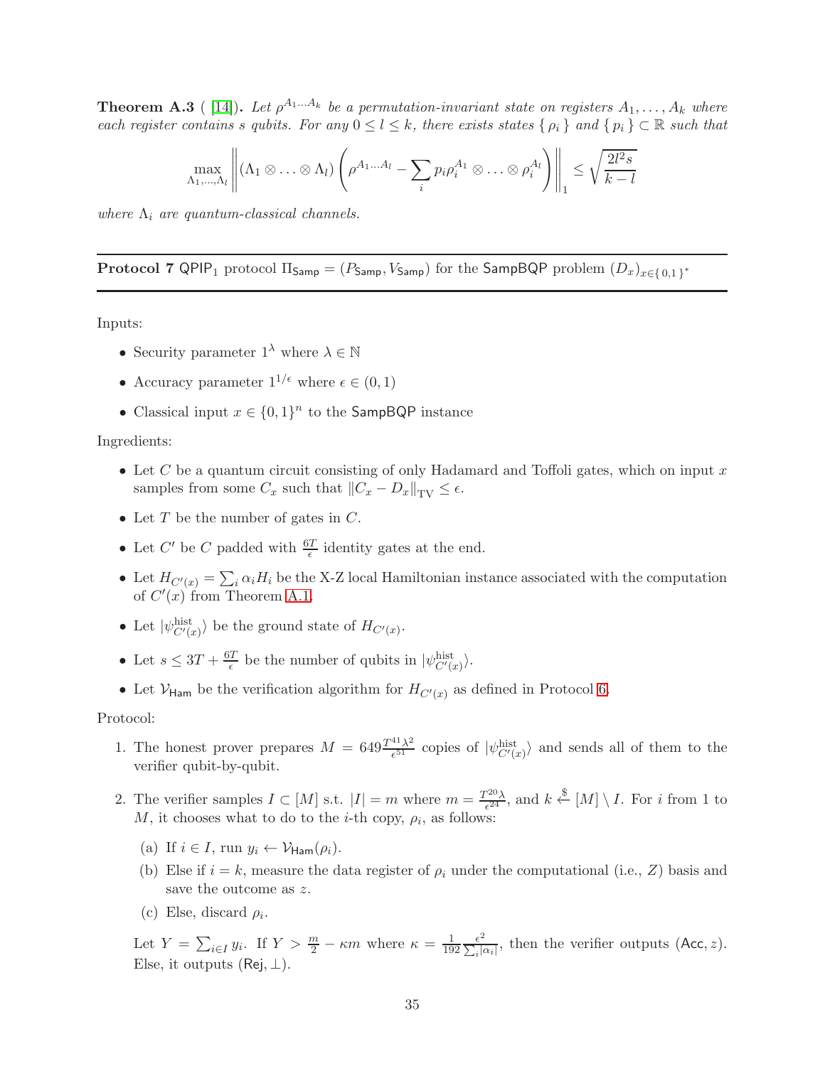**Theorem A.3** ( [14]). *Let $\rho^{A_1 \ldots A_k}$ be a permutation-invariant state on registers $A_1, \ldots, A_k$ where each register contains $s$ qubits. For any $0 \leq l \leq k$, there exists states $\{ \rho_i \}$ and $\{ p_i \} \subset \mathbb{R}$ such that*

$$\max_{\Lambda_1, \ldots, \Lambda_l} \left\| (\Lambda_1 \otimes \ldots \otimes \Lambda_l) \left( \rho^{A_1 \ldots A_l} - \sum_i p_i \rho_i^{A_1} \otimes \ldots \otimes \rho_i^{A_l} \right) \right\|_1 \leq \sqrt{\frac{2l^2 s}{k-l}}$$

*where $\Lambda_i$ are quantum-classical channels.*

---

**Protocol 7** $\mathsf{QPIP}_1$ protocol $\Pi_{\mathsf{Samp}} = (P_{\mathsf{Samp}}, V_{\mathsf{Samp}})$ for the $\mathsf{SampBQP}$ problem $(D_x)_{x \in \{0,1\}^*}$

---

Inputs:

- Security parameter $1^\lambda$ where $\lambda \in \mathbb{N}$
- Accuracy parameter $1^{1/\epsilon}$ where $\epsilon \in (0, 1)$
- Classical input $x \in \{0,1\}^n$ to the $\mathsf{SampBQP}$ instance

Ingredients:

- Let $C$ be a quantum circuit consisting of only Hadamard and Toffoli gates, which on input $x$ samples from some $C_x$ such that $\|C_x - D_x\|_{\mathrm{TV}} \leq \epsilon$.
- Let $T$ be the number of gates in $C$.
- Let $C'$ be $C$ padded with $\frac{6T}{\epsilon}$ identity gates at the end.
- Let $H_{C'(x)} = \sum_i \alpha_i H_i$ be the X-Z local Hamiltonian instance associated with the computation of $C'(x)$ from Theorem A.1.
- Let $|\psi^{\mathrm{hist}}_{C'(x)}\rangle$ be the ground state of $H_{C'(x)}$.
- Let $s \leq 3T + \frac{6T}{\epsilon}$ be the number of qubits in $|\psi^{\mathrm{hist}}_{C'(x)}\rangle$.
- Let $\mathcal{V}_{\mathsf{Ham}}$ be the verification algorithm for $H_{C'(x)}$ as defined in Protocol 6.

Protocol:

1. The honest prover prepares $M = 649 \frac{T^{41} \lambda^2}{\epsilon^{51}}$ copies of $|\psi^{\mathrm{hist}}_{C'(x)}\rangle$ and sends all of them to the verifier qubit-by-qubit.
2. The verifier samples $I \subset [M]$ s.t. $|I| = m$ where $m = \frac{T^{20}\lambda}{\epsilon^{24}}$, and $k \xleftarrow{\$} [M] \setminus I$. For $i$ from 1 to $M$, it chooses what to do to the $i$-th copy, $\rho_i$, as follows:
   (a) If $i \in I$, run $y_i \leftarrow \mathcal{V}_{\mathsf{Ham}}(\rho_i)$.
   (b) Else if $i = k$, measure the data register of $\rho_i$ under the computational (i.e., $Z$) basis and save the outcome as $z$.
   (c) Else, discard $\rho_i$.

   Let $Y = \sum_{i \in I} y_i$. If $Y > \frac{m}{2} - \kappa m$ where $\kappa = \frac{1}{192} \frac{\epsilon^2}{\sum_i |\alpha_i|}$, then the verifier outputs $(\mathsf{Acc}, z)$. Else, it outputs $(\mathsf{Rej}, \perp)$.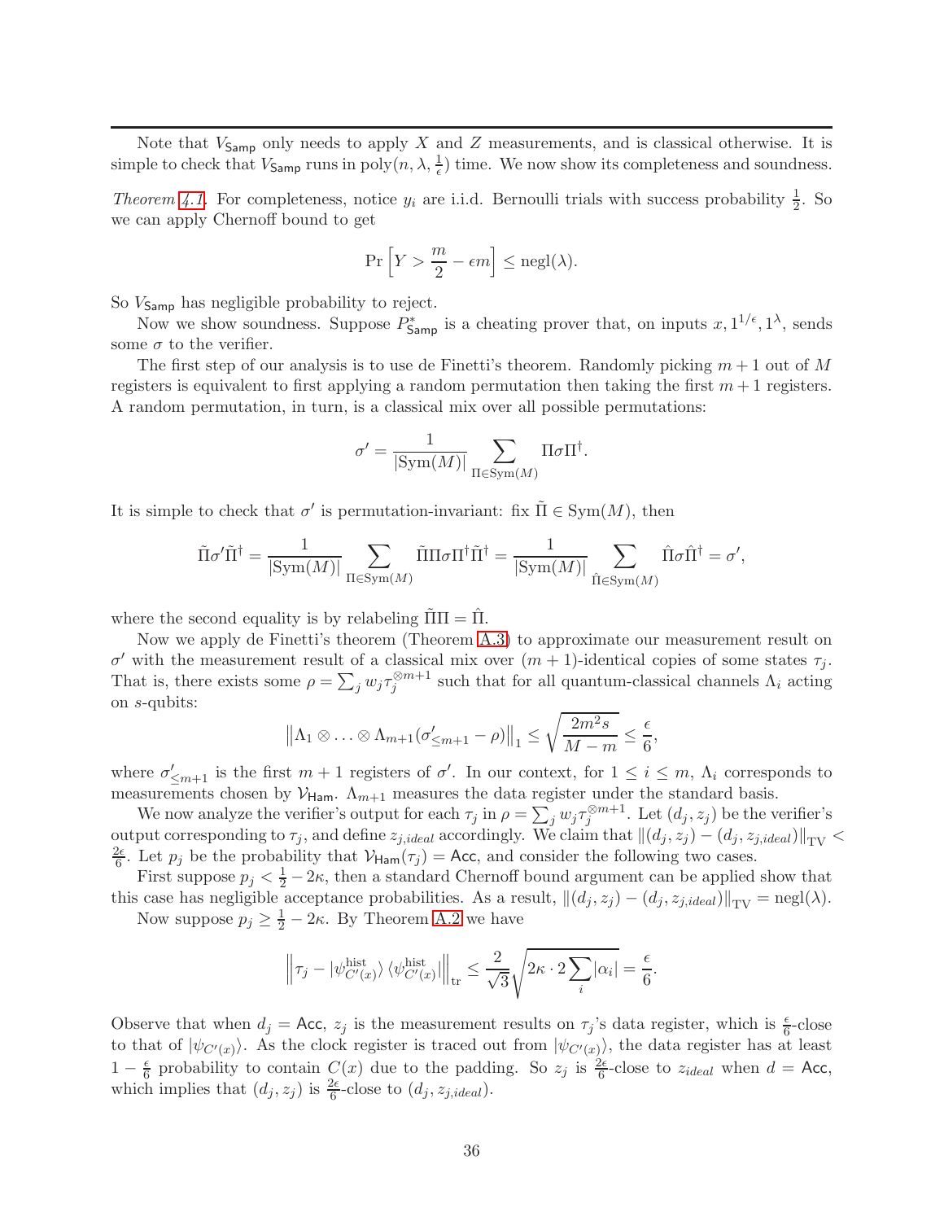Note that $V_{\mathsf{Samp}}$ only needs to apply $X$ and $Z$ measurements, and is classical otherwise. It is simple to check that $V_{\mathsf{Samp}}$ runs in $\text{poly}(n, \lambda, \frac{1}{\epsilon})$ time. We now show its completeness and soundness.

*Theorem 4.1.* For completeness, notice $y_i$ are i.i.d. Bernoulli trials with success probability $\frac{1}{2}$. So we can apply Chernoff bound to get

$$\Pr\left[Y > \frac{m}{2} - \epsilon m\right] \leq \text{negl}(\lambda).$$

So $V_{\mathsf{Samp}}$ has negligible probability to reject.

Now we show soundness. Suppose $P^*_{\mathsf{Samp}}$ is a cheating prover that, on inputs $x, 1^{1/\epsilon}, 1^\lambda$, sends some $\sigma$ to the verifier.

The first step of our analysis is to use de Finetti's theorem. Randomly picking $m+1$ out of $M$ registers is equivalent to first applying a random permutation then taking the first $m+1$ registers. A random permutation, in turn, is a classical mix over all possible permutations:

$$\sigma' = \frac{1}{|\text{Sym}(M)|} \sum_{\Pi \in \text{Sym}(M)} \Pi \sigma \Pi^\dagger.$$

It is simple to check that $\sigma'$ is permutation-invariant: fix $\tilde{\Pi} \in \text{Sym}(M)$, then

$$\tilde{\Pi}\sigma'\tilde{\Pi}^\dagger = \frac{1}{|\text{Sym}(M)|} \sum_{\Pi \in \text{Sym}(M)} \tilde{\Pi}\Pi\sigma\Pi^\dagger\tilde{\Pi}^\dagger = \frac{1}{|\text{Sym}(M)|} \sum_{\hat{\Pi} \in \text{Sym}(M)} \hat{\Pi}\sigma\hat{\Pi}^\dagger = \sigma',$$

where the second equality is by relabeling $\tilde{\Pi}\Pi = \hat{\Pi}$.

Now we apply de Finetti's theorem (Theorem A.3) to approximate our measurement result on $\sigma'$ with the measurement result of a classical mix over $(m+1)$-identical copies of some states $\tau_j$. That is, there exists some $\rho = \sum_j w_j \tau_j^{\otimes m+1}$ such that for all quantum-classical channels $\Lambda_i$ acting on $s$-qubits:

$$\left\|\Lambda_1 \otimes \ldots \otimes \Lambda_{m+1}(\sigma'_{\leq m+1} - \rho)\right\|_1 \leq \sqrt{\frac{2m^2 s}{M-m}} \leq \frac{\epsilon}{6},$$

where $\sigma'_{\leq m+1}$ is the first $m+1$ registers of $\sigma'$. In our context, for $1 \leq i \leq m$, $\Lambda_i$ corresponds to measurements chosen by $\mathcal{V}_{\mathsf{Ham}}$. $\Lambda_{m+1}$ measures the data register under the standard basis.

We now analyze the verifier's output for each $\tau_j$ in $\rho = \sum_j w_j \tau_j^{\otimes m+1}$. Let $(d_j, z_j)$ be the verifier's output corresponding to $\tau_j$, and define $z_{j,ideal}$ accordingly. We claim that $\|(d_j, z_j) - (d_j, z_{j,ideal})\|_{\text{TV}} < \frac{2\epsilon}{6}$. Let $p_j$ be the probability that $\mathcal{V}_{\mathsf{Ham}}(\tau_j) = \mathsf{Acc}$, and consider the following two cases.

First suppose $p_j < \frac{1}{2} - 2\kappa$, then a standard Chernoff bound argument can be applied show that this case has negligible acceptance probabilities. As a result, $\|(d_j, z_j) - (d_j, z_{j,ideal})\|_{\text{TV}} = \text{negl}(\lambda)$.

Now suppose $p_j \geq \frac{1}{2} - 2\kappa$. By Theorem A.2 we have

$$\left\|\tau_j - |\psi^{\text{hist}}_{C'(x)}\rangle\langle\psi^{\text{hist}}_{C'(x)}|\right\|_{\text{tr}} \leq \frac{2}{\sqrt{3}}\sqrt{2\kappa \cdot 2\sum_i |\alpha_i|} = \frac{\epsilon}{6}.$$

Observe that when $d_j = \mathsf{Acc}$, $z_j$ is the measurement results on $\tau_j$'s data register, which is $\frac{\epsilon}{6}$-close to that of $|\psi_{C'(x)}\rangle$. As the clock register is traced out from $|\psi_{C'(x)}\rangle$, the data register has at least $1 - \frac{\epsilon}{6}$ probability to contain $C(x)$ due to the padding. So $z_j$ is $\frac{2\epsilon}{6}$-close to $z_{ideal}$ when $d = \mathsf{Acc}$, which implies that $(d_j, z_j)$ is $\frac{2\epsilon}{6}$-close to $(d_j, z_{j,ideal})$.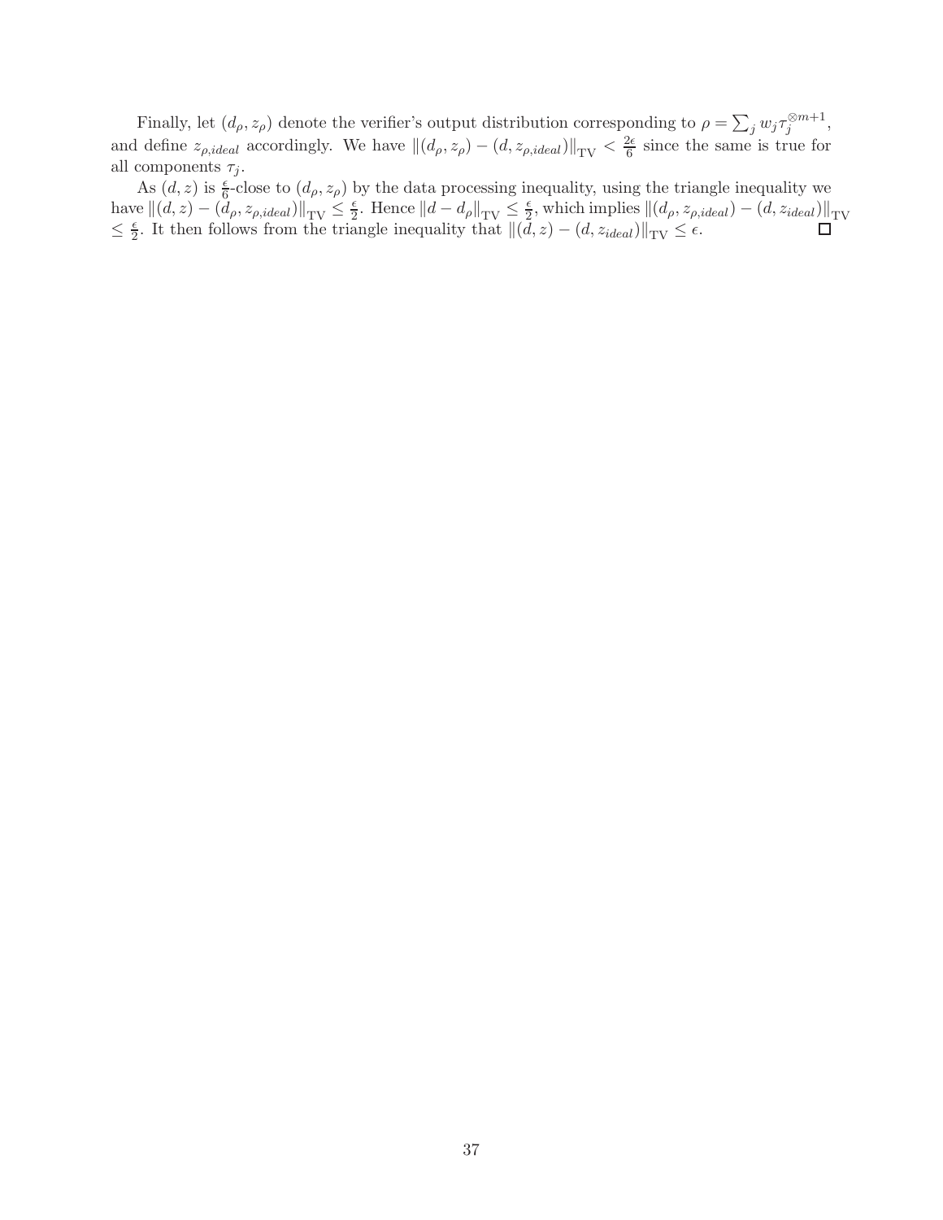Finally, let $(d_\rho, z_\rho)$ denote the verifier's output distribution corresponding to $\rho = \sum_j w_j \tau_j^{\otimes m+1}$, and define $z_{\rho,ideal}$ accordingly. We have $\|(d_\rho, z_\rho) - (d, z_{\rho,ideal})\|_{\mathrm{TV}} < \frac{2\epsilon}{6}$ since the same is true for all components $\tau_j$.

As $(d, z)$ is $\frac{\epsilon}{6}$-close to $(d_\rho, z_\rho)$ by the data processing inequality, using the triangle inequality we have $\|(d, z) - (d_\rho, z_{\rho,ideal})\|_{\mathrm{TV}} \leq \frac{\epsilon}{2}$. Hence $\|d - d_\rho\|_{\mathrm{TV}} \leq \frac{\epsilon}{2}$, which implies $\|(d_\rho, z_{\rho,ideal}) - (d, z_{ideal})\|_{\mathrm{TV}} \leq \frac{\epsilon}{2}$. It then follows from the triangle inequality that $\|(d, z) - (d, z_{ideal})\|_{\mathrm{TV}} \leq \epsilon$. □